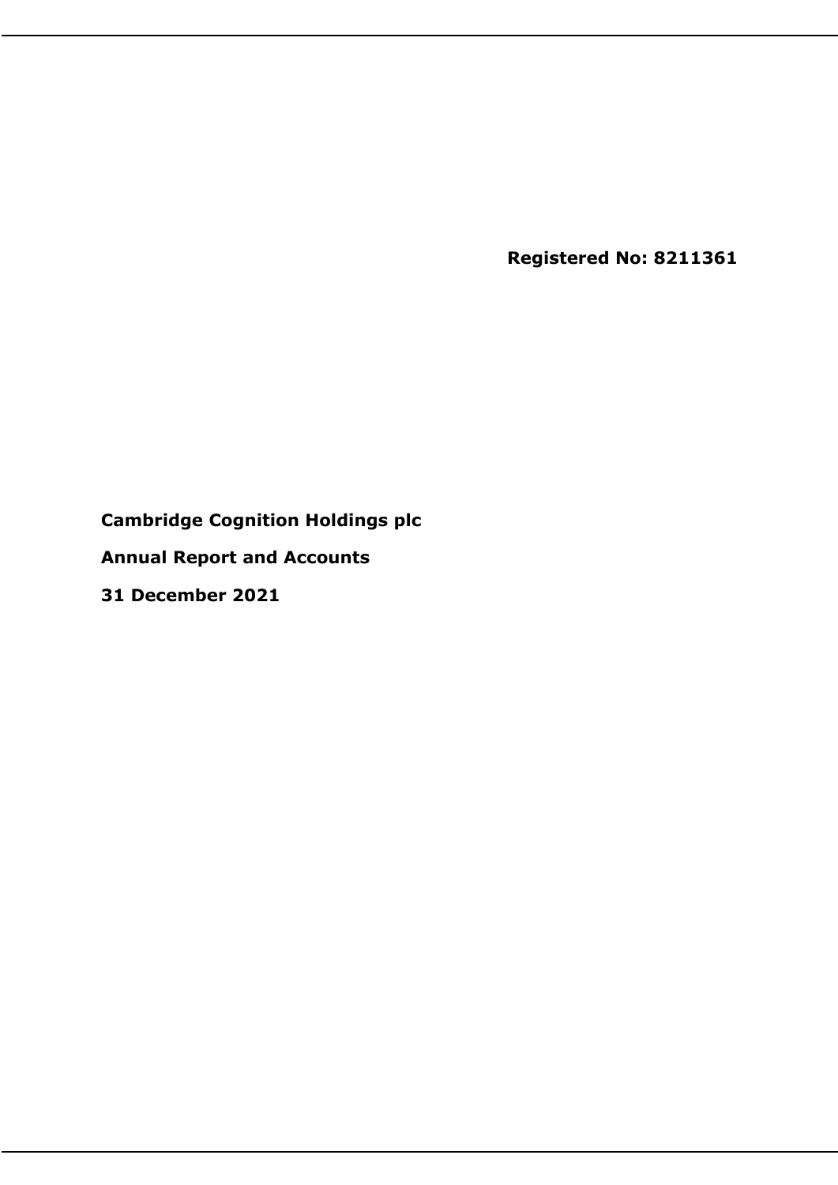**Registered No: 8211361**

**Cambridge Cognition Holdings plc**

**Annual Report and Accounts**

**31 December 2021**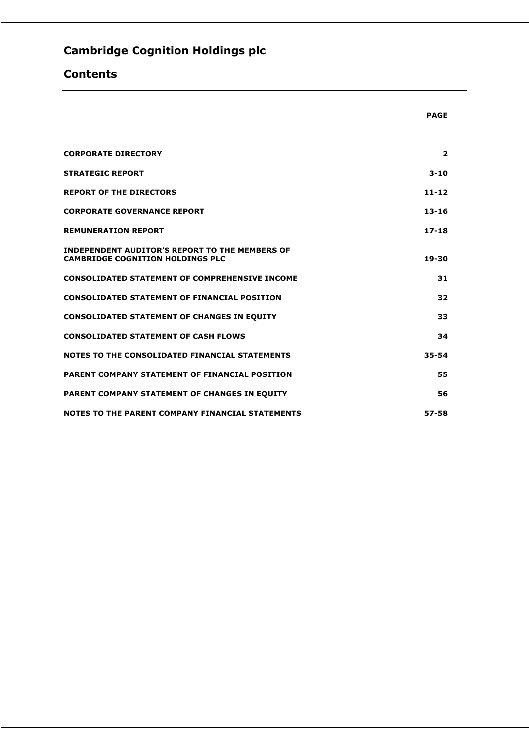# Cambridge Cognition Holdings plc

## Contents

| | PAGE |
|---|---|
| **CORPORATE DIRECTORY** | **2** |
| **STRATEGIC REPORT** | **3-10** |
| **REPORT OF THE DIRECTORS** | **11-12** |
| **CORPORATE GOVERNANCE REPORT** | **13-16** |
| **REMUNERATION REPORT** | **17-18** |
| **INDEPENDENT AUDITOR'S REPORT TO THE MEMBERS OF CAMBRIDGE COGNITION HOLDINGS PLC** | **19-30** |
| **CONSOLIDATED STATEMENT OF COMPREHENSIVE INCOME** | **31** |
| **CONSOLIDATED STATEMENT OF FINANCIAL POSITION** | **32** |
| **CONSOLIDATED STATEMENT OF CHANGES IN EQUITY** | **33** |
| **CONSOLIDATED STATEMENT OF CASH FLOWS** | **34** |
| **NOTES TO THE CONSOLIDATED FINANCIAL STATEMENTS** | **35-54** |
| **PARENT COMPANY STATEMENT OF FINANCIAL POSITION** | **55** |
| **PARENT COMPANY STATEMENT OF CHANGES IN EQUITY** | **56** |
| **NOTES TO THE PARENT COMPANY FINANCIAL STATEMENTS** | **57-58** |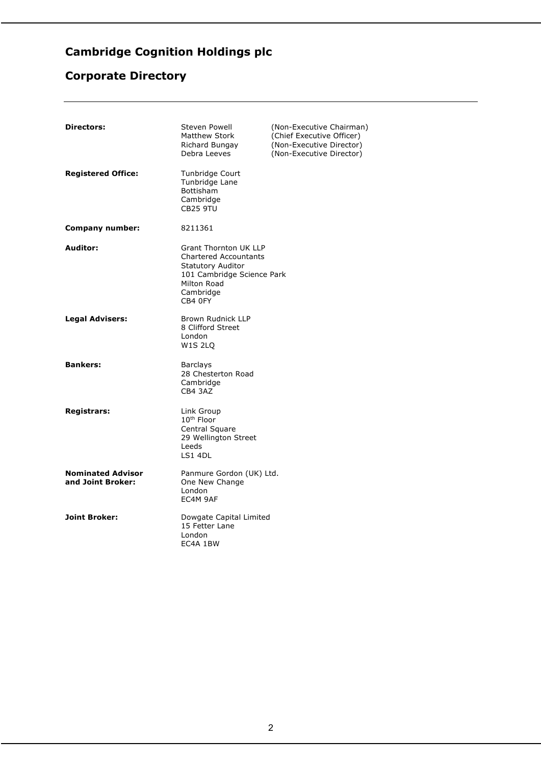# Cambridge Cognition Holdings plc

## Corporate Directory

| | | |
|---|---|---|
| **Directors:** | Steven Powell<br>Matthew Stork<br>Richard Bungay<br>Debra Leeves | (Non-Executive Chairman)<br>(Chief Executive Officer)<br>(Non-Executive Director)<br>(Non-Executive Director) |
| **Registered Office:** | Tunbridge Court<br>Tunbridge Lane<br>Bottisham<br>Cambridge<br>CB25 9TU | |
| **Company number:** | 8211361 | |
| **Auditor:** | Grant Thornton UK LLP<br>Chartered Accountants<br>Statutory Auditor<br>101 Cambridge Science Park<br>Milton Road<br>Cambridge<br>CB4 0FY | |
| **Legal Advisers:** | Brown Rudnick LLP<br>8 Clifford Street<br>London<br>W1S 2LQ | |
| **Bankers:** | Barclays<br>28 Chesterton Road<br>Cambridge<br>CB4 3AZ | |
| **Registrars:** | Link Group<br>10th Floor<br>Central Square<br>29 Wellington Street<br>Leeds<br>LS1 4DL | |
| **Nominated Advisor and Joint Broker:** | Panmure Gordon (UK) Ltd.<br>One New Change<br>London<br>EC4M 9AF | |
| **Joint Broker:** | Dowgate Capital Limited<br>15 Fetter Lane<br>London<br>EC4A 1BW | |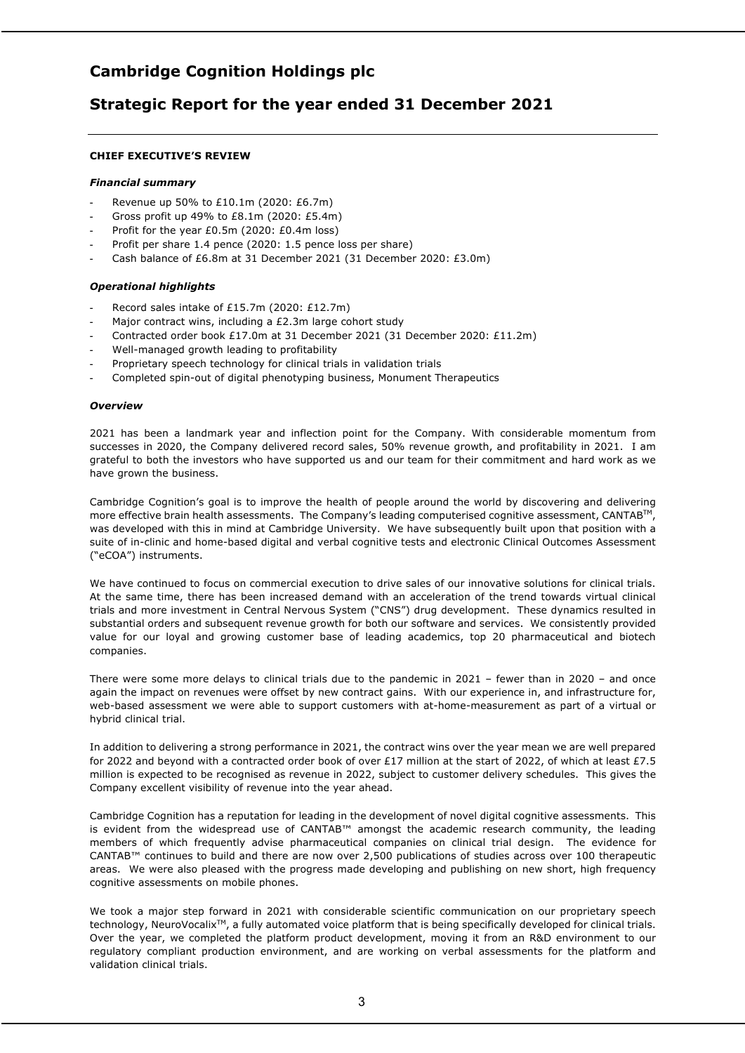# Cambridge Cognition Holdings plc

## Strategic Report for the year ended 31 December 2021

**CHIEF EXECUTIVE'S REVIEW**

***Financial summary***

- Revenue up 50% to £10.1m (2020: £6.7m)
- Gross profit up 49% to £8.1m (2020: £5.4m)
- Profit for the year £0.5m (2020: £0.4m loss)
- Profit per share 1.4 pence (2020: 1.5 pence loss per share)
- Cash balance of £6.8m at 31 December 2021 (31 December 2020: £3.0m)

***Operational highlights***

- Record sales intake of £15.7m (2020: £12.7m)
- Major contract wins, including a £2.3m large cohort study
- Contracted order book £17.0m at 31 December 2021 (31 December 2020: £11.2m)
- Well-managed growth leading to profitability
- Proprietary speech technology for clinical trials in validation trials
- Completed spin-out of digital phenotyping business, Monument Therapeutics

***Overview***

2021 has been a landmark year and inflection point for the Company. With considerable momentum from successes in 2020, the Company delivered record sales, 50% revenue growth, and profitability in 2021. I am grateful to both the investors who have supported us and our team for their commitment and hard work as we have grown the business.

Cambridge Cognition's goal is to improve the health of people around the world by discovering and delivering more effective brain health assessments. The Company's leading computerised cognitive assessment, CANTAB™, was developed with this in mind at Cambridge University. We have subsequently built upon that position with a suite of in-clinic and home-based digital and verbal cognitive tests and electronic Clinical Outcomes Assessment ("eCOA") instruments.

We have continued to focus on commercial execution to drive sales of our innovative solutions for clinical trials. At the same time, there has been increased demand with an acceleration of the trend towards virtual clinical trials and more investment in Central Nervous System ("CNS") drug development. These dynamics resulted in substantial orders and subsequent revenue growth for both our software and services. We consistently provided value for our loyal and growing customer base of leading academics, top 20 pharmaceutical and biotech companies.

There were some more delays to clinical trials due to the pandemic in 2021 – fewer than in 2020 – and once again the impact on revenues were offset by new contract gains. With our experience in, and infrastructure for, web-based assessment we were able to support customers with at-home-measurement as part of a virtual or hybrid clinical trial.

In addition to delivering a strong performance in 2021, the contract wins over the year mean we are well prepared for 2022 and beyond with a contracted order book of over £17 million at the start of 2022, of which at least £7.5 million is expected to be recognised as revenue in 2022, subject to customer delivery schedules. This gives the Company excellent visibility of revenue into the year ahead.

Cambridge Cognition has a reputation for leading in the development of novel digital cognitive assessments. This is evident from the widespread use of CANTAB™ amongst the academic research community, the leading members of which frequently advise pharmaceutical companies on clinical trial design. The evidence for CANTAB™ continues to build and there are now over 2,500 publications of studies across over 100 therapeutic areas. We were also pleased with the progress made developing and publishing on new short, high frequency cognitive assessments on mobile phones.

We took a major step forward in 2021 with considerable scientific communication on our proprietary speech technology, NeuroVocalix™, a fully automated voice platform that is being specifically developed for clinical trials. Over the year, we completed the platform product development, moving it from an R&D environment to our regulatory compliant production environment, and are working on verbal assessments for the platform and validation clinical trials.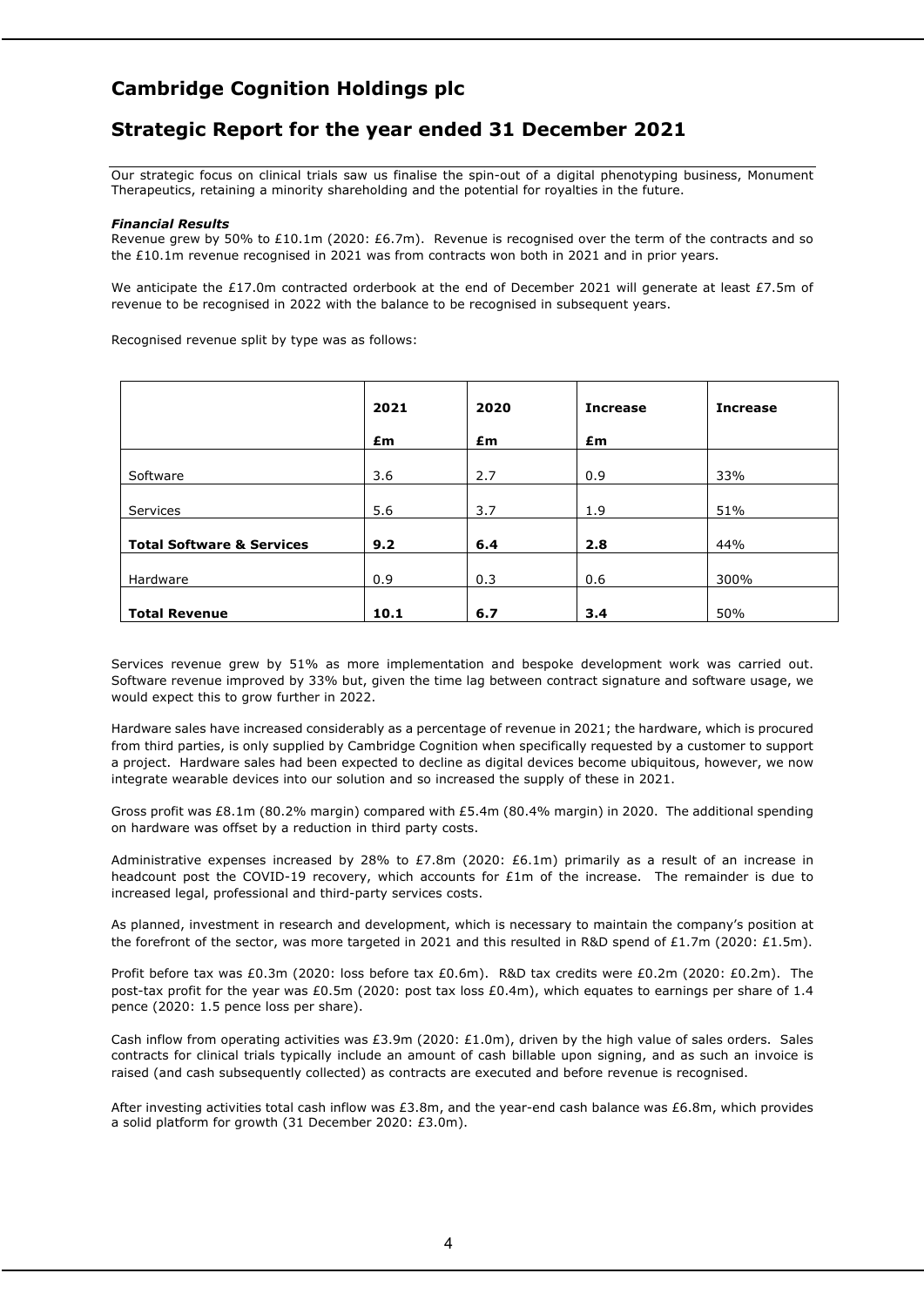# Cambridge Cognition Holdings plc

## Strategic Report for the year ended 31 December 2021

Our strategic focus on clinical trials saw us finalise the spin-out of a digital phenotyping business, Monument Therapeutics, retaining a minority shareholding and the potential for royalties in the future.

***Financial Results***

Revenue grew by 50% to £10.1m (2020: £6.7m). Revenue is recognised over the term of the contracts and so the £10.1m revenue recognised in 2021 was from contracts won both in 2021 and in prior years.

We anticipate the £17.0m contracted orderbook at the end of December 2021 will generate at least £7.5m of revenue to be recognised in 2022 with the balance to be recognised in subsequent years.

Recognised revenue split by type was as follows:

| | 2021 £m | 2020 £m | Increase £m | Increase |
|---|---|---|---|---|
| Software | 3.6 | 2.7 | 0.9 | 33% |
| Services | 5.6 | 3.7 | 1.9 | 51% |
| **Total Software & Services** | **9.2** | **6.4** | **2.8** | 44% |
| Hardware | 0.9 | 0.3 | 0.6 | 300% |
| **Total Revenue** | **10.1** | **6.7** | **3.4** | 50% |

Services revenue grew by 51% as more implementation and bespoke development work was carried out. Software revenue improved by 33% but, given the time lag between contract signature and software usage, we would expect this to grow further in 2022.

Hardware sales have increased considerably as a percentage of revenue in 2021; the hardware, which is procured from third parties, is only supplied by Cambridge Cognition when specifically requested by a customer to support a project. Hardware sales had been expected to decline as digital devices become ubiquitous, however, we now integrate wearable devices into our solution and so increased the supply of these in 2021.

Gross profit was £8.1m (80.2% margin) compared with £5.4m (80.4% margin) in 2020. The additional spending on hardware was offset by a reduction in third party costs.

Administrative expenses increased by 28% to £7.8m (2020: £6.1m) primarily as a result of an increase in headcount post the COVID-19 recovery, which accounts for £1m of the increase. The remainder is due to increased legal, professional and third-party services costs.

As planned, investment in research and development, which is necessary to maintain the company's position at the forefront of the sector, was more targeted in 2021 and this resulted in R&D spend of £1.7m (2020: £1.5m).

Profit before tax was £0.3m (2020: loss before tax £0.6m). R&D tax credits were £0.2m (2020: £0.2m). The post-tax profit for the year was £0.5m (2020: post tax loss £0.4m), which equates to earnings per share of 1.4 pence (2020: 1.5 pence loss per share).

Cash inflow from operating activities was £3.9m (2020: £1.0m), driven by the high value of sales orders. Sales contracts for clinical trials typically include an amount of cash billable upon signing, and as such an invoice is raised (and cash subsequently collected) as contracts are executed and before revenue is recognised.

After investing activities total cash inflow was £3.8m, and the year-end cash balance was £6.8m, which provides a solid platform for growth (31 December 2020: £3.0m).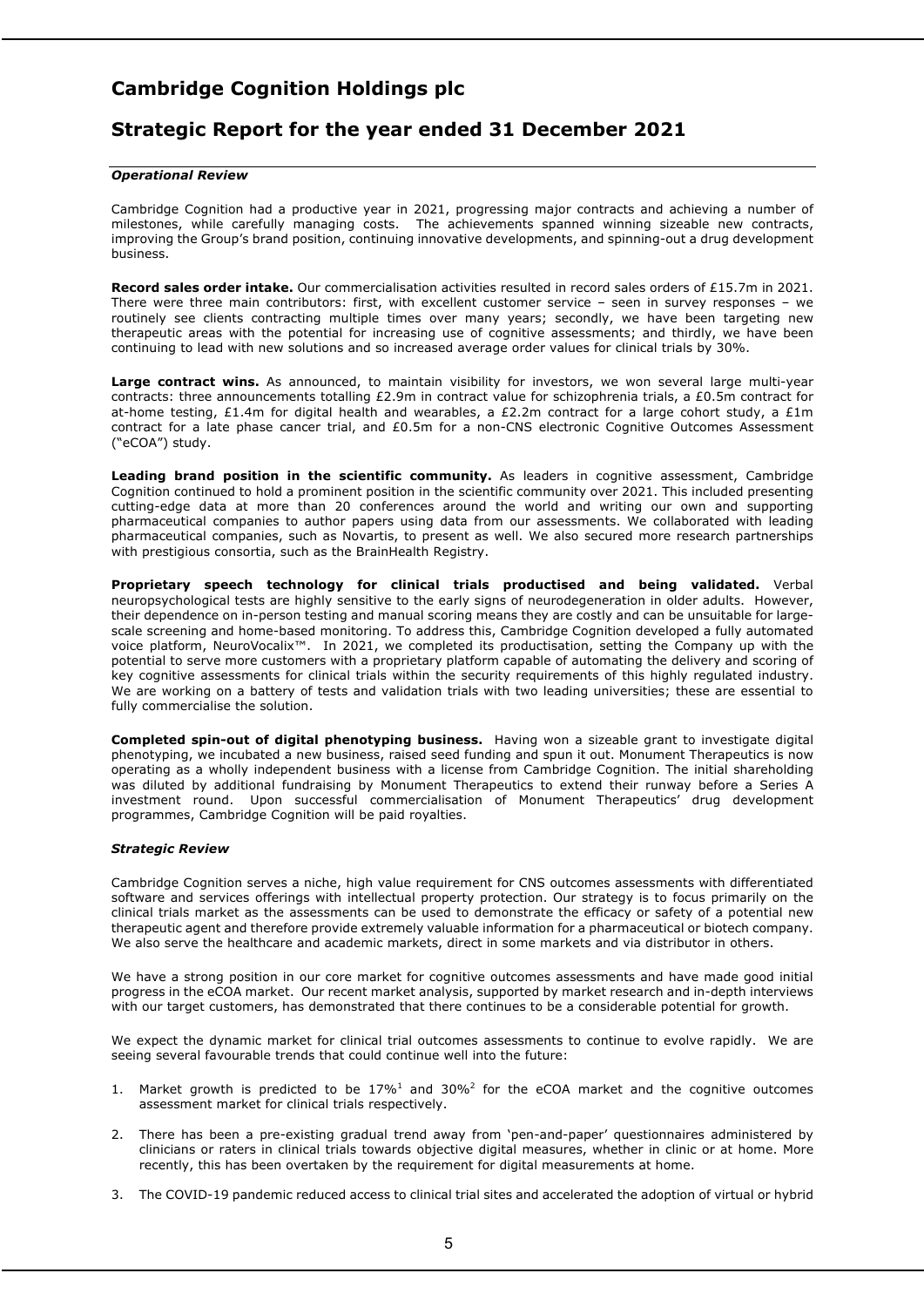# Cambridge Cognition Holdings plc

## Strategic Report for the year ended 31 December 2021

### *Operational Review*

Cambridge Cognition had a productive year in 2021, progressing major contracts and achieving a number of milestones, while carefully managing costs. The achievements spanned winning sizeable new contracts, improving the Group's brand position, continuing innovative developments, and spinning-out a drug development business.

**Record sales order intake.** Our commercialisation activities resulted in record sales orders of £15.7m in 2021. There were three main contributors: first, with excellent customer service – seen in survey responses – we routinely see clients contracting multiple times over many years; secondly, we have been targeting new therapeutic areas with the potential for increasing use of cognitive assessments; and thirdly, we have been continuing to lead with new solutions and so increased average order values for clinical trials by 30%.

**Large contract wins.** As announced, to maintain visibility for investors, we won several large multi-year contracts: three announcements totalling £2.9m in contract value for schizophrenia trials, a £0.5m contract for at-home testing, £1.4m for digital health and wearables, a £2.2m contract for a large cohort study, a £1m contract for a late phase cancer trial, and £0.5m for a non-CNS electronic Cognitive Outcomes Assessment ("eCOA") study.

**Leading brand position in the scientific community.** As leaders in cognitive assessment, Cambridge Cognition continued to hold a prominent position in the scientific community over 2021. This included presenting cutting-edge data at more than 20 conferences around the world and writing our own and supporting pharmaceutical companies to author papers using data from our assessments. We collaborated with leading pharmaceutical companies, such as Novartis, to present as well. We also secured more research partnerships with prestigious consortia, such as the BrainHealth Registry.

**Proprietary speech technology for clinical trials productised and being validated.** Verbal neuropsychological tests are highly sensitive to the early signs of neurodegeneration in older adults. However, their dependence on in-person testing and manual scoring means they are costly and can be unsuitable for large-scale screening and home-based monitoring. To address this, Cambridge Cognition developed a fully automated voice platform, NeuroVocalix™. In 2021, we completed its productisation, setting the Company up with the potential to serve more customers with a proprietary platform capable of automating the delivery and scoring of key cognitive assessments for clinical trials within the security requirements of this highly regulated industry. We are working on a battery of tests and validation trials with two leading universities; these are essential to fully commercialise the solution.

**Completed spin-out of digital phenotyping business.** Having won a sizeable grant to investigate digital phenotyping, we incubated a new business, raised seed funding and spun it out. Monument Therapeutics is now operating as a wholly independent business with a license from Cambridge Cognition. The initial shareholding was diluted by additional fundraising by Monument Therapeutics to extend their runway before a Series A investment round. Upon successful commercialisation of Monument Therapeutics' drug development programmes, Cambridge Cognition will be paid royalties.

### *Strategic Review*

Cambridge Cognition serves a niche, high value requirement for CNS outcomes assessments with differentiated software and services offerings with intellectual property protection. Our strategy is to focus primarily on the clinical trials market as the assessments can be used to demonstrate the efficacy or safety of a potential new therapeutic agent and therefore provide extremely valuable information for a pharmaceutical or biotech company. We also serve the healthcare and academic markets, direct in some markets and via distributor in others.

We have a strong position in our core market for cognitive outcomes assessments and have made good initial progress in the eCOA market. Our recent market analysis, supported by market research and in-depth interviews with our target customers, has demonstrated that there continues to be a considerable potential for growth.

We expect the dynamic market for clinical trial outcomes assessments to continue to evolve rapidly. We are seeing several favourable trends that could continue well into the future:

1. Market growth is predicted to be 17%[1] and 30%[2] for the eCOA market and the cognitive outcomes assessment market for clinical trials respectively.

2. There has been a pre-existing gradual trend away from 'pen-and-paper' questionnaires administered by clinicians or raters in clinical trials towards objective digital measures, whether in clinic or at home. More recently, this has been overtaken by the requirement for digital measurements at home.

3. The COVID-19 pandemic reduced access to clinical trial sites and accelerated the adoption of virtual or hybrid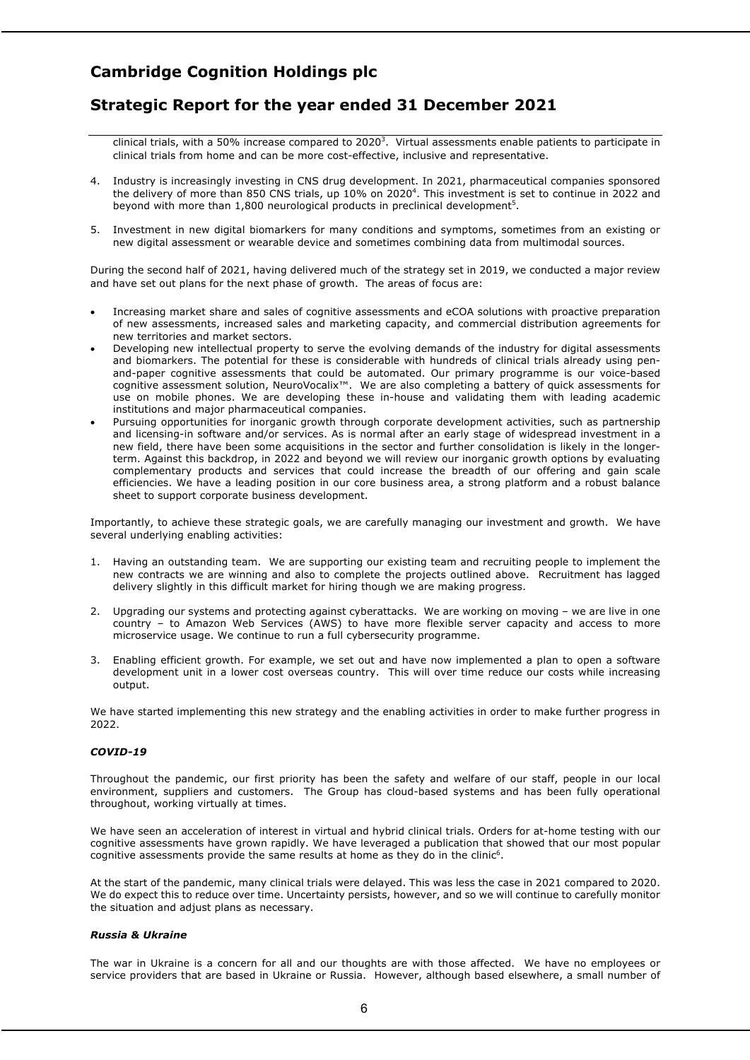clinical trials, with a 50% increase compared to 2020[3]. Virtual assessments enable patients to participate in clinical trials from home and can be more cost-effective, inclusive and representative.

4. Industry is increasingly investing in CNS drug development. In 2021, pharmaceutical companies sponsored the delivery of more than 850 CNS trials, up 10% on 2020[4]. This investment is set to continue in 2022 and beyond with more than 1,800 neurological products in preclinical development[5].

5. Investment in new digital biomarkers for many conditions and symptoms, sometimes from an existing or new digital assessment or wearable device and sometimes combining data from multimodal sources.

During the second half of 2021, having delivered much of the strategy set in 2019, we conducted a major review and have set out plans for the next phase of growth. The areas of focus are:

- Increasing market share and sales of cognitive assessments and eCOA solutions with proactive preparation of new assessments, increased sales and marketing capacity, and commercial distribution agreements for new territories and market sectors.
- Developing new intellectual property to serve the evolving demands of the industry for digital assessments and biomarkers. The potential for these is considerable with hundreds of clinical trials already using pen-and-paper cognitive assessments that could be automated. Our primary programme is our voice-based cognitive assessment solution, NeuroVocalix™. We are also completing a battery of quick assessments for use on mobile phones. We are developing these in-house and validating them with leading academic institutions and major pharmaceutical companies.
- Pursuing opportunities for inorganic growth through corporate development activities, such as partnership and licensing-in software and/or services. As is normal after an early stage of widespread investment in a new field, there have been some acquisitions in the sector and further consolidation is likely in the longer-term. Against this backdrop, in 2022 and beyond we will review our inorganic growth options by evaluating complementary products and services that could increase the breadth of our offering and gain scale efficiencies. We have a leading position in our core business area, a strong platform and a robust balance sheet to support corporate business development.

Importantly, to achieve these strategic goals, we are carefully managing our investment and growth. We have several underlying enabling activities:

1. Having an outstanding team. We are supporting our existing team and recruiting people to implement the new contracts we are winning and also to complete the projects outlined above. Recruitment has lagged delivery slightly in this difficult market for hiring though we are making progress.

2. Upgrading our systems and protecting against cyberattacks. We are working on moving – we are live in one country – to Amazon Web Services (AWS) to have more flexible server capacity and access to more microservice usage. We continue to run a full cybersecurity programme.

3. Enabling efficient growth. For example, we set out and have now implemented a plan to open a software development unit in a lower cost overseas country. This will over time reduce our costs while increasing output.

We have started implementing this new strategy and the enabling activities in order to make further progress in 2022.

### *COVID-19*

Throughout the pandemic, our first priority has been the safety and welfare of our staff, people in our local environment, suppliers and customers. The Group has cloud-based systems and has been fully operational throughout, working virtually at times.

We have seen an acceleration of interest in virtual and hybrid clinical trials. Orders for at-home testing with our cognitive assessments have grown rapidly. We have leveraged a publication that showed that our most popular cognitive assessments provide the same results at home as they do in the clinic[6].

At the start of the pandemic, many clinical trials were delayed. This was less the case in 2021 compared to 2020. We do expect this to reduce over time. Uncertainty persists, however, and so we will continue to carefully monitor the situation and adjust plans as necessary.

### *Russia & Ukraine*

The war in Ukraine is a concern for all and our thoughts are with those affected. We have no employees or service providers that are based in Ukraine or Russia. However, although based elsewhere, a small number of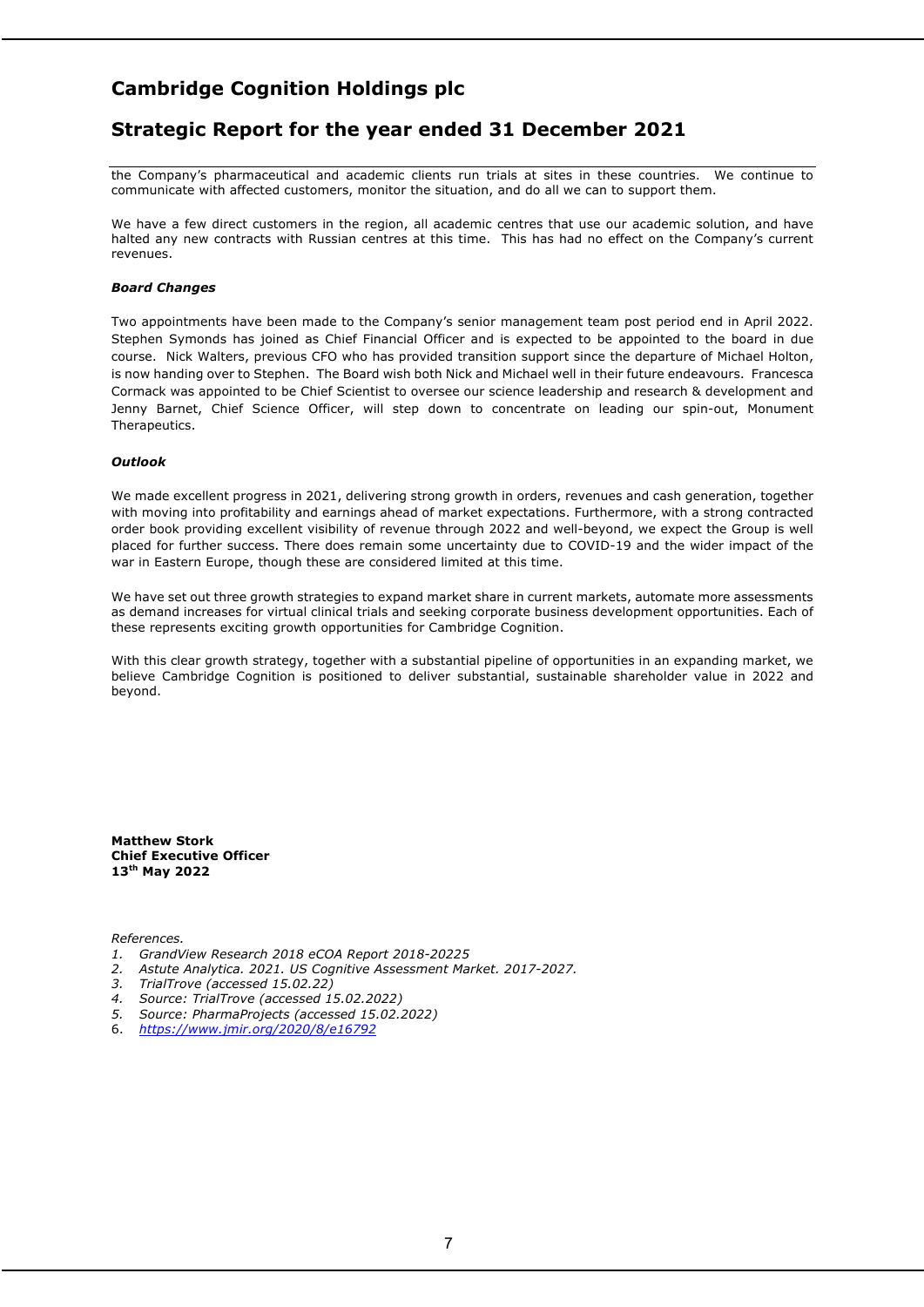the Company's pharmaceutical and academic clients run trials at sites in these countries. We continue to communicate with affected customers, monitor the situation, and do all we can to support them.

We have a few direct customers in the region, all academic centres that use our academic solution, and have halted any new contracts with Russian centres at this time. This has had no effect on the Company's current revenues.

***Board Changes***

Two appointments have been made to the Company's senior management team post period end in April 2022. Stephen Symonds has joined as Chief Financial Officer and is expected to be appointed to the board in due course. Nick Walters, previous CFO who has provided transition support since the departure of Michael Holton, is now handing over to Stephen. The Board wish both Nick and Michael well in their future endeavours. Francesca Cormack was appointed to be Chief Scientist to oversee our science leadership and research & development and Jenny Barnet, Chief Science Officer, will step down to concentrate on leading our spin-out, Monument Therapeutics.

***Outlook***

We made excellent progress in 2021, delivering strong growth in orders, revenues and cash generation, together with moving into profitability and earnings ahead of market expectations. Furthermore, with a strong contracted order book providing excellent visibility of revenue through 2022 and well-beyond, we expect the Group is well placed for further success. There does remain some uncertainty due to COVID-19 and the wider impact of the war in Eastern Europe, though these are considered limited at this time.

We have set out three growth strategies to expand market share in current markets, automate more assessments as demand increases for virtual clinical trials and seeking corporate business development opportunities. Each of these represents exciting growth opportunities for Cambridge Cognition.

With this clear growth strategy, together with a substantial pipeline of opportunities in an expanding market, we believe Cambridge Cognition is positioned to deliver substantial, sustainable shareholder value in 2022 and beyond.

**Matthew Stork**
**Chief Executive Officer**
**13th May 2022**

*References.*

1. *GrandView Research 2018 eCOA Report 2018-20225*
2. *Astute Analytica. 2021. US Cognitive Assessment Market. 2017-2027.*
3. *TrialTrove (accessed 15.02.22)*
4. *Source: TrialTrove (accessed 15.02.2022)*
5. *Source: PharmaProjects (accessed 15.02.2022)*
6. *https://www.jmir.org/2020/8/e16792*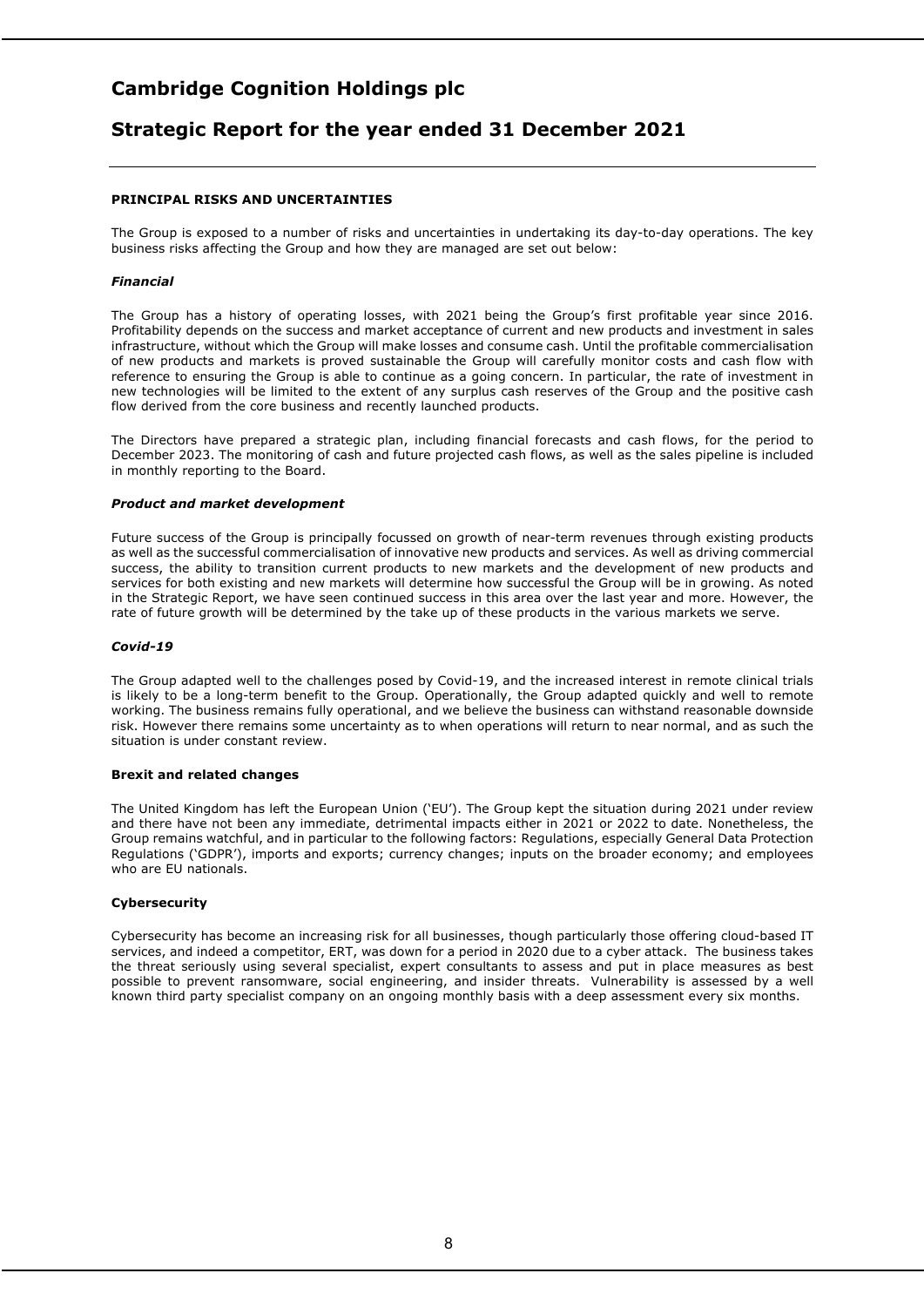# Cambridge Cognition Holdings plc

## Strategic Report for the year ended 31 December 2021

### PRINCIPAL RISKS AND UNCERTAINTIES

The Group is exposed to a number of risks and uncertainties in undertaking its day-to-day operations. The key business risks affecting the Group and how they are managed are set out below:

#### *Financial*

The Group has a history of operating losses, with 2021 being the Group's first profitable year since 2016. Profitability depends on the success and market acceptance of current and new products and investment in sales infrastructure, without which the Group will make losses and consume cash. Until the profitable commercialisation of new products and markets is proved sustainable the Group will carefully monitor costs and cash flow with reference to ensuring the Group is able to continue as a going concern. In particular, the rate of investment in new technologies will be limited to the extent of any surplus cash reserves of the Group and the positive cash flow derived from the core business and recently launched products.

The Directors have prepared a strategic plan, including financial forecasts and cash flows, for the period to December 2023. The monitoring of cash and future projected cash flows, as well as the sales pipeline is included in monthly reporting to the Board.

#### *Product and market development*

Future success of the Group is principally focussed on growth of near-term revenues through existing products as well as the successful commercialisation of innovative new products and services. As well as driving commercial success, the ability to transition current products to new markets and the development of new products and services for both existing and new markets will determine how successful the Group will be in growing. As noted in the Strategic Report, we have seen continued success in this area over the last year and more. However, the rate of future growth will be determined by the take up of these products in the various markets we serve.

#### *Covid-19*

The Group adapted well to the challenges posed by Covid-19, and the increased interest in remote clinical trials is likely to be a long-term benefit to the Group. Operationally, the Group adapted quickly and well to remote working. The business remains fully operational, and we believe the business can withstand reasonable downside risk. However there remains some uncertainty as to when operations will return to near normal, and as such the situation is under constant review.

#### Brexit and related changes

The United Kingdom has left the European Union ('EU'). The Group kept the situation during 2021 under review and there have not been any immediate, detrimental impacts either in 2021 or 2022 to date. Nonetheless, the Group remains watchful, and in particular to the following factors: Regulations, especially General Data Protection Regulations ('GDPR'), imports and exports; currency changes; inputs on the broader economy; and employees who are EU nationals.

#### Cybersecurity

Cybersecurity has become an increasing risk for all businesses, though particularly those offering cloud-based IT services, and indeed a competitor, ERT, was down for a period in 2020 due to a cyber attack. The business takes the threat seriously using several specialist, expert consultants to assess and put in place measures as best possible to prevent ransomware, social engineering, and insider threats. Vulnerability is assessed by a well known third party specialist company on an ongoing monthly basis with a deep assessment every six months.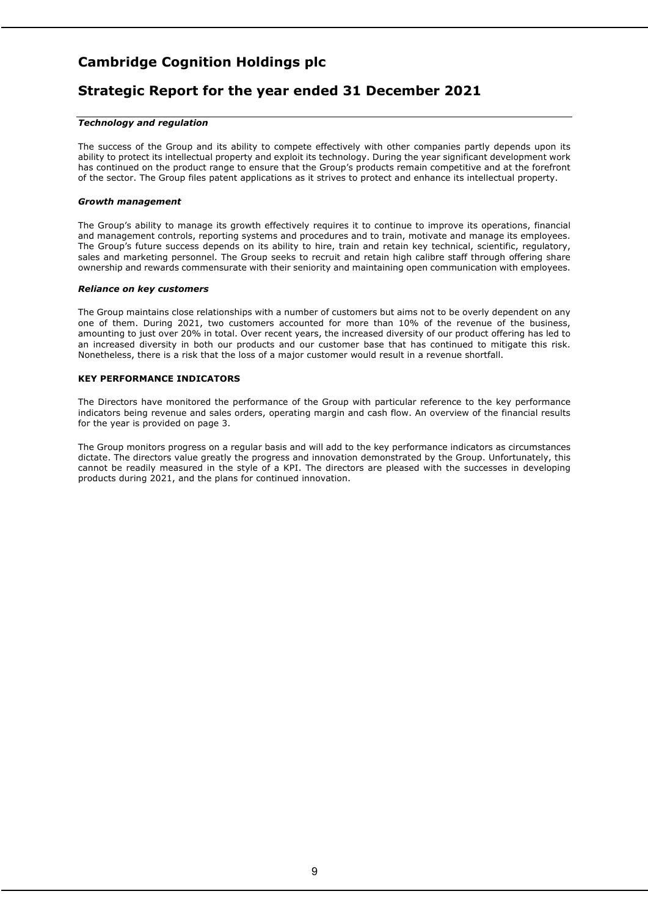# Cambridge Cognition Holdings plc

## Strategic Report for the year ended 31 December 2021

***Technology and regulation***

The success of the Group and its ability to compete effectively with other companies partly depends upon its ability to protect its intellectual property and exploit its technology. During the year significant development work has continued on the product range to ensure that the Group's products remain competitive and at the forefront of the sector. The Group files patent applications as it strives to protect and enhance its intellectual property.

***Growth management***

The Group's ability to manage its growth effectively requires it to continue to improve its operations, financial and management controls, reporting systems and procedures and to train, motivate and manage its employees. The Group's future success depends on its ability to hire, train and retain key technical, scientific, regulatory, sales and marketing personnel. The Group seeks to recruit and retain high calibre staff through offering share ownership and rewards commensurate with their seniority and maintaining open communication with employees.

***Reliance on key customers***

The Group maintains close relationships with a number of customers but aims not to be overly dependent on any one of them. During 2021, two customers accounted for more than 10% of the revenue of the business, amounting to just over 20% in total. Over recent years, the increased diversity of our product offering has led to an increased diversity in both our products and our customer base that has continued to mitigate this risk. Nonetheless, there is a risk that the loss of a major customer would result in a revenue shortfall.

**KEY PERFORMANCE INDICATORS**

The Directors have monitored the performance of the Group with particular reference to the key performance indicators being revenue and sales orders, operating margin and cash flow. An overview of the financial results for the year is provided on page 3.

The Group monitors progress on a regular basis and will add to the key performance indicators as circumstances dictate. The directors value greatly the progress and innovation demonstrated by the Group. Unfortunately, this cannot be readily measured in the style of a KPI. The directors are pleased with the successes in developing products during 2021, and the plans for continued innovation.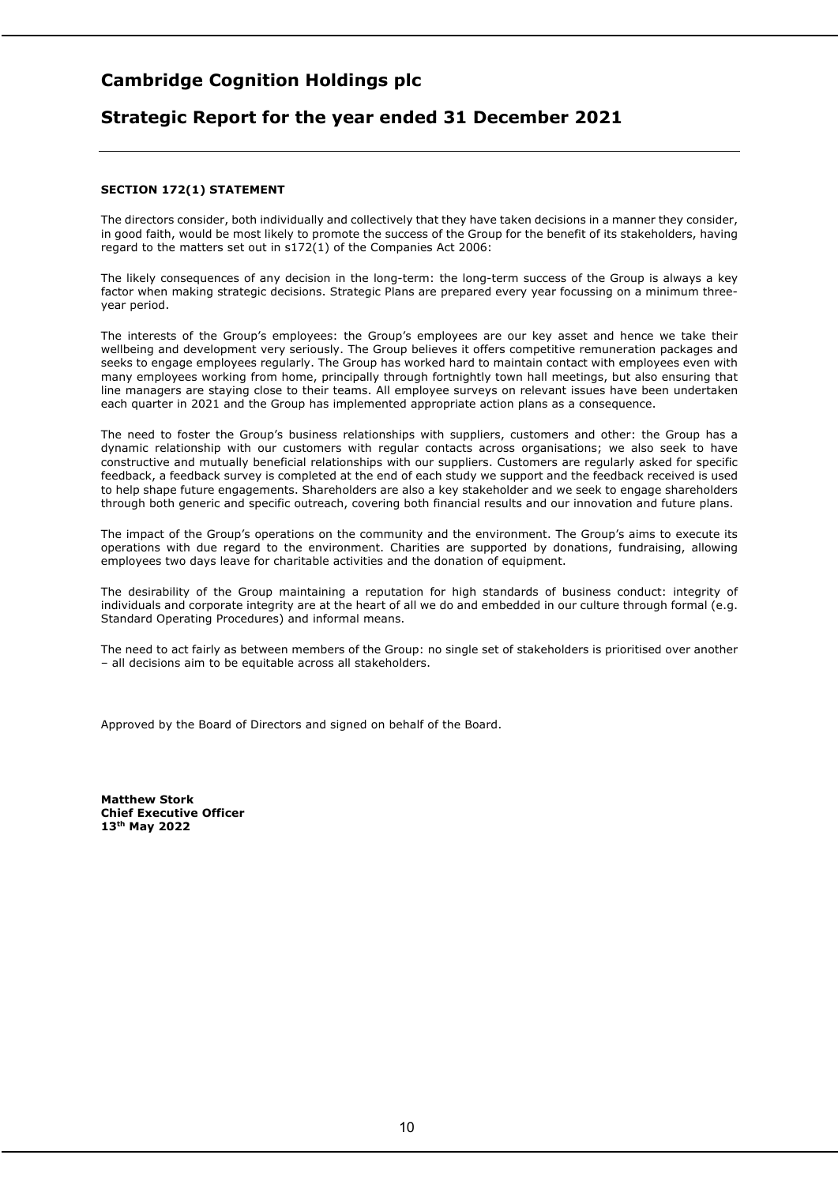# Cambridge Cognition Holdings plc

## Strategic Report for the year ended 31 December 2021

**SECTION 172(1) STATEMENT**

The directors consider, both individually and collectively that they have taken decisions in a manner they consider, in good faith, would be most likely to promote the success of the Group for the benefit of its stakeholders, having regard to the matters set out in s172(1) of the Companies Act 2006:

The likely consequences of any decision in the long-term: the long-term success of the Group is always a key factor when making strategic decisions. Strategic Plans are prepared every year focussing on a minimum three-year period.

The interests of the Group's employees: the Group's employees are our key asset and hence we take their wellbeing and development very seriously. The Group believes it offers competitive remuneration packages and seeks to engage employees regularly. The Group has worked hard to maintain contact with employees even with many employees working from home, principally through fortnightly town hall meetings, but also ensuring that line managers are staying close to their teams. All employee surveys on relevant issues have been undertaken each quarter in 2021 and the Group has implemented appropriate action plans as a consequence.

The need to foster the Group's business relationships with suppliers, customers and other: the Group has a dynamic relationship with our customers with regular contacts across organisations; we also seek to have constructive and mutually beneficial relationships with our suppliers. Customers are regularly asked for specific feedback, a feedback survey is completed at the end of each study we support and the feedback received is used to help shape future engagements. Shareholders are also a key stakeholder and we seek to engage shareholders through both generic and specific outreach, covering both financial results and our innovation and future plans.

The impact of the Group's operations on the community and the environment. The Group's aims to execute its operations with due regard to the environment. Charities are supported by donations, fundraising, allowing employees two days leave for charitable activities and the donation of equipment.

The desirability of the Group maintaining a reputation for high standards of business conduct: integrity of individuals and corporate integrity are at the heart of all we do and embedded in our culture through formal (e.g. Standard Operating Procedures) and informal means.

The need to act fairly as between members of the Group: no single set of stakeholders is prioritised over another – all decisions aim to be equitable across all stakeholders.

Approved by the Board of Directors and signed on behalf of the Board.

**Matthew Stork**
**Chief Executive Officer**
**13th May 2022**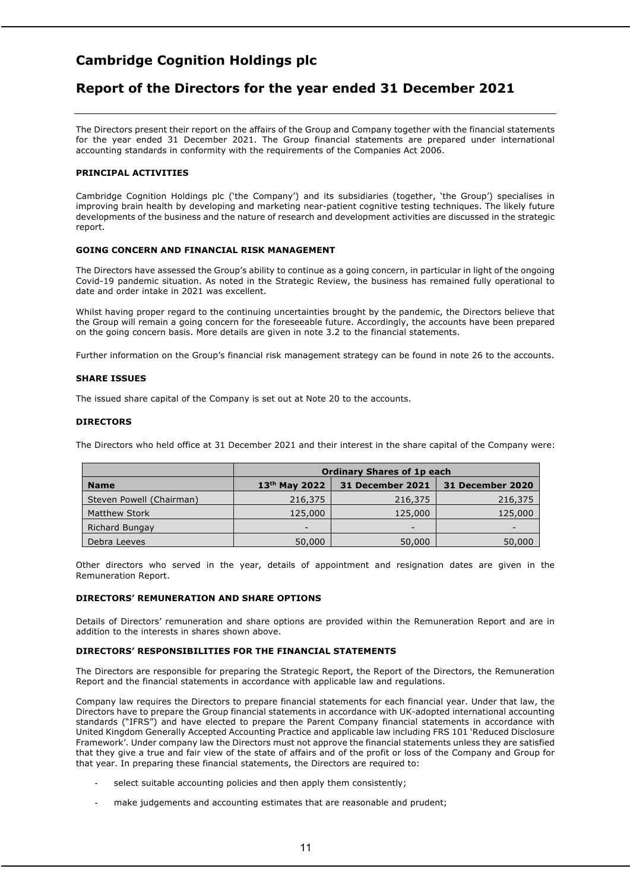# Cambridge Cognition Holdings plc

## Report of the Directors for the year ended 31 December 2021

The Directors present their report on the affairs of the Group and Company together with the financial statements for the year ended 31 December 2021. The Group financial statements are prepared under international accounting standards in conformity with the requirements of the Companies Act 2006.

### PRINCIPAL ACTIVITIES

Cambridge Cognition Holdings plc ('the Company') and its subsidiaries (together, 'the Group') specialises in improving brain health by developing and marketing near-patient cognitive testing techniques. The likely future developments of the business and the nature of research and development activities are discussed in the strategic report.

### GOING CONCERN AND FINANCIAL RISK MANAGEMENT

The Directors have assessed the Group's ability to continue as a going concern, in particular in light of the ongoing Covid-19 pandemic situation. As noted in the Strategic Review, the business has remained fully operational to date and order intake in 2021 was excellent.

Whilst having proper regard to the continuing uncertainties brought by the pandemic, the Directors believe that the Group will remain a going concern for the foreseeable future. Accordingly, the accounts have been prepared on the going concern basis. More details are given in note 3.2 to the financial statements.

Further information on the Group's financial risk management strategy can be found in note 26 to the accounts.

### SHARE ISSUES

The issued share capital of the Company is set out at Note 20 to the accounts.

### DIRECTORS

The Directors who held office at 31 December 2021 and their interest in the share capital of the Company were:

| | Ordinary Shares of 1p each | | |
|---|---|---|---|
| **Name** | **13th May 2022** | **31 December 2021** | **31 December 2020** |
| Steven Powell (Chairman) | 216,375 | 216,375 | 216,375 |
| Matthew Stork | 125,000 | 125,000 | 125,000 |
| Richard Bungay | - | - | - |
| Debra Leeves | 50,000 | 50,000 | 50,000 |

Other directors who served in the year, details of appointment and resignation dates are given in the Remuneration Report.

### DIRECTORS' REMUNERATION AND SHARE OPTIONS

Details of Directors' remuneration and share options are provided within the Remuneration Report and are in addition to the interests in shares shown above.

### DIRECTORS' RESPONSIBILITIES FOR THE FINANCIAL STATEMENTS

The Directors are responsible for preparing the Strategic Report, the Report of the Directors, the Remuneration Report and the financial statements in accordance with applicable law and regulations.

Company law requires the Directors to prepare financial statements for each financial year. Under that law, the Directors have to prepare the Group financial statements in accordance with UK-adopted international accounting standards ("IFRS") and have elected to prepare the Parent Company financial statements in accordance with United Kingdom Generally Accepted Accounting Practice and applicable law including FRS 101 'Reduced Disclosure Framework'. Under company law the Directors must not approve the financial statements unless they are satisfied that they give a true and fair view of the state of affairs and of the profit or loss of the Company and Group for that year. In preparing these financial statements, the Directors are required to:

- select suitable accounting policies and then apply them consistently;
- make judgements and accounting estimates that are reasonable and prudent;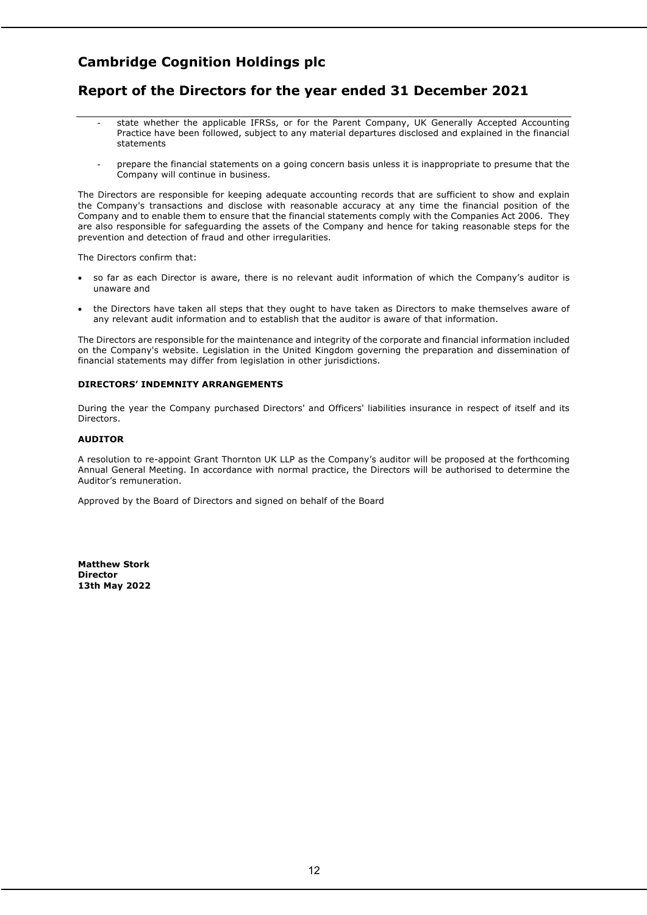- state whether the applicable IFRSs, or for the Parent Company, UK Generally Accepted Accounting Practice have been followed, subject to any material departures disclosed and explained in the financial statements

- prepare the financial statements on a going concern basis unless it is inappropriate to presume that the Company will continue in business.

The Directors are responsible for keeping adequate accounting records that are sufficient to show and explain the Company's transactions and disclose with reasonable accuracy at any time the financial position of the Company and to enable them to ensure that the financial statements comply with the Companies Act 2006. They are also responsible for safeguarding the assets of the Company and hence for taking reasonable steps for the prevention and detection of fraud and other irregularities.

The Directors confirm that:

- so far as each Director is aware, there is no relevant audit information of which the Company's auditor is unaware and
- the Directors have taken all steps that they ought to have taken as Directors to make themselves aware of any relevant audit information and to establish that the auditor is aware of that information.

The Directors are responsible for the maintenance and integrity of the corporate and financial information included on the Company's website. Legislation in the United Kingdom governing the preparation and dissemination of financial statements may differ from legislation in other jurisdictions.

**DIRECTORS' INDEMNITY ARRANGEMENTS**

During the year the Company purchased Directors' and Officers' liabilities insurance in respect of itself and its Directors.

**AUDITOR**

A resolution to re-appoint Grant Thornton UK LLP as the Company's auditor will be proposed at the forthcoming Annual General Meeting. In accordance with normal practice, the Directors will be authorised to determine the Auditor's remuneration.

Approved by the Board of Directors and signed on behalf of the Board

**Matthew Stork**
**Director**
**13th May 2022**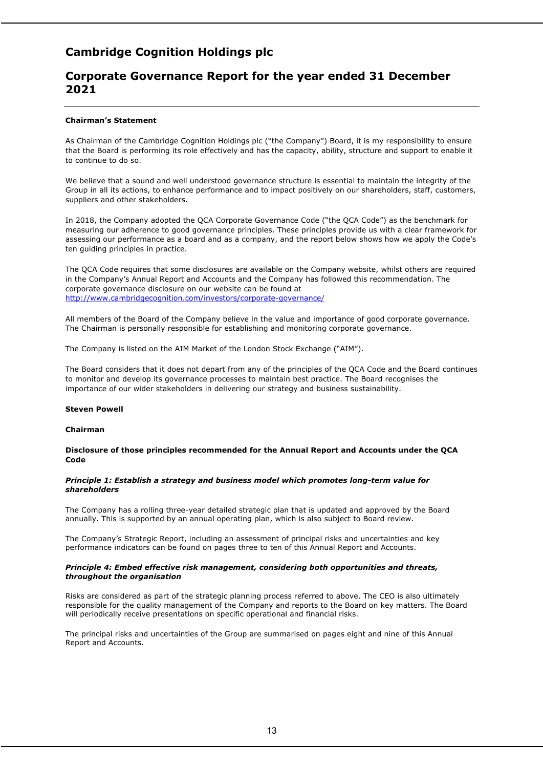# Cambridge Cognition Holdings plc

## Corporate Governance Report for the year ended 31 December 2021

**Chairman's Statement**

As Chairman of the Cambridge Cognition Holdings plc ("the Company") Board, it is my responsibility to ensure that the Board is performing its role effectively and has the capacity, ability, structure and support to enable it to continue to do so.

We believe that a sound and well understood governance structure is essential to maintain the integrity of the Group in all its actions, to enhance performance and to impact positively on our shareholders, staff, customers, suppliers and other stakeholders.

In 2018, the Company adopted the QCA Corporate Governance Code ("the QCA Code") as the benchmark for measuring our adherence to good governance principles. These principles provide us with a clear framework for assessing our performance as a board and as a company, and the report below shows how we apply the Code's ten guiding principles in practice.

The QCA Code requires that some disclosures are available on the Company website, whilst others are required in the Company's Annual Report and Accounts and the Company has followed this recommendation. The corporate governance disclosure on our website can be found at http://www.cambridgecognition.com/investors/corporate-governance/

All members of the Board of the Company believe in the value and importance of good corporate governance. The Chairman is personally responsible for establishing and monitoring corporate governance.

The Company is listed on the AIM Market of the London Stock Exchange ("AIM").

The Board considers that it does not depart from any of the principles of the QCA Code and the Board continues to monitor and develop its governance processes to maintain best practice. The Board recognises the importance of our wider stakeholders in delivering our strategy and business sustainability.

**Steven Powell**

**Chairman**

**Disclosure of those principles recommended for the Annual Report and Accounts under the QCA Code**

***Principle 1: Establish a strategy and business model which promotes long-term value for shareholders***

The Company has a rolling three-year detailed strategic plan that is updated and approved by the Board annually. This is supported by an annual operating plan, which is also subject to Board review.

The Company's Strategic Report, including an assessment of principal risks and uncertainties and key performance indicators can be found on pages three to ten of this Annual Report and Accounts.

***Principle 4: Embed effective risk management, considering both opportunities and threats, throughout the organisation***

Risks are considered as part of the strategic planning process referred to above. The CEO is also ultimately responsible for the quality management of the Company and reports to the Board on key matters. The Board will periodically receive presentations on specific operational and financial risks.

The principal risks and uncertainties of the Group are summarised on pages eight and nine of this Annual Report and Accounts.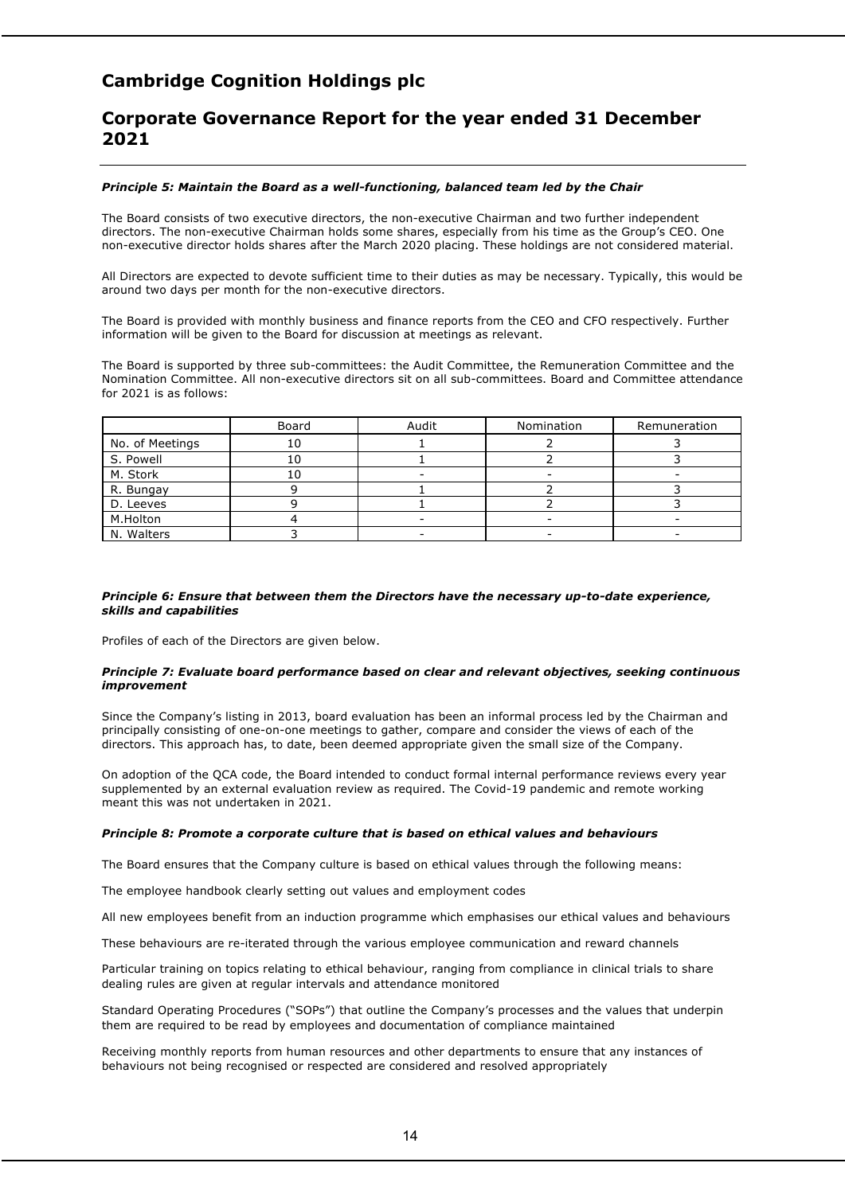# Cambridge Cognition Holdings plc

## Corporate Governance Report for the year ended 31 December 2021

***Principle 5: Maintain the Board as a well-functioning, balanced team led by the Chair***

The Board consists of two executive directors, the non-executive Chairman and two further independent directors. The non-executive Chairman holds some shares, especially from his time as the Group's CEO. One non-executive director holds shares after the March 2020 placing. These holdings are not considered material.

All Directors are expected to devote sufficient time to their duties as may be necessary. Typically, this would be around two days per month for the non-executive directors.

The Board is provided with monthly business and finance reports from the CEO and CFO respectively. Further information will be given to the Board for discussion at meetings as relevant.

The Board is supported by three sub-committees: the Audit Committee, the Remuneration Committee and the Nomination Committee. All non-executive directors sit on all sub-committees. Board and Committee attendance for 2021 is as follows:

| | Board | Audit | Nomination | Remuneration |
|---|---|---|---|---|
| No. of Meetings | 10 | 1 | 2 | 3 |
| S. Powell | 10 | 1 | 2 | 3 |
| M. Stork | 10 | - | - | - |
| R. Bungay | 9 | 1 | 2 | 3 |
| D. Leeves | 9 | 1 | 2 | 3 |
| M.Holton | 4 | - | - | - |
| N. Walters | 3 | - | - | - |

***Principle 6: Ensure that between them the Directors have the necessary up-to-date experience, skills and capabilities***

Profiles of each of the Directors are given below.

***Principle 7: Evaluate board performance based on clear and relevant objectives, seeking continuous improvement***

Since the Company's listing in 2013, board evaluation has been an informal process led by the Chairman and principally consisting of one-on-one meetings to gather, compare and consider the views of each of the directors. This approach has, to date, been deemed appropriate given the small size of the Company.

On adoption of the QCA code, the Board intended to conduct formal internal performance reviews every year supplemented by an external evaluation review as required. The Covid-19 pandemic and remote working meant this was not undertaken in 2021.

***Principle 8: Promote a corporate culture that is based on ethical values and behaviours***

The Board ensures that the Company culture is based on ethical values through the following means:

The employee handbook clearly setting out values and employment codes

All new employees benefit from an induction programme which emphasises our ethical values and behaviours

These behaviours are re-iterated through the various employee communication and reward channels

Particular training on topics relating to ethical behaviour, ranging from compliance in clinical trials to share dealing rules are given at regular intervals and attendance monitored

Standard Operating Procedures ("SOPs") that outline the Company's processes and the values that underpin them are required to be read by employees and documentation of compliance maintained

Receiving monthly reports from human resources and other departments to ensure that any instances of behaviours not being recognised or respected are considered and resolved appropriately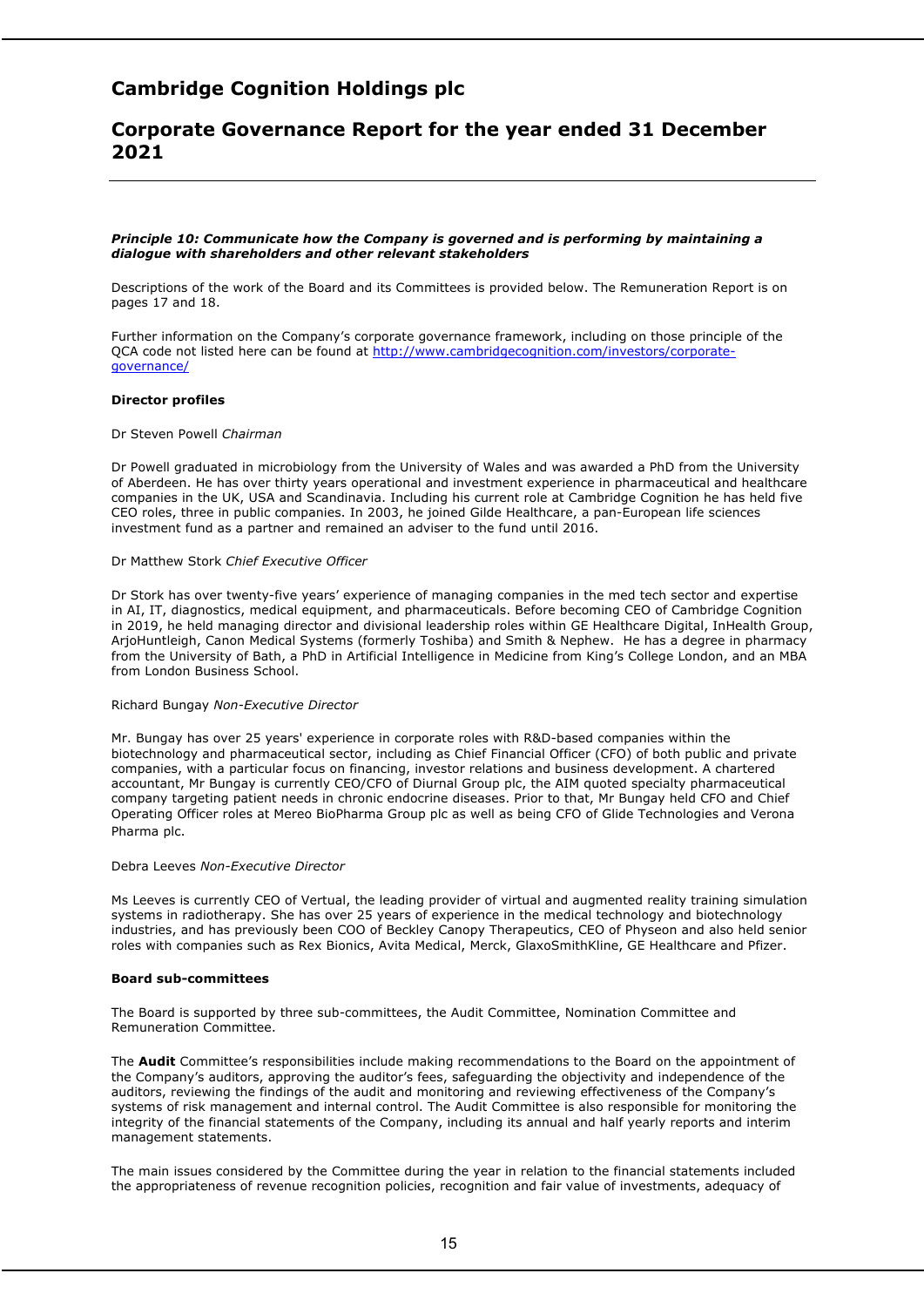# Cambridge Cognition Holdings plc

# Corporate Governance Report for the year ended 31 December 2021

***Principle 10: Communicate how the Company is governed and is performing by maintaining a dialogue with shareholders and other relevant stakeholders***

Descriptions of the work of the Board and its Committees is provided below. The Remuneration Report is on pages 17 and 18.

Further information on the Company's corporate governance framework, including on those principle of the QCA code not listed here can be found at [http://www.cambridgecognition.com/investors/corporate-governance/](http://www.cambridgecognition.com/investors/corporate-governance/)

**Director profiles**

Dr Steven Powell *Chairman*

Dr Powell graduated in microbiology from the University of Wales and was awarded a PhD from the University of Aberdeen. He has over thirty years operational and investment experience in pharmaceutical and healthcare companies in the UK, USA and Scandinavia. Including his current role at Cambridge Cognition he has held five CEO roles, three in public companies. In 2003, he joined Gilde Healthcare, a pan-European life sciences investment fund as a partner and remained an adviser to the fund until 2016.

Dr Matthew Stork *Chief Executive Officer*

Dr Stork has over twenty-five years' experience of managing companies in the med tech sector and expertise in AI, IT, diagnostics, medical equipment, and pharmaceuticals. Before becoming CEO of Cambridge Cognition in 2019, he held managing director and divisional leadership roles within GE Healthcare Digital, InHealth Group, ArjoHuntleigh, Canon Medical Systems (formerly Toshiba) and Smith & Nephew. He has a degree in pharmacy from the University of Bath, a PhD in Artificial Intelligence in Medicine from King's College London, and an MBA from London Business School.

Richard Bungay *Non-Executive Director*

Mr. Bungay has over 25 years' experience in corporate roles with R&D-based companies within the biotechnology and pharmaceutical sector, including as Chief Financial Officer (CFO) of both public and private companies, with a particular focus on financing, investor relations and business development. A chartered accountant, Mr Bungay is currently CEO/CFO of Diurnal Group plc, the AIM quoted specialty pharmaceutical company targeting patient needs in chronic endocrine diseases. Prior to that, Mr Bungay held CFO and Chief Operating Officer roles at Mereo BioPharma Group plc as well as being CFO of Glide Technologies and Verona Pharma plc.

Debra Leeves *Non-Executive Director*

Ms Leeves is currently CEO of Vertual, the leading provider of virtual and augmented reality training simulation systems in radiotherapy. She has over 25 years of experience in the medical technology and biotechnology industries, and has previously been COO of Beckley Canopy Therapeutics, CEO of Physeon and also held senior roles with companies such as Rex Bionics, Avita Medical, Merck, GlaxoSmithKline, GE Healthcare and Pfizer.

**Board sub-committees**

The Board is supported by three sub-committees, the Audit Committee, Nomination Committee and Remuneration Committee.

The **Audit** Committee's responsibilities include making recommendations to the Board on the appointment of the Company's auditors, approving the auditor's fees, safeguarding the objectivity and independence of the auditors, reviewing the findings of the audit and monitoring and reviewing effectiveness of the Company's systems of risk management and internal control. The Audit Committee is also responsible for monitoring the integrity of the financial statements of the Company, including its annual and half yearly reports and interim management statements.

The main issues considered by the Committee during the year in relation to the financial statements included the appropriateness of revenue recognition policies, recognition and fair value of investments, adequacy of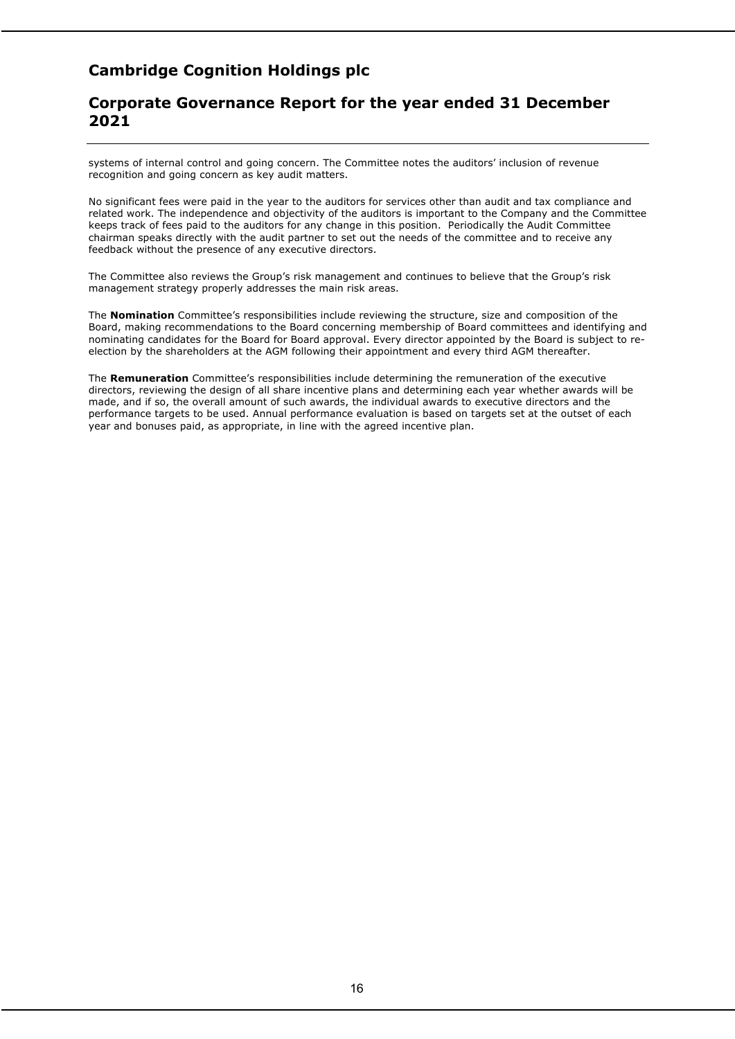systems of internal control and going concern. The Committee notes the auditors' inclusion of revenue recognition and going concern as key audit matters.

No significant fees were paid in the year to the auditors for services other than audit and tax compliance and related work. The independence and objectivity of the auditors is important to the Company and the Committee keeps track of fees paid to the auditors for any change in this position. Periodically the Audit Committee chairman speaks directly with the audit partner to set out the needs of the committee and to receive any feedback without the presence of any executive directors.

The Committee also reviews the Group's risk management and continues to believe that the Group's risk management strategy properly addresses the main risk areas.

The **Nomination** Committee's responsibilities include reviewing the structure, size and composition of the Board, making recommendations to the Board concerning membership of Board committees and identifying and nominating candidates for the Board for Board approval. Every director appointed by the Board is subject to re-election by the shareholders at the AGM following their appointment and every third AGM thereafter.

The **Remuneration** Committee's responsibilities include determining the remuneration of the executive directors, reviewing the design of all share incentive plans and determining each year whether awards will be made, and if so, the overall amount of such awards, the individual awards to executive directors and the performance targets to be used. Annual performance evaluation is based on targets set at the outset of each year and bonuses paid, as appropriate, in line with the agreed incentive plan.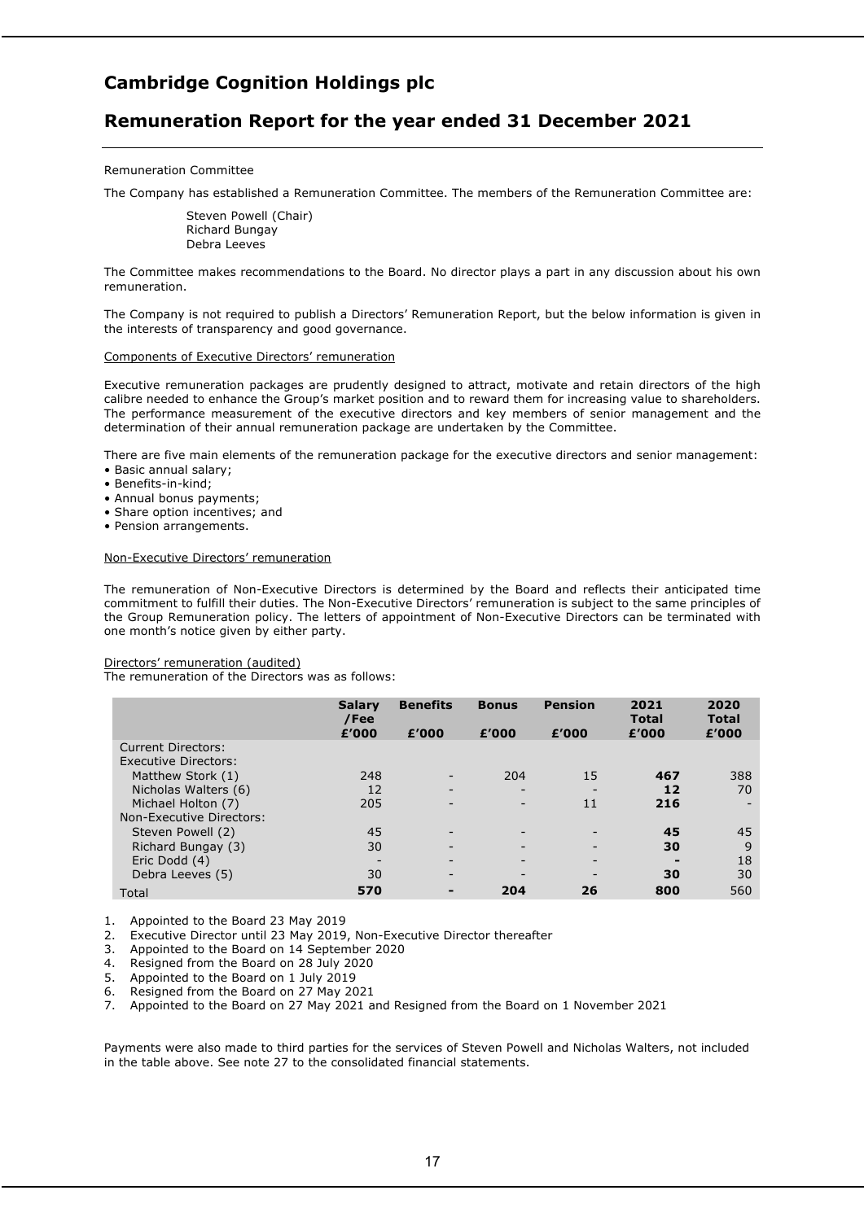# Cambridge Cognition Holdings plc

## Remuneration Report for the year ended 31 December 2021

Remuneration Committee

The Company has established a Remuneration Committee. The members of the Remuneration Committee are:

Steven Powell (Chair)
Richard Bungay
Debra Leeves

The Committee makes recommendations to the Board. No director plays a part in any discussion about his own remuneration.

The Company is not required to publish a Directors' Remuneration Report, but the below information is given in the interests of transparency and good governance.

Components of Executive Directors' remuneration

Executive remuneration packages are prudently designed to attract, motivate and retain directors of the high calibre needed to enhance the Group's market position and to reward them for increasing value to shareholders. The performance measurement of the executive directors and key members of senior management and the determination of their annual remuneration package are undertaken by the Committee.

There are five main elements of the remuneration package for the executive directors and senior management:

- Basic annual salary;
- Benefits-in-kind;
- Annual bonus payments;
- Share option incentives; and
- Pension arrangements.

Non-Executive Directors' remuneration

The remuneration of Non-Executive Directors is determined by the Board and reflects their anticipated time commitment to fulfill their duties. The Non-Executive Directors' remuneration is subject to the same principles of the Group Remuneration policy. The letters of appointment of Non-Executive Directors can be terminated with one month's notice given by either party.

Directors' remuneration (audited)
The remuneration of the Directors was as follows:

| | Salary /Fee £'000 | Benefits £'000 | Bonus £'000 | Pension £'000 | 2021 Total £'000 | 2020 Total £'000 |
|---|---|---|---|---|---|---|
| Current Directors: | | | | | | |
| Executive Directors: | | | | | | |
| Matthew Stork (1) | 248 | - | 204 | 15 | **467** | 388 |
| Nicholas Walters (6) | 12 | - | - | - | **12** | 70 |
| Michael Holton (7) | 205 | - | - | 11 | **216** | - |
| Non-Executive Directors: | | | | | | |
| Steven Powell (2) | 45 | - | - | - | **45** | 45 |
| Richard Bungay (3) | 30 | - | - | - | **30** | 9 |
| Eric Dodd (4) | - | - | - | - | **-** | 18 |
| Debra Leeves (5) | 30 | - | - | - | **30** | 30 |
| Total | **570** | **-** | **204** | **26** | **800** | 560 |

1. Appointed to the Board 23 May 2019
2. Executive Director until 23 May 2019, Non-Executive Director thereafter
3. Appointed to the Board on 14 September 2020
4. Resigned from the Board on 28 July 2020
5. Appointed to the Board on 1 July 2019
6. Resigned from the Board on 27 May 2021
7. Appointed to the Board on 27 May 2021 and Resigned from the Board on 1 November 2021

Payments were also made to third parties for the services of Steven Powell and Nicholas Walters, not included in the table above. See note 27 to the consolidated financial statements.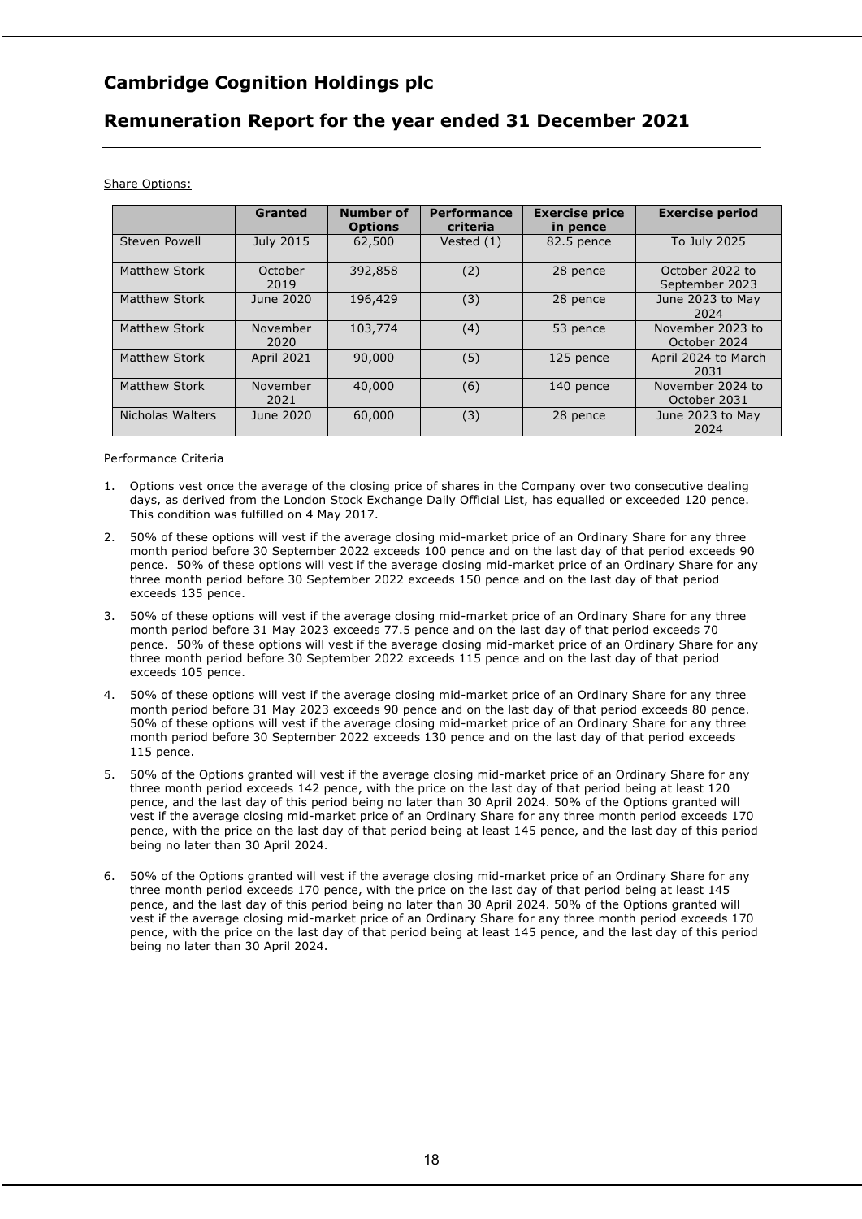# Cambridge Cognition Holdings plc

## Remuneration Report for the year ended 31 December 2021

Share Options:

| | Granted | Number of Options | Performance criteria | Exercise price in pence | Exercise period |
|---|---|---|---|---|---|
| Steven Powell | July 2015 | 62,500 | Vested (1) | 82.5 pence | To July 2025 |
| Matthew Stork | October 2019 | 392,858 | (2) | 28 pence | October 2022 to September 2023 |
| Matthew Stork | June 2020 | 196,429 | (3) | 28 pence | June 2023 to May 2024 |
| Matthew Stork | November 2020 | 103,774 | (4) | 53 pence | November 2023 to October 2024 |
| Matthew Stork | April 2021 | 90,000 | (5) | 125 pence | April 2024 to March 2031 |
| Matthew Stork | November 2021 | 40,000 | (6) | 140 pence | November 2024 to October 2031 |
| Nicholas Walters | June 2020 | 60,000 | (3) | 28 pence | June 2023 to May 2024 |

Performance Criteria

1. Options vest once the average of the closing price of shares in the Company over two consecutive dealing days, as derived from the London Stock Exchange Daily Official List, has equalled or exceeded 120 pence. This condition was fulfilled on 4 May 2017.
2. 50% of these options will vest if the average closing mid-market price of an Ordinary Share for any three month period before 30 September 2022 exceeds 100 pence and on the last day of that period exceeds 90 pence. 50% of these options will vest if the average closing mid-market price of an Ordinary Share for any three month period before 30 September 2022 exceeds 150 pence and on the last day of that period exceeds 135 pence.
3. 50% of these options will vest if the average closing mid-market price of an Ordinary Share for any three month period before 31 May 2023 exceeds 77.5 pence and on the last day of that period exceeds 70 pence. 50% of these options will vest if the average closing mid-market price of an Ordinary Share for any three month period before 30 September 2022 exceeds 115 pence and on the last day of that period exceeds 105 pence.
4. 50% of these options will vest if the average closing mid-market price of an Ordinary Share for any three month period before 31 May 2023 exceeds 90 pence and on the last day of that period exceeds 80 pence. 50% of these options will vest if the average closing mid-market price of an Ordinary Share for any three month period before 30 September 2022 exceeds 130 pence and on the last day of that period exceeds 115 pence.
5. 50% of the Options granted will vest if the average closing mid-market price of an Ordinary Share for any three month period exceeds 142 pence, with the price on the last day of that period being at least 120 pence, and the last day of this period being no later than 30 April 2024. 50% of the Options granted will vest if the average closing mid-market price of an Ordinary Share for any three month period exceeds 170 pence, with the price on the last day of that period being at least 145 pence, and the last day of this period being no later than 30 April 2024.
6. 50% of the Options granted will vest if the average closing mid-market price of an Ordinary Share for any three month period exceeds 170 pence, with the price on the last day of that period being at least 145 pence, and the last day of this period being no later than 30 April 2024. 50% of the Options granted will vest if the average closing mid-market price of an Ordinary Share for any three month period exceeds 170 pence, with the price on the last day of that period being at least 145 pence, and the last day of this period being no later than 30 April 2024.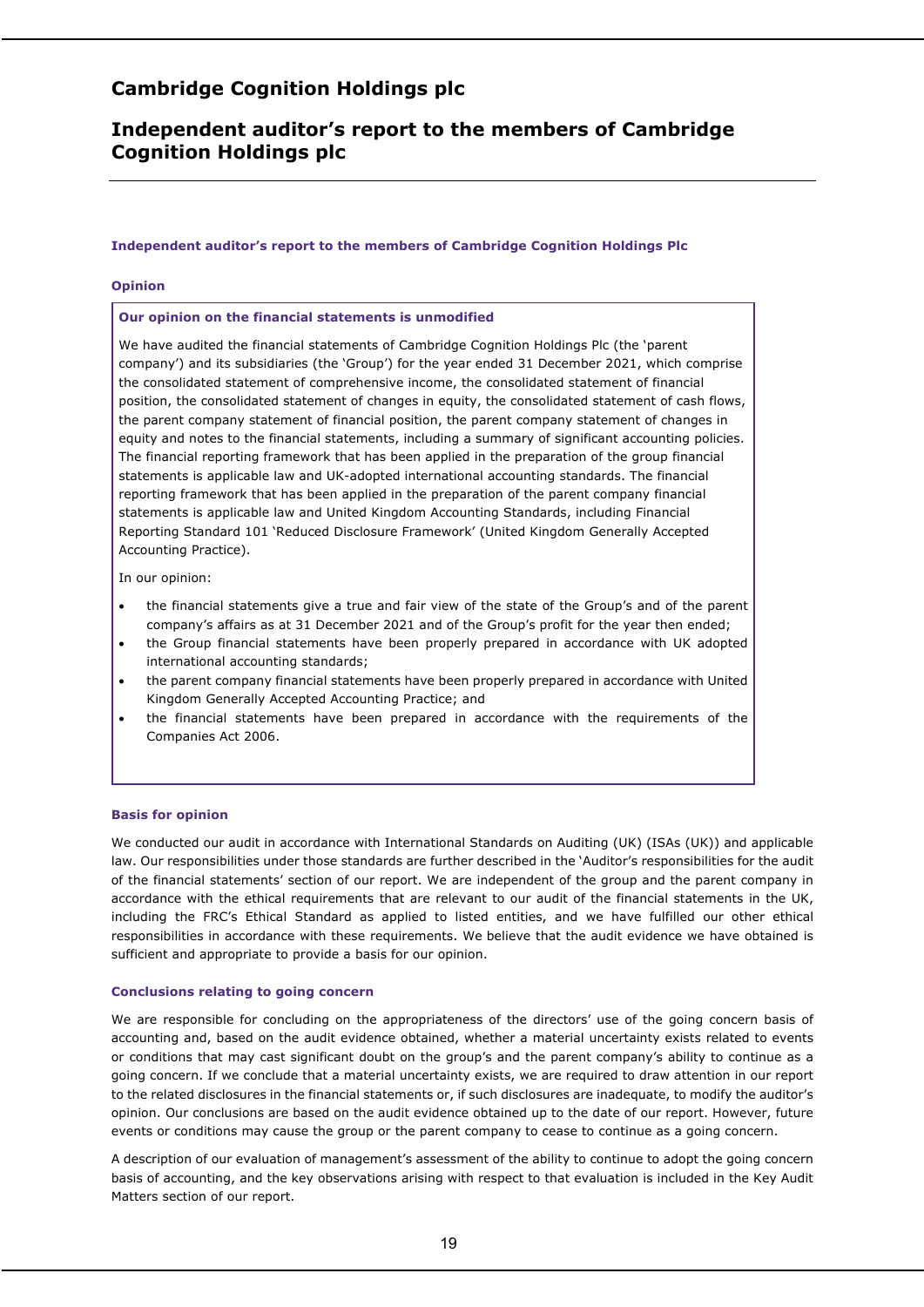# Cambridge Cognition Holdings plc

# Independent auditor's report to the members of Cambridge Cognition Holdings plc

### Independent auditor's report to the members of Cambridge Cognition Holdings Plc

### Opinion

**Our opinion on the financial statements is unmodified**

We have audited the financial statements of Cambridge Cognition Holdings Plc (the 'parent company') and its subsidiaries (the 'Group') for the year ended 31 December 2021, which comprise the consolidated statement of comprehensive income, the consolidated statement of financial position, the consolidated statement of changes in equity, the consolidated statement of cash flows, the parent company statement of financial position, the parent company statement of changes in equity and notes to the financial statements, including a summary of significant accounting policies. The financial reporting framework that has been applied in the preparation of the group financial statements is applicable law and UK-adopted international accounting standards. The financial reporting framework that has been applied in the preparation of the parent company financial statements is applicable law and United Kingdom Accounting Standards, including Financial Reporting Standard 101 'Reduced Disclosure Framework' (United Kingdom Generally Accepted Accounting Practice).

In our opinion:

- the financial statements give a true and fair view of the state of the Group's and of the parent company's affairs as at 31 December 2021 and of the Group's profit for the year then ended;
- the Group financial statements have been properly prepared in accordance with UK adopted international accounting standards;
- the parent company financial statements have been properly prepared in accordance with United Kingdom Generally Accepted Accounting Practice; and
- the financial statements have been prepared in accordance with the requirements of the Companies Act 2006.

### Basis for opinion

We conducted our audit in accordance with International Standards on Auditing (UK) (ISAs (UK)) and applicable law. Our responsibilities under those standards are further described in the 'Auditor's responsibilities for the audit of the financial statements' section of our report. We are independent of the group and the parent company in accordance with the ethical requirements that are relevant to our audit of the financial statements in the UK, including the FRC's Ethical Standard as applied to listed entities, and we have fulfilled our other ethical responsibilities in accordance with these requirements. We believe that the audit evidence we have obtained is sufficient and appropriate to provide a basis for our opinion.

### Conclusions relating to going concern

We are responsible for concluding on the appropriateness of the directors' use of the going concern basis of accounting and, based on the audit evidence obtained, whether a material uncertainty exists related to events or conditions that may cast significant doubt on the group's and the parent company's ability to continue as a going concern. If we conclude that a material uncertainty exists, we are required to draw attention in our report to the related disclosures in the financial statements or, if such disclosures are inadequate, to modify the auditor's opinion. Our conclusions are based on the audit evidence obtained up to the date of our report. However, future events or conditions may cause the group or the parent company to cease to continue as a going concern.

A description of our evaluation of management's assessment of the ability to continue to adopt the going concern basis of accounting, and the key observations arising with respect to that evaluation is included in the Key Audit Matters section of our report.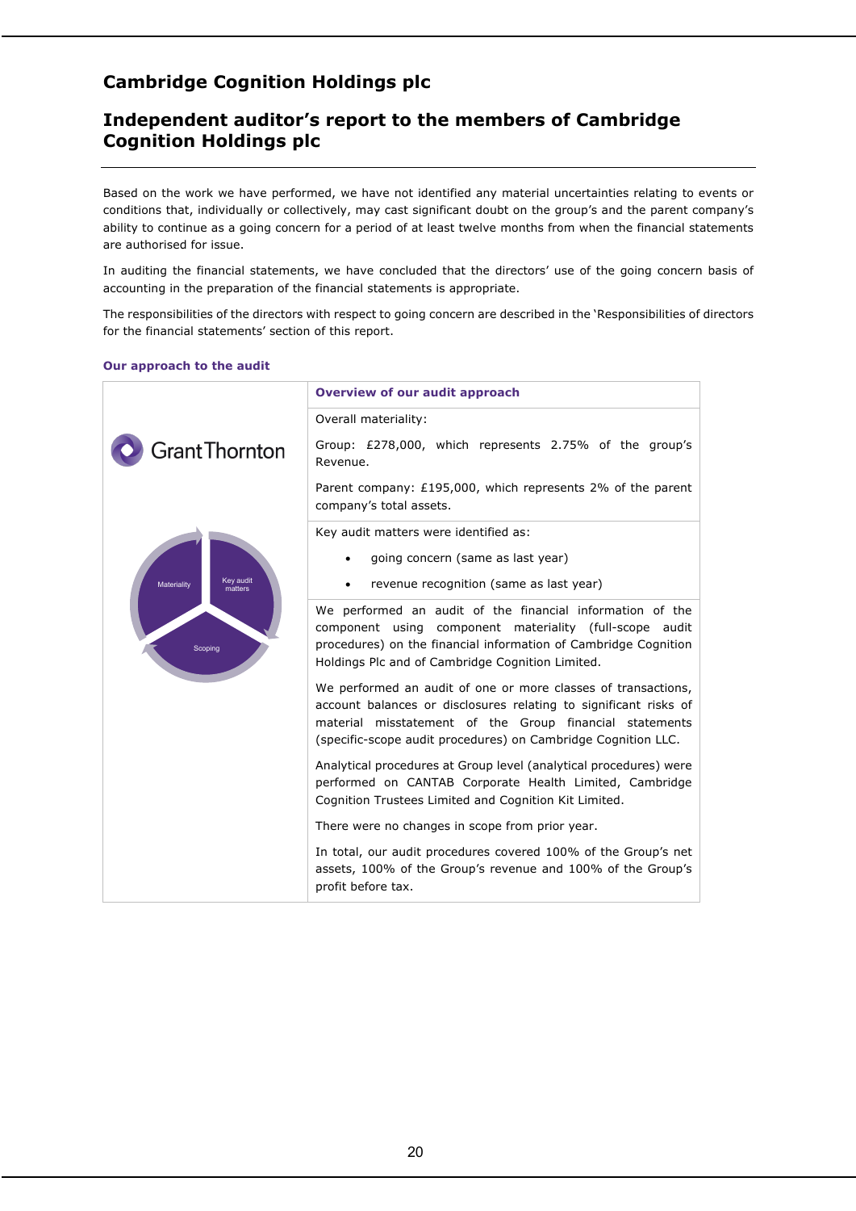# Cambridge Cognition Holdings plc

## Independent auditor's report to the members of Cambridge Cognition Holdings plc

Based on the work we have performed, we have not identified any material uncertainties relating to events or conditions that, individually or collectively, may cast significant doubt on the group's and the parent company's ability to continue as a going concern for a period of at least twelve months from when the financial statements are authorised for issue.

In auditing the financial statements, we have concluded that the directors' use of the going concern basis of accounting in the preparation of the financial statements is appropriate.

The responsibilities of the directors with respect to going concern are described in the 'Responsibilities of directors for the financial statements' section of this report.

### Our approach to the audit

**Overview of our audit approach**

Overall materiality:

Group: £278,000, which represents 2.75% of the group's Revenue.

Parent company: £195,000, which represents 2% of the parent company's total assets.

Key audit matters were identified as:

- going concern (same as last year)
- revenue recognition (same as last year)

We performed an audit of the financial information of the component using component materiality (full-scope audit procedures) on the financial information of Cambridge Cognition Holdings Plc and of Cambridge Cognition Limited.

We performed an audit of one or more classes of transactions, account balances or disclosures relating to significant risks of material misstatement of the Group financial statements (specific-scope audit procedures) on Cambridge Cognition LLC.

Analytical procedures at Group level (analytical procedures) were performed on CANTAB Corporate Health Limited, Cambridge Cognition Trustees Limited and Cognition Kit Limited.

There were no changes in scope from prior year.

In total, our audit procedures covered 100% of the Group's net assets, 100% of the Group's revenue and 100% of the Group's profit before tax.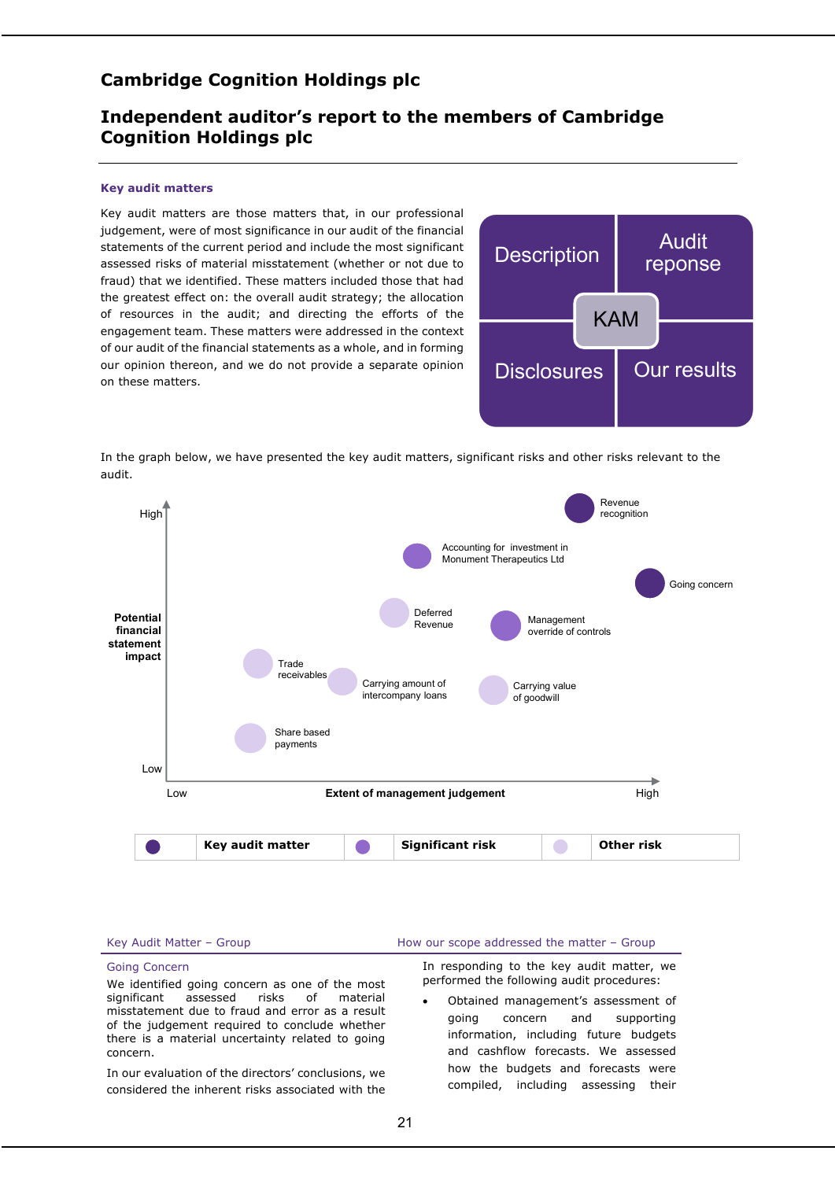# Cambridge Cognition Holdings plc

## Independent auditor's report to the members of Cambridge Cognition Holdings plc

### Key audit matters

Key audit matters are those matters that, in our professional judgement, were of most significance in our audit of the financial statements of the current period and include the most significant assessed risks of material misstatement (whether or not due to fraud) that we identified. These matters included those that had the greatest effect on: the overall audit strategy; the allocation of resources in the audit; and directing the efforts of the engagement team. These matters were addressed in the context of our audit of the financial statements as a whole, and in forming our opinion thereon, and we do not provide a separate opinion on these matters.

Description | Audit reponse | KAM | Disclosures | Our results

In the graph below, we have presented the key audit matters, significant risks and other risks relevant to the audit.

Potential financial statement impact (Low – High) vs Extent of management judgement (Low – High):

- Revenue recognition
- Accounting for investment in Monument Therapeutics Ltd
- Going concern
- Deferred Revenue
- Management override of controls
- Trade receivables
- Carrying amount of intercompany loans
- Carrying value of goodwill
- Share based payments

| ● | Key audit matter | ● | Significant risk | ● | Other risk |
|---|---|---|---|---|---|

| Key Audit Matter – Group | How our scope addressed the matter – Group |
|---|---|
| **Going Concern**<br>We identified going concern as one of the most significant assessed risks of material misstatement due to fraud and error as a result of the judgement required to conclude whether there is a material uncertainty related to going concern.<br><br>In our evaluation of the directors' conclusions, we considered the inherent risks associated with the | In responding to the key audit matter, we performed the following audit procedures:<br><br>• Obtained management's assessment of going concern and supporting information, including future budgets and cashflow forecasts. We assessed how the budgets and forecasts were compiled, including assessing their |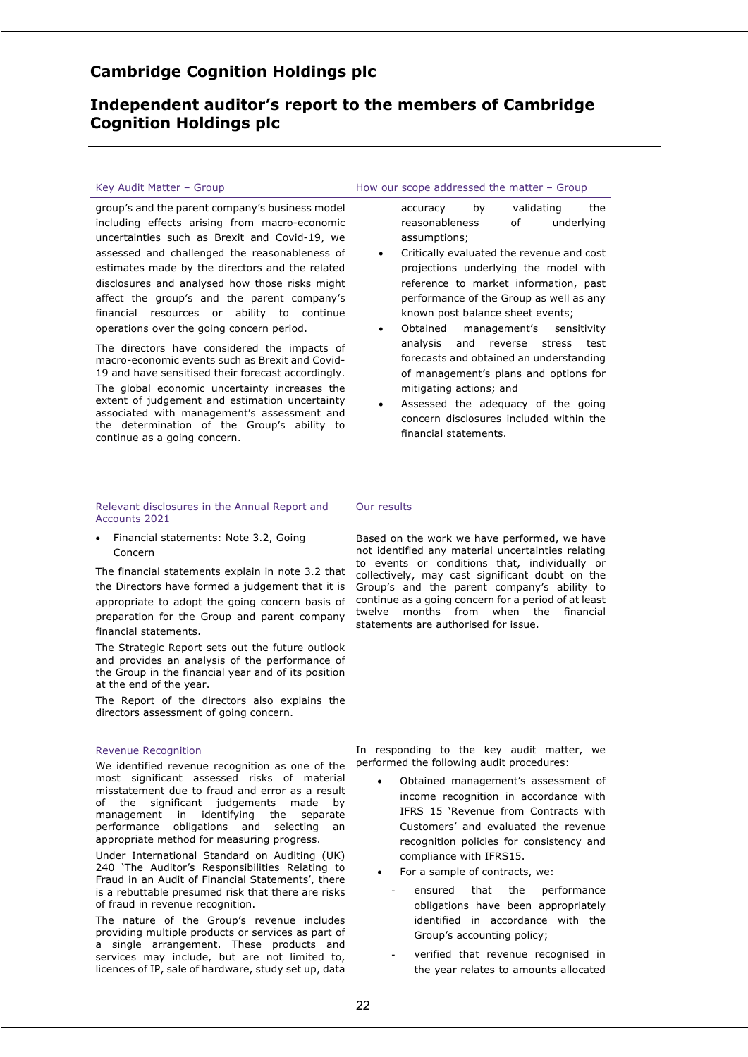# Cambridge Cognition Holdings plc

## Independent auditor's report to the members of Cambridge Cognition Holdings plc

| Key Audit Matter – Group | How our scope addressed the matter – Group |
|---|---|
| group's and the parent company's business model including effects arising from macro-economic uncertainties such as Brexit and Covid-19, we assessed and challenged the reasonableness of estimates made by the directors and the related disclosures and analysed how those risks might affect the group's and the parent company's financial resources or ability to continue operations over the going concern period.<br><br>The directors have considered the impacts of macro-economic events such as Brexit and Covid-19 and have sensitised their forecast accordingly. The global economic uncertainty increases the extent of judgement and estimation uncertainty associated with management's assessment and the determination of the Group's ability to continue as a going concern. | accuracy by validating the reasonableness of underlying assumptions;<br>• Critically evaluated the revenue and cost projections underlying the model with reference to market information, past performance of the Group as well as any known post balance sheet events;<br>• Obtained management's sensitivity analysis and reverse stress test forecasts and obtained an understanding of management's plans and options for mitigating actions; and<br>• Assessed the adequacy of the going concern disclosures included within the financial statements. |
| **Relevant disclosures in the Annual Report and Accounts 2021**<br><br>• Financial statements: Note 3.2, Going Concern<br><br>The financial statements explain in note 3.2 that the Directors have formed a judgement that it is appropriate to adopt the going concern basis of preparation for the Group and parent company financial statements.<br><br>The Strategic Report sets out the future outlook and provides an analysis of the performance of the Group in the financial year and of its position at the end of the year.<br><br>The Report of the directors also explains the directors assessment of going concern. | **Our results**<br><br>Based on the work we have performed, we have not identified any material uncertainties relating to events or conditions that, individually or collectively, may cast significant doubt on the Group's and the parent company's ability to continue as a going concern for a period of at least twelve months from when the financial statements are authorised for issue. |
| **Revenue Recognition**<br><br>We identified revenue recognition as one of the most significant assessed risks of material misstatement due to fraud and error as a result of the significant judgements made by management in identifying the separate performance obligations and selecting an appropriate method for measuring progress.<br><br>Under International Standard on Auditing (UK) 240 'The Auditor's Responsibilities Relating to Fraud in an Audit of Financial Statements', there is a rebuttable presumed risk that there are risks of fraud in revenue recognition.<br><br>The nature of the Group's revenue includes providing multiple products or services as part of a single arrangement. These products and services may include, but are not limited to, licences of IP, sale of hardware, study set up, data | In responding to the key audit matter, we performed the following audit procedures:<br><br>• Obtained management's assessment of income recognition in accordance with IFRS 15 'Revenue from Contracts with Customers' and evaluated the revenue recognition policies for consistency and compliance with IFRS15.<br>• For a sample of contracts, we:<br>  - ensured that the performance obligations have been appropriately identified in accordance with the Group's accounting policy;<br>  - verified that revenue recognised in the year relates to amounts allocated |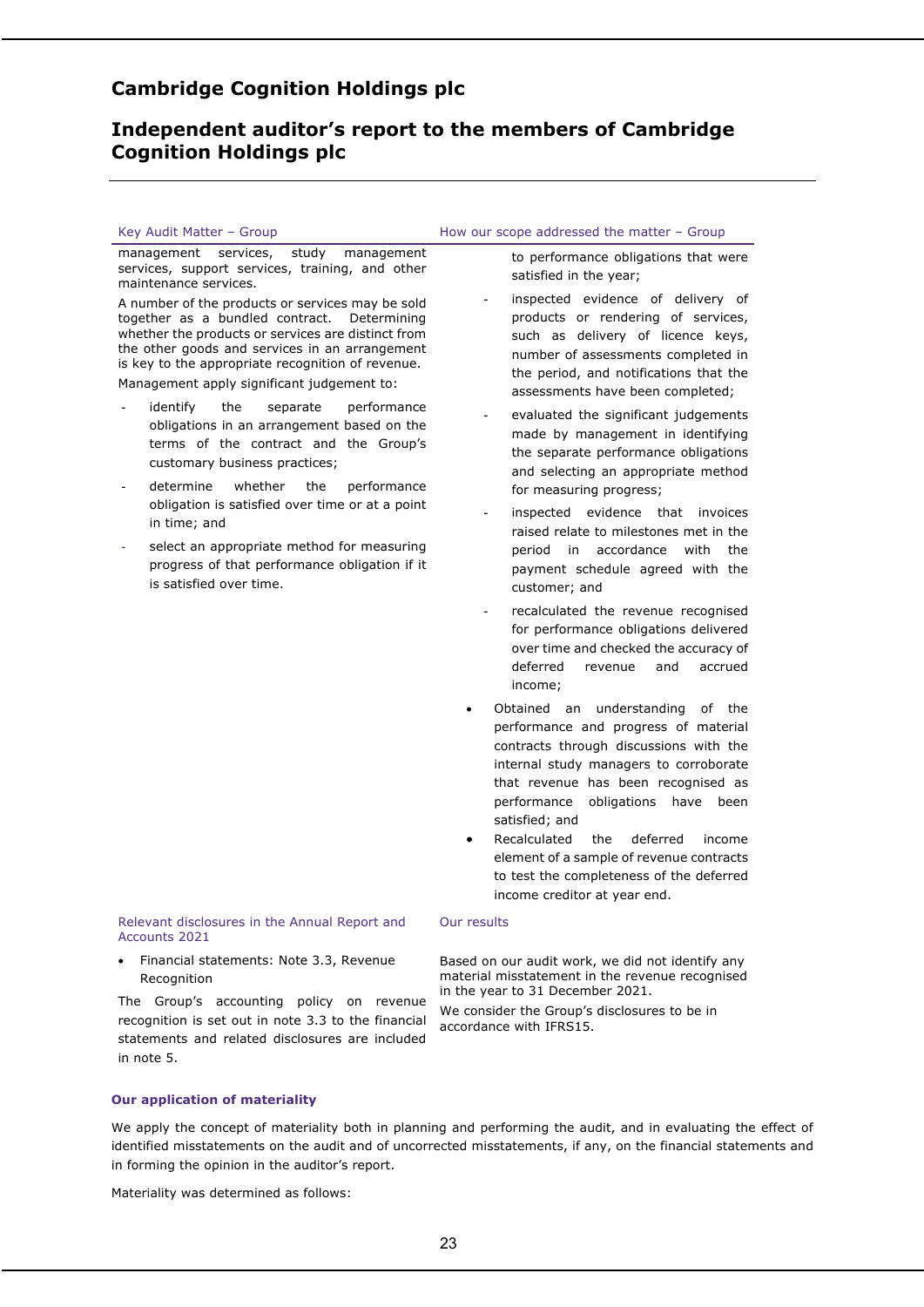# Cambridge Cognition Holdings plc

## Independent auditor's report to the members of Cambridge Cognition Holdings plc

| Key Audit Matter – Group | How our scope addressed the matter – Group |
|---|---|
| management services, study management services, support services, training, and other maintenance services.<br><br>A number of the products or services may be sold together as a bundled contract. Determining whether the products or services are distinct from the other goods and services in an arrangement is key to the appropriate recognition of revenue.<br><br>Management apply significant judgement to:<br><br>- identify the separate performance obligations in an arrangement based on the terms of the contract and the Group's customary business practices;<br>- determine whether the performance obligation is satisfied over time or at a point in time; and<br>- select an appropriate method for measuring progress of that performance obligation if it is satisfied over time. | to performance obligations that were satisfied in the year;<br>- inspected evidence of delivery of products or rendering of services, such as delivery of licence keys, number of assessments completed in the period, and notifications that the assessments have been completed;<br>- evaluated the significant judgements made by management in identifying the separate performance obligations and selecting an appropriate method for measuring progress;<br>- inspected evidence that invoices raised relate to milestones met in the period in accordance with the payment schedule agreed with the customer; and<br>- recalculated the revenue recognised for performance obligations delivered over time and checked the accuracy of deferred revenue and accrued income;<br><br>• Obtained an understanding of the performance and progress of material contracts through discussions with the internal study managers to corroborate that revenue has been recognised as performance obligations have been satisfied; and<br>• Recalculated the deferred income element of a sample of revenue contracts to test the completeness of the deferred income creditor at year end. |
| **Relevant disclosures in the Annual Report and Accounts 2021** | **Our results** |
| • Financial statements: Note 3.3, Revenue Recognition<br><br>The Group's accounting policy on revenue recognition is set out in note 3.3 to the financial statements and related disclosures are included in note 5. | Based on our audit work, we did not identify any material misstatement in the revenue recognised in the year to 31 December 2021.<br><br>We consider the Group's disclosures to be in accordance with IFRS15. |

### Our application of materiality

We apply the concept of materiality both in planning and performing the audit, and in evaluating the effect of identified misstatements on the audit and of uncorrected misstatements, if any, on the financial statements and in forming the opinion in the auditor's report.

Materiality was determined as follows: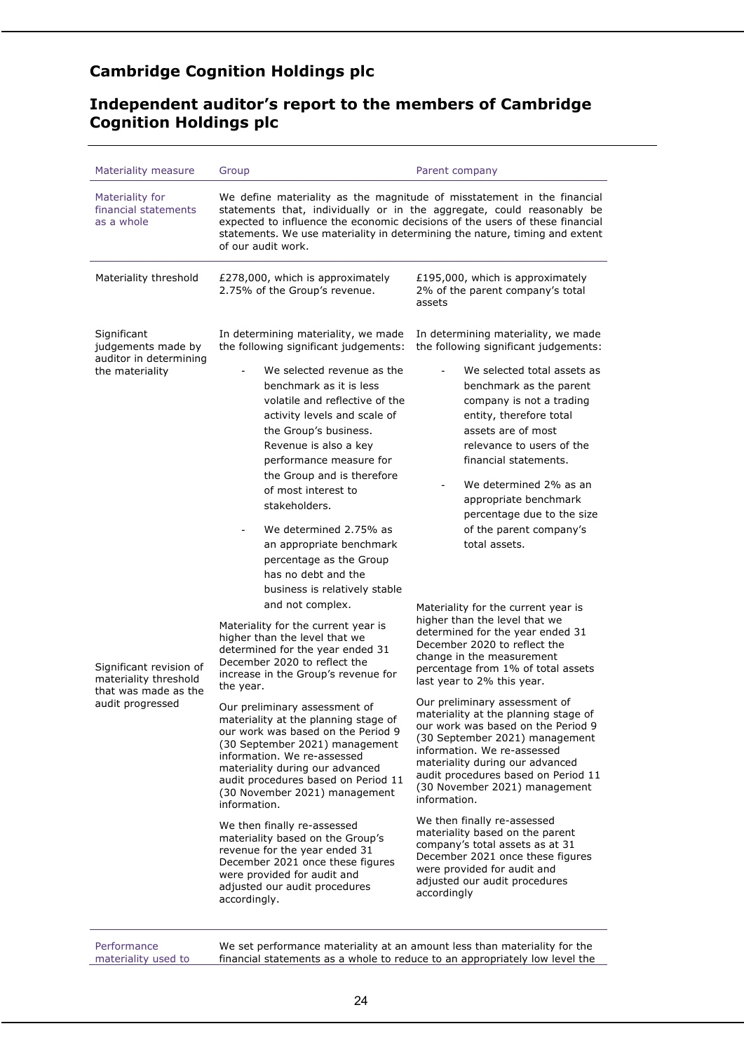# Cambridge Cognition Holdings plc

## Independent auditor's report to the members of Cambridge Cognition Holdings plc

| Materiality measure | Group | Parent company |
|---|---|---|
| Materiality for financial statements as a whole | We define materiality as the magnitude of misstatement in the financial statements that, individually or in the aggregate, could reasonably be expected to influence the economic decisions of the users of these financial statements. We use materiality in determining the nature, timing and extent of our audit work. | |
| Materiality threshold | £278,000, which is approximately 2.75% of the Group's revenue. | £195,000, which is approximately 2% of the parent company's total assets |
| Significant judgements made by auditor in determining the materiality | In determining materiality, we made the following significant judgements:<br>- We selected revenue as the benchmark as it is less volatile and reflective of the activity levels and scale of the Group's business. Revenue is also a key performance measure for the Group and is therefore of most interest to stakeholders.<br>- We determined 2.75% as an appropriate benchmark percentage as the Group has no debt and the business is relatively stable and not complex. | In determining materiality, we made the following significant judgements:<br>- We selected total assets as benchmark as the parent company is not a trading entity, therefore total assets are of most relevance to users of the financial statements.<br>- We determined 2% as an appropriate benchmark percentage due to the size of the parent company's total assets. |
| Significant revision of materiality threshold that was made as the audit progressed | Materiality for the current year is higher than the level that we determined for the year ended 31 December 2020 to reflect the increase in the Group's revenue for the year.<br><br>Our preliminary assessment of materiality at the planning stage of our work was based on the Period 9 (30 September 2021) management information. We re-assessed materiality during our advanced audit procedures based on Period 11 (30 November 2021) management information.<br><br>We then finally re-assessed materiality based on the Group's revenue for the year ended 31 December 2021 once these figures were provided for audit and adjusted our audit procedures accordingly. | Materiality for the current year is higher than the level that we determined for the year ended 31 December 2020 to reflect the change in the measurement percentage from 1% of total assets last year to 2% this year.<br><br>Our preliminary assessment of materiality at the planning stage of our work was based on the Period 9 (30 September 2021) management information. We re-assessed materiality during our advanced audit procedures based on Period 11 (30 November 2021) management information.<br><br>We then finally re-assessed materiality based on the parent company's total assets as at 31 December 2021 once these figures were provided for audit and adjusted our audit procedures accordingly |
| Performance materiality used to | We set performance materiality at an amount less than materiality for the financial statements as a whole to reduce to an appropriately low level the | |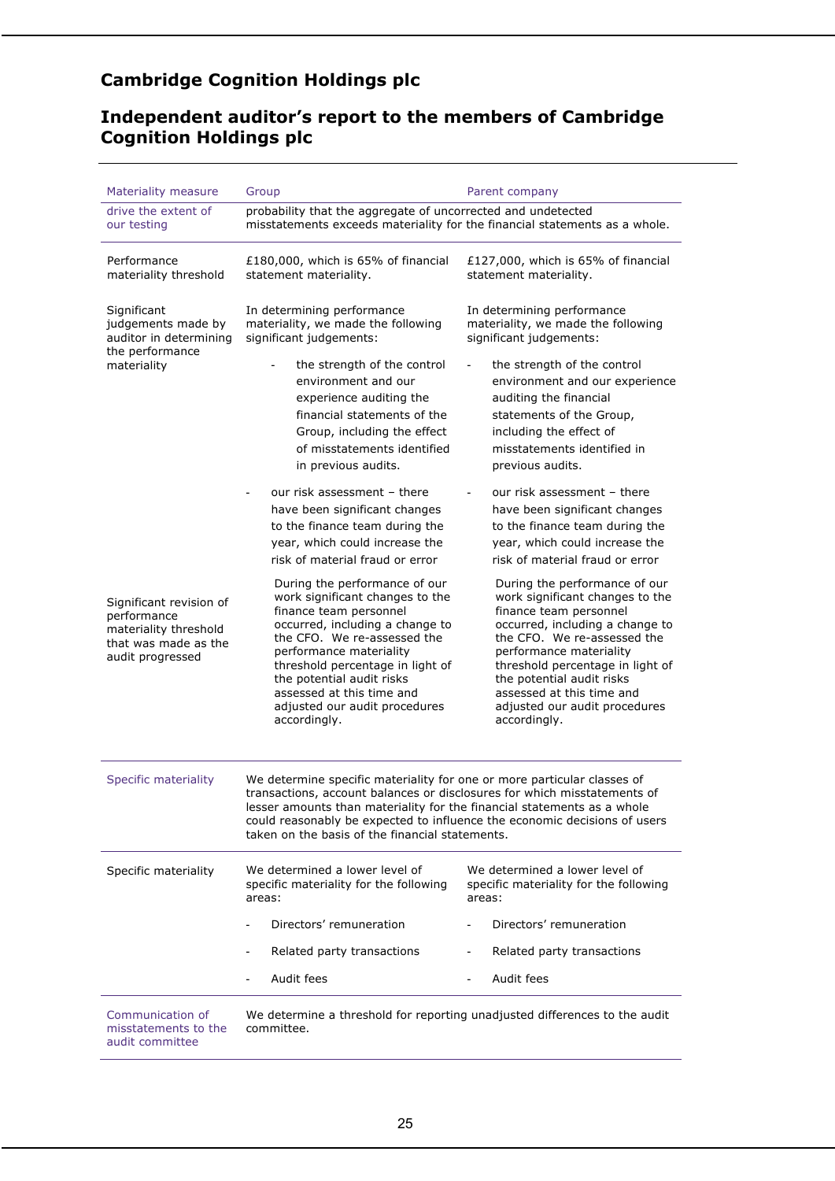## Cambridge Cognition Holdings plc

## Independent auditor's report to the members of Cambridge Cognition Holdings plc

| Materiality measure | Group | Parent company |
|---|---|---|
| drive the extent of our testing | probability that the aggregate of uncorrected and undetected misstatements exceeds materiality for the financial statements as a whole. | |
| Performance materiality threshold | £180,000, which is 65% of financial statement materiality. | £127,000, which is 65% of financial statement materiality. |
| Significant judgements made by auditor in determining the performance materiality | In determining performance materiality, we made the following significant judgements:<br>- the strength of the control environment and our experience auditing the financial statements of the Group, including the effect of misstatements identified in previous audits.<br>- our risk assessment – there have been significant changes to the finance team during the year, which could increase the risk of material fraud or error | In determining performance materiality, we made the following significant judgements:<br>- the strength of the control environment and our experience auditing the financial statements of the Group, including the effect of misstatements identified in previous audits.<br>- our risk assessment – there have been significant changes to the finance team during the year, which could increase the risk of material fraud or error |
| Significant revision of performance materiality threshold that was made as the audit progressed | During the performance of our work significant changes to the finance team personnel occurred, including a change to the CFO. We re-assessed the performance materiality threshold percentage in light of the potential audit risks assessed at this time and adjusted our audit procedures accordingly. | During the performance of our work significant changes to the finance team personnel occurred, including a change to the CFO. We re-assessed the performance materiality threshold percentage in light of the potential audit risks assessed at this time and adjusted our audit procedures accordingly. |
| Specific materiality | We determine specific materiality for one or more particular classes of transactions, account balances or disclosures for which misstatements of lesser amounts than materiality for the financial statements as a whole could reasonably be expected to influence the economic decisions of users taken on the basis of the financial statements. | |
| Specific materiality | We determined a lower level of specific materiality for the following areas:<br>- Directors' remuneration<br>- Related party transactions<br>- Audit fees | We determined a lower level of specific materiality for the following areas:<br>- Directors' remuneration<br>- Related party transactions<br>- Audit fees |
| Communication of misstatements to the audit committee | We determine a threshold for reporting unadjusted differences to the audit committee. | |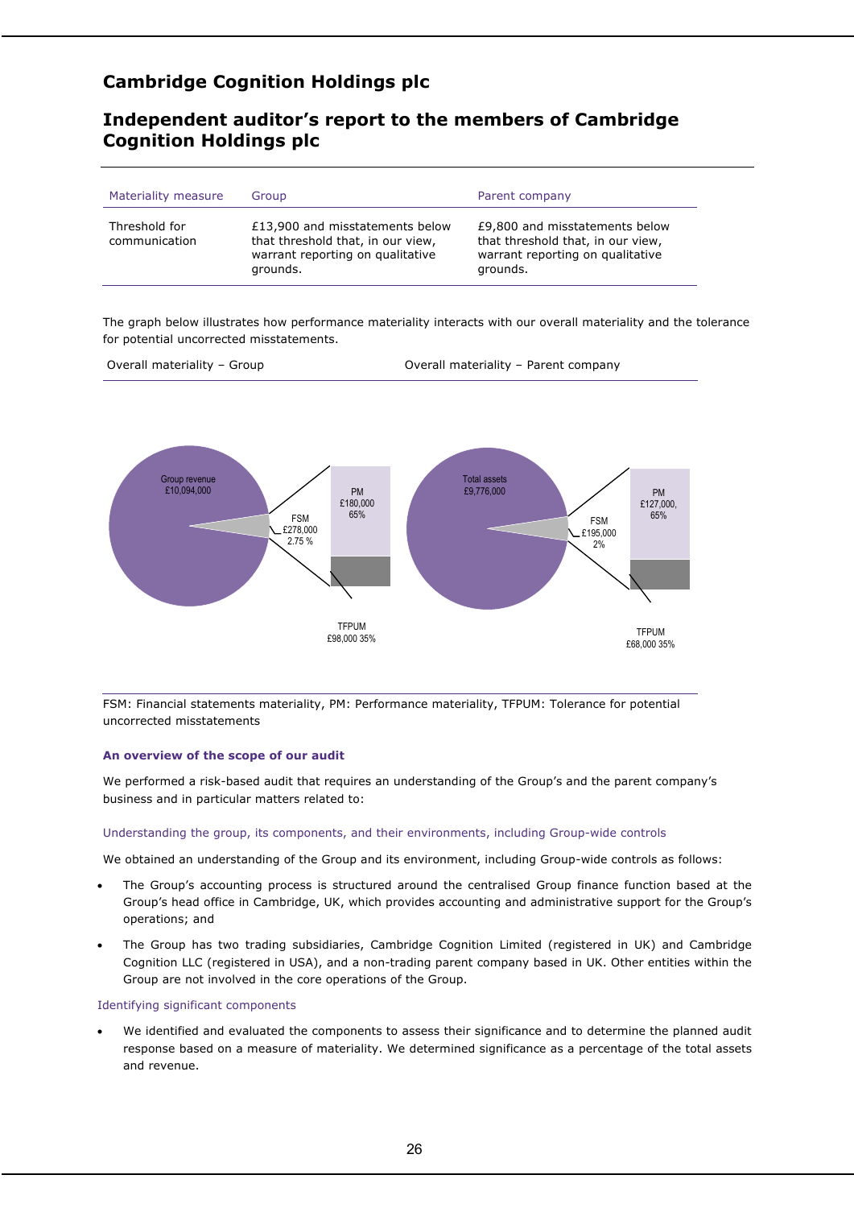## Cambridge Cognition Holdings plc

## Independent auditor's report to the members of Cambridge Cognition Holdings plc

| Materiality measure | Group | Parent company |
|---|---|---|
| Threshold for communication | £13,900 and misstatements below that threshold that, in our view, warrant reporting on qualitative grounds. | £9,800 and misstatements below that threshold that, in our view, warrant reporting on qualitative grounds. |

The graph below illustrates how performance materiality interacts with our overall materiality and the tolerance for potential uncorrected misstatements.

Overall materiality – Group

Group revenue £10,094,000

FSM £278,000 2.75 %

PM £180,000 65%

TFPUM £98,000 35%

Overall materiality – Parent company

Total assets £9,776,000

FSM £195,000 2%

PM £127,000, 65%

TFPUM £68,000 35%

FSM: Financial statements materiality, PM: Performance materiality, TFPUM: Tolerance for potential uncorrected misstatements

### An overview of the scope of our audit

We performed a risk-based audit that requires an understanding of the Group's and the parent company's business and in particular matters related to:

#### Understanding the group, its components, and their environments, including Group-wide controls

We obtained an understanding of the Group and its environment, including Group-wide controls as follows:

- The Group's accounting process is structured around the centralised Group finance function based at the Group's head office in Cambridge, UK, which provides accounting and administrative support for the Group's operations; and
- The Group has two trading subsidiaries, Cambridge Cognition Limited (registered in UK) and Cambridge Cognition LLC (registered in USA), and a non-trading parent company based in UK. Other entities within the Group are not involved in the core operations of the Group.

#### Identifying significant components

- We identified and evaluated the components to assess their significance and to determine the planned audit response based on a measure of materiality. We determined significance as a percentage of the total assets and revenue.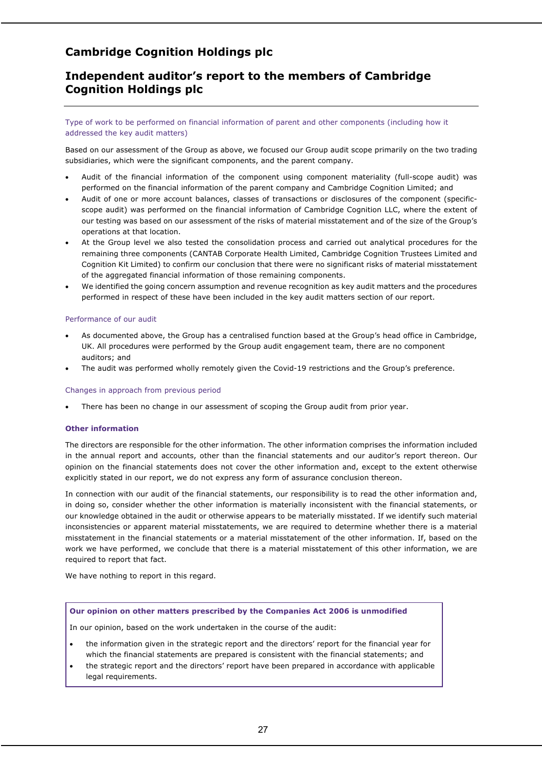# Cambridge Cognition Holdings plc

## Independent auditor's report to the members of Cambridge Cognition Holdings plc

Type of work to be performed on financial information of parent and other components (including how it addressed the key audit matters)

Based on our assessment of the Group as above, we focused our Group audit scope primarily on the two trading subsidiaries, which were the significant components, and the parent company.

- Audit of the financial information of the component using component materiality (full-scope audit) was performed on the financial information of the parent company and Cambridge Cognition Limited; and
- Audit of one or more account balances, classes of transactions or disclosures of the component (specific-scope audit) was performed on the financial information of Cambridge Cognition LLC, where the extent of our testing was based on our assessment of the risks of material misstatement and of the size of the Group's operations at that location.
- At the Group level we also tested the consolidation process and carried out analytical procedures for the remaining three components (CANTAB Corporate Health Limited, Cambridge Cognition Trustees Limited and Cognition Kit Limited) to confirm our conclusion that there were no significant risks of material misstatement of the aggregated financial information of those remaining components.
- We identified the going concern assumption and revenue recognition as key audit matters and the procedures performed in respect of these have been included in the key audit matters section of our report.

Performance of our audit

- As documented above, the Group has a centralised function based at the Group's head office in Cambridge, UK. All procedures were performed by the Group audit engagement team, there are no component auditors; and
- The audit was performed wholly remotely given the Covid-19 restrictions and the Group's preference.

Changes in approach from previous period

- There has been no change in our assessment of scoping the Group audit from prior year.

**Other information**

The directors are responsible for the other information. The other information comprises the information included in the annual report and accounts, other than the financial statements and our auditor's report thereon. Our opinion on the financial statements does not cover the other information and, except to the extent otherwise explicitly stated in our report, we do not express any form of assurance conclusion thereon.

In connection with our audit of the financial statements, our responsibility is to read the other information and, in doing so, consider whether the other information is materially inconsistent with the financial statements, or our knowledge obtained in the audit or otherwise appears to be materially misstated. If we identify such material inconsistencies or apparent material misstatements, we are required to determine whether there is a material misstatement in the financial statements or a material misstatement of the other information. If, based on the work we have performed, we conclude that there is a material misstatement of this other information, we are required to report that fact.

We have nothing to report in this regard.

**Our opinion on other matters prescribed by the Companies Act 2006 is unmodified**

In our opinion, based on the work undertaken in the course of the audit:

- the information given in the strategic report and the directors' report for the financial year for which the financial statements are prepared is consistent with the financial statements; and
- the strategic report and the directors' report have been prepared in accordance with applicable legal requirements.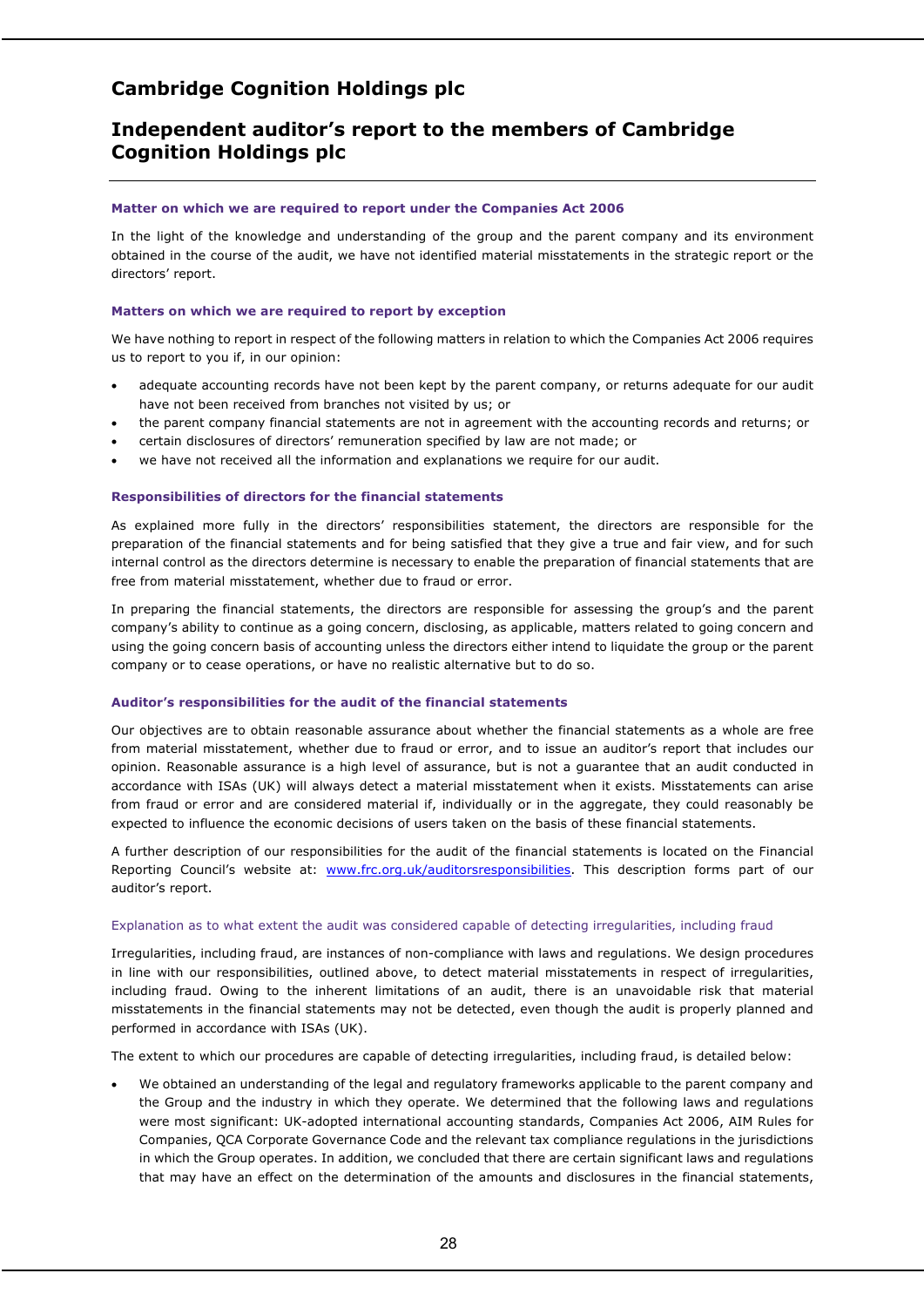# Cambridge Cognition Holdings plc

# Independent auditor's report to the members of Cambridge Cognition Holdings plc

### Matter on which we are required to report under the Companies Act 2006

In the light of the knowledge and understanding of the group and the parent company and its environment obtained in the course of the audit, we have not identified material misstatements in the strategic report or the directors' report.

### Matters on which we are required to report by exception

We have nothing to report in respect of the following matters in relation to which the Companies Act 2006 requires us to report to you if, in our opinion:

- adequate accounting records have not been kept by the parent company, or returns adequate for our audit have not been received from branches not visited by us; or
- the parent company financial statements are not in agreement with the accounting records and returns; or
- certain disclosures of directors' remuneration specified by law are not made; or
- we have not received all the information and explanations we require for our audit.

### Responsibilities of directors for the financial statements

As explained more fully in the directors' responsibilities statement, the directors are responsible for the preparation of the financial statements and for being satisfied that they give a true and fair view, and for such internal control as the directors determine is necessary to enable the preparation of financial statements that are free from material misstatement, whether due to fraud or error.

In preparing the financial statements, the directors are responsible for assessing the group's and the parent company's ability to continue as a going concern, disclosing, as applicable, matters related to going concern and using the going concern basis of accounting unless the directors either intend to liquidate the group or the parent company or to cease operations, or have no realistic alternative but to do so.

### Auditor's responsibilities for the audit of the financial statements

Our objectives are to obtain reasonable assurance about whether the financial statements as a whole are free from material misstatement, whether due to fraud or error, and to issue an auditor's report that includes our opinion. Reasonable assurance is a high level of assurance, but is not a guarantee that an audit conducted in accordance with ISAs (UK) will always detect a material misstatement when it exists. Misstatements can arise from fraud or error and are considered material if, individually or in the aggregate, they could reasonably be expected to influence the economic decisions of users taken on the basis of these financial statements.

A further description of our responsibilities for the audit of the financial statements is located on the Financial Reporting Council's website at: www.frc.org.uk/auditorsresponsibilities. This description forms part of our auditor's report.

#### Explanation as to what extent the audit was considered capable of detecting irregularities, including fraud

Irregularities, including fraud, are instances of non-compliance with laws and regulations. We design procedures in line with our responsibilities, outlined above, to detect material misstatements in respect of irregularities, including fraud. Owing to the inherent limitations of an audit, there is an unavoidable risk that material misstatements in the financial statements may not be detected, even though the audit is properly planned and performed in accordance with ISAs (UK).

The extent to which our procedures are capable of detecting irregularities, including fraud, is detailed below:

- We obtained an understanding of the legal and regulatory frameworks applicable to the parent company and the Group and the industry in which they operate. We determined that the following laws and regulations were most significant: UK-adopted international accounting standards, Companies Act 2006, AIM Rules for Companies, QCA Corporate Governance Code and the relevant tax compliance regulations in the jurisdictions in which the Group operates. In addition, we concluded that there are certain significant laws and regulations that may have an effect on the determination of the amounts and disclosures in the financial statements,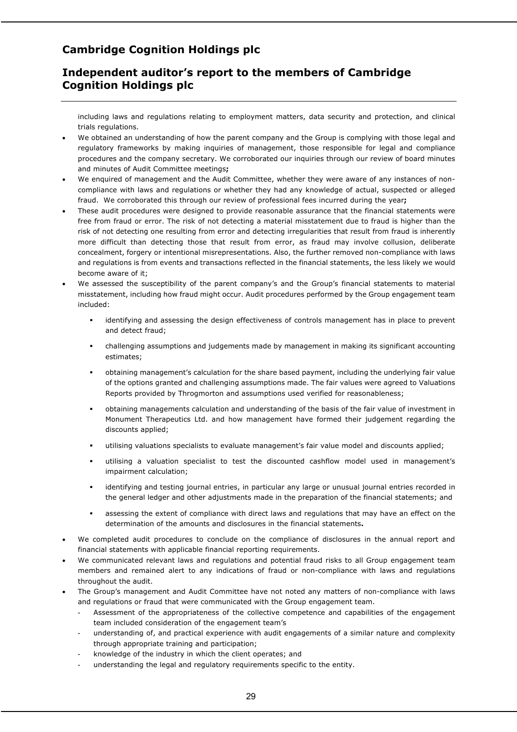including laws and regulations relating to employment matters, data security and protection, and clinical trials regulations.

- We obtained an understanding of how the parent company and the Group is complying with those legal and regulatory frameworks by making inquiries of management, those responsible for legal and compliance procedures and the company secretary. We corroborated our inquiries through our review of board minutes and minutes of Audit Committee meetings**;**
- We enquired of management and the Audit Committee, whether they were aware of any instances of non-compliance with laws and regulations or whether they had any knowledge of actual, suspected or alleged fraud. We corroborated this through our review of professional fees incurred during the year**;**
- These audit procedures were designed to provide reasonable assurance that the financial statements were free from fraud or error. The risk of not detecting a material misstatement due to fraud is higher than the risk of not detecting one resulting from error and detecting irregularities that result from fraud is inherently more difficult than detecting those that result from error, as fraud may involve collusion, deliberate concealment, forgery or intentional misrepresentations. Also, the further removed non-compliance with laws and regulations is from events and transactions reflected in the financial statements, the less likely we would become aware of it;
- We assessed the susceptibility of the parent company's and the Group's financial statements to material misstatement, including how fraud might occur. Audit procedures performed by the Group engagement team included:
  - identifying and assessing the design effectiveness of controls management has in place to prevent and detect fraud;
  - challenging assumptions and judgements made by management in making its significant accounting estimates;
  - obtaining management's calculation for the share based payment, including the underlying fair value of the options granted and challenging assumptions made. The fair values were agreed to Valuations Reports provided by Throgmorton and assumptions used verified for reasonableness;
  - obtaining managements calculation and understanding of the basis of the fair value of investment in Monument Therapeutics Ltd. and how management have formed their judgement regarding the discounts applied;
  - utilising valuations specialists to evaluate management's fair value model and discounts applied;
  - utilising a valuation specialist to test the discounted cashflow model used in management's impairment calculation;
  - identifying and testing journal entries, in particular any large or unusual journal entries recorded in the general ledger and other adjustments made in the preparation of the financial statements; and
  - assessing the extent of compliance with direct laws and regulations that may have an effect on the determination of the amounts and disclosures in the financial statements**.**
- We completed audit procedures to conclude on the compliance of disclosures in the annual report and financial statements with applicable financial reporting requirements.
- We communicated relevant laws and regulations and potential fraud risks to all Group engagement team members and remained alert to any indications of fraud or non-compliance with laws and regulations throughout the audit.
- The Group's management and Audit Committee have not noted any matters of non-compliance with laws and regulations or fraud that were communicated with the Group engagement team.
  - Assessment of the appropriateness of the collective competence and capabilities of the engagement team included consideration of the engagement team's
  - understanding of, and practical experience with audit engagements of a similar nature and complexity through appropriate training and participation;
  - knowledge of the industry in which the client operates; and
  - understanding the legal and regulatory requirements specific to the entity.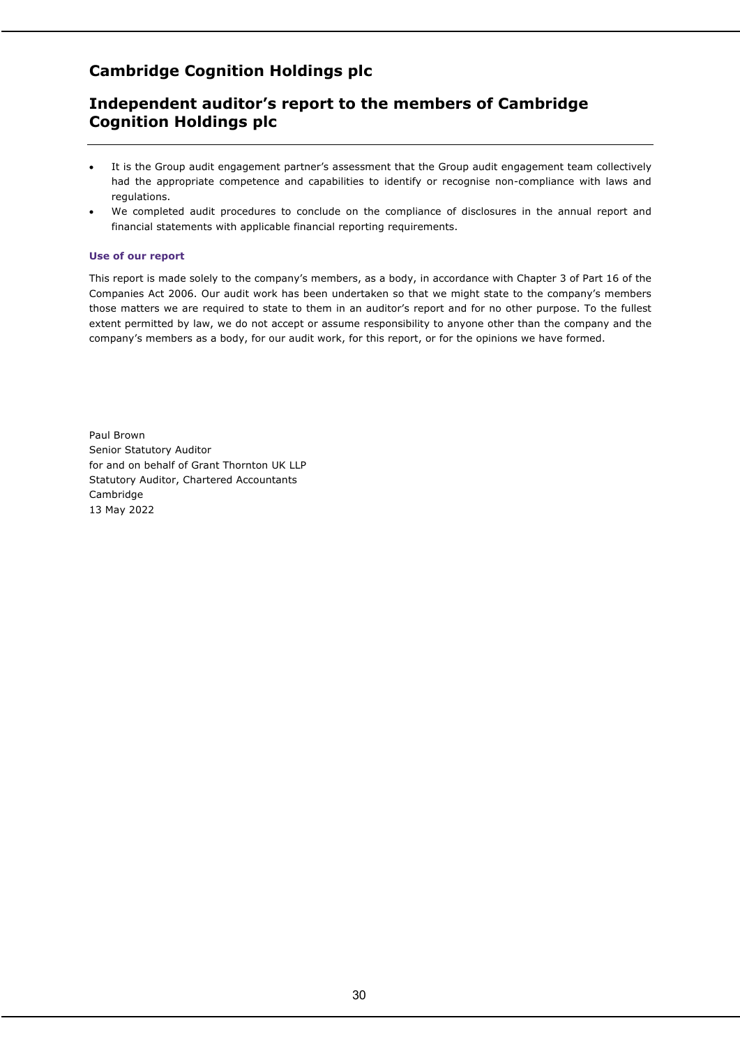- It is the Group audit engagement partner's assessment that the Group audit engagement team collectively had the appropriate competence and capabilities to identify or recognise non-compliance with laws and regulations.
- We completed audit procedures to conclude on the compliance of disclosures in the annual report and financial statements with applicable financial reporting requirements.

### Use of our report

This report is made solely to the company's members, as a body, in accordance with Chapter 3 of Part 16 of the Companies Act 2006. Our audit work has been undertaken so that we might state to the company's members those matters we are required to state to them in an auditor's report and for no other purpose. To the fullest extent permitted by law, we do not accept or assume responsibility to anyone other than the company and the company's members as a body, for our audit work, for this report, or for the opinions we have formed.

Paul Brown
Senior Statutory Auditor
for and on behalf of Grant Thornton UK LLP
Statutory Auditor, Chartered Accountants
Cambridge
13 May 2022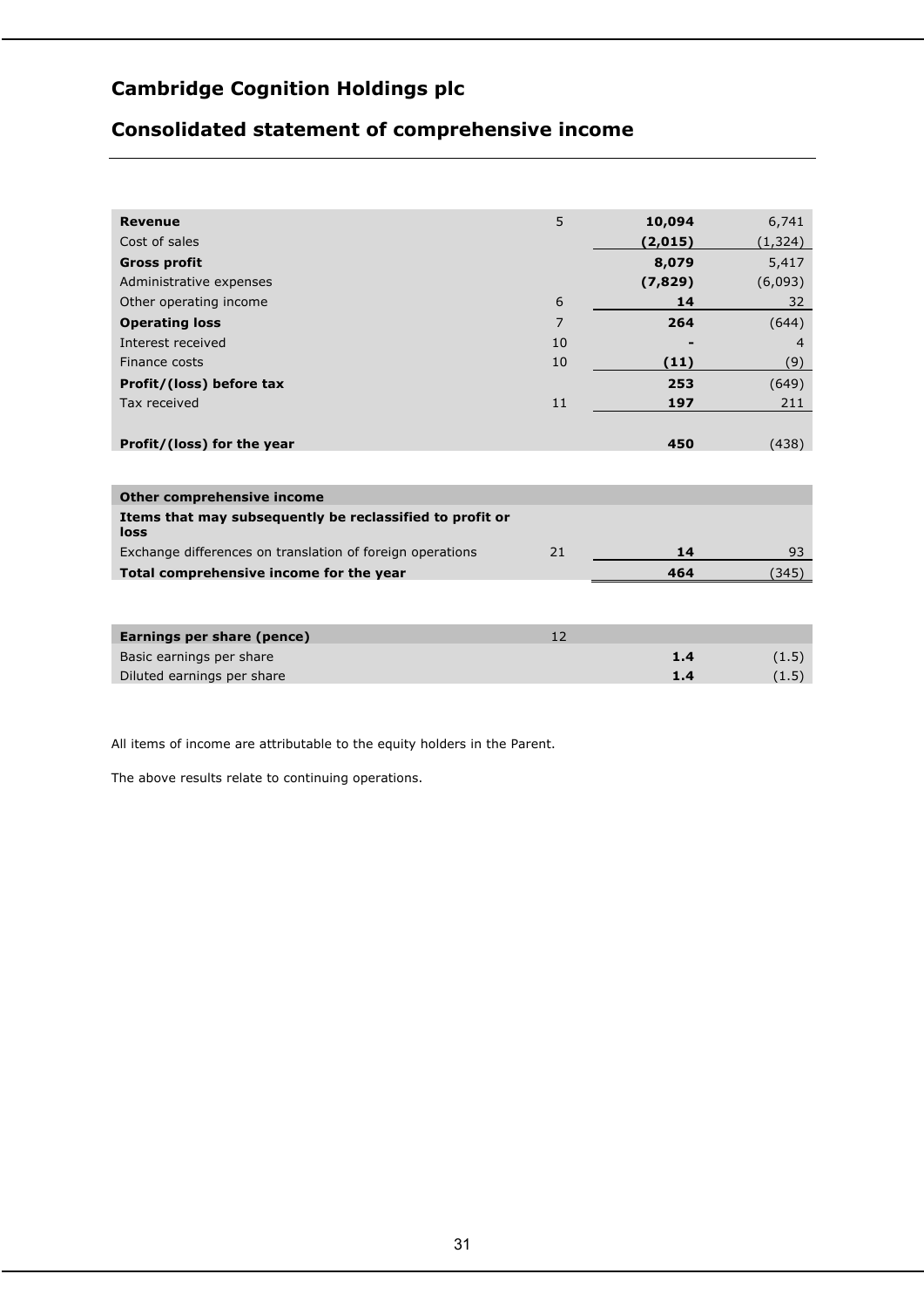## Cambridge Cognition Holdings plc

## Consolidated statement of comprehensive income

| | Note | | |
|---|---|---|---|
| **Revenue** | 5 | **10,094** | 6,741 |
| Cost of sales | | **(2,015)** | (1,324) |
| **Gross profit** | | **8,079** | 5,417 |
| Administrative expenses | | **(7,829)** | (6,093) |
| Other operating income | 6 | **14** | 32 |
| **Operating loss** | 7 | **264** | (644) |
| Interest received | 10 | **-** | 4 |
| Finance costs | 10 | **(11)** | (9) |
| **Profit/(loss) before tax** | | **253** | (649) |
| Tax received | 11 | **197** | 211 |
| **Profit/(loss) for the year** | | **450** | (438) |
| **Other comprehensive income** | | | |
| **Items that may subsequently be reclassified to profit or loss** | | | |
| Exchange differences on translation of foreign operations | 21 | **14** | 93 |
| **Total comprehensive income for the year** | | **464** | (345) |
| **Earnings per share (pence)** | 12 | | |
| Basic earnings per share | | **1.4** | (1.5) |
| Diluted earnings per share | | **1.4** | (1.5) |

All items of income are attributable to the equity holders in the Parent.

The above results relate to continuing operations.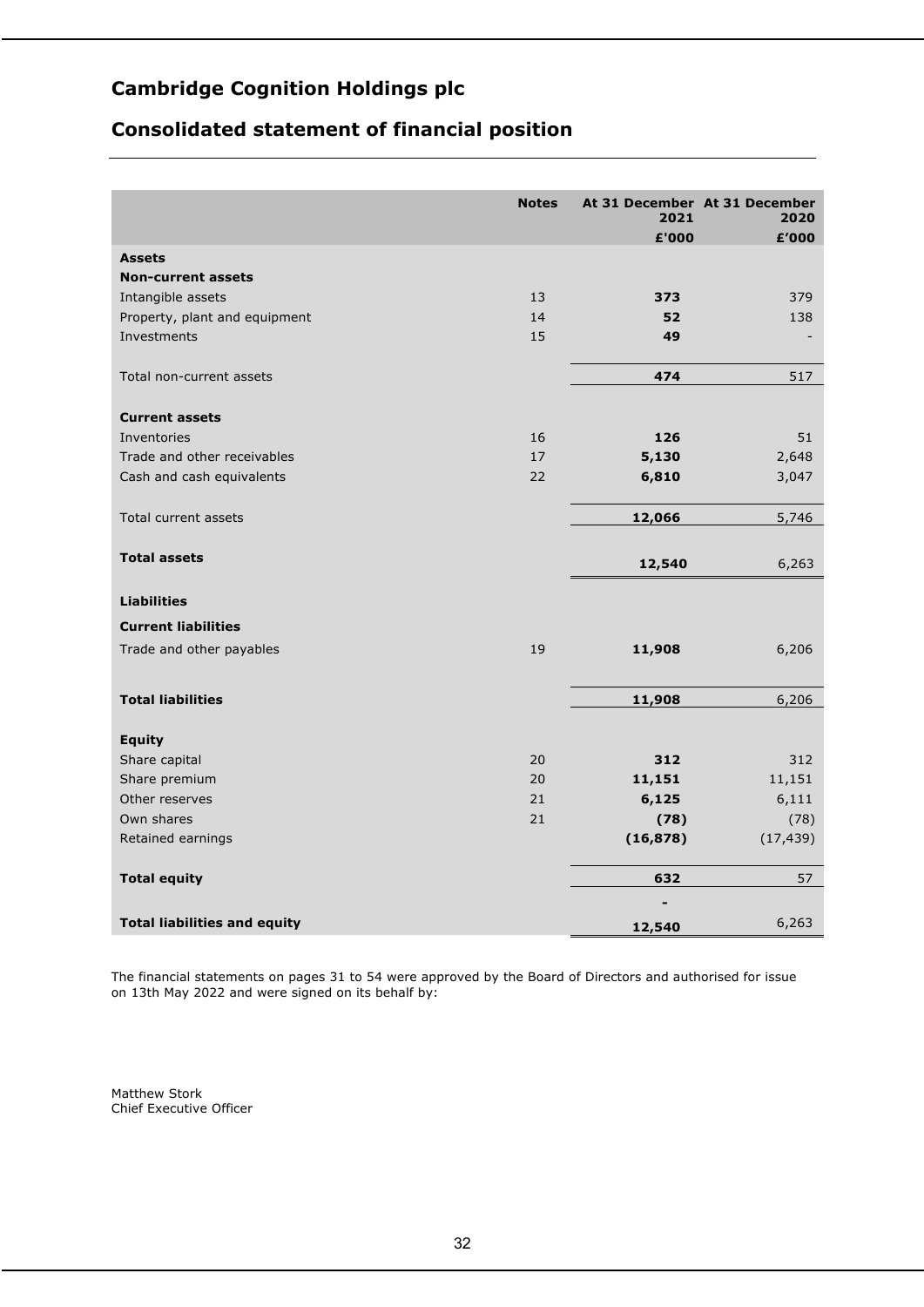# Cambridge Cognition Holdings plc

## Consolidated statement of financial position

| | Notes | At 31 December 2021 £'000 | At 31 December 2020 £'000 |
|---|---|---|---|
| **Assets** | | | |
| **Non-current assets** | | | |
| Intangible assets | 13 | **373** | 379 |
| Property, plant and equipment | 14 | **52** | 138 |
| Investments | 15 | **49** | - |
| Total non-current assets | | **474** | 517 |
| **Current assets** | | | |
| Inventories | 16 | **126** | 51 |
| Trade and other receivables | 17 | **5,130** | 2,648 |
| Cash and cash equivalents | 22 | **6,810** | 3,047 |
| Total current assets | | **12,066** | 5,746 |
| **Total assets** | | **12,540** | 6,263 |
| **Liabilities** | | | |
| **Current liabilities** | | | |
| Trade and other payables | 19 | **11,908** | 6,206 |
| **Total liabilities** | | **11,908** | 6,206 |
| **Equity** | | | |
| Share capital | 20 | **312** | 312 |
| Share premium | 20 | **11,151** | 11,151 |
| Other reserves | 21 | **6,125** | 6,111 |
| Own shares | 21 | **(78)** | (78) |
| Retained earnings | | **(16,878)** | (17,439) |
| **Total equity** | | **632** | 57 |
| | | **-** | |
| **Total liabilities and equity** | | **12,540** | 6,263 |

The financial statements on pages 31 to 54 were approved by the Board of Directors and authorised for issue on 13th May 2022 and were signed on its behalf by:

Matthew Stork
Chief Executive Officer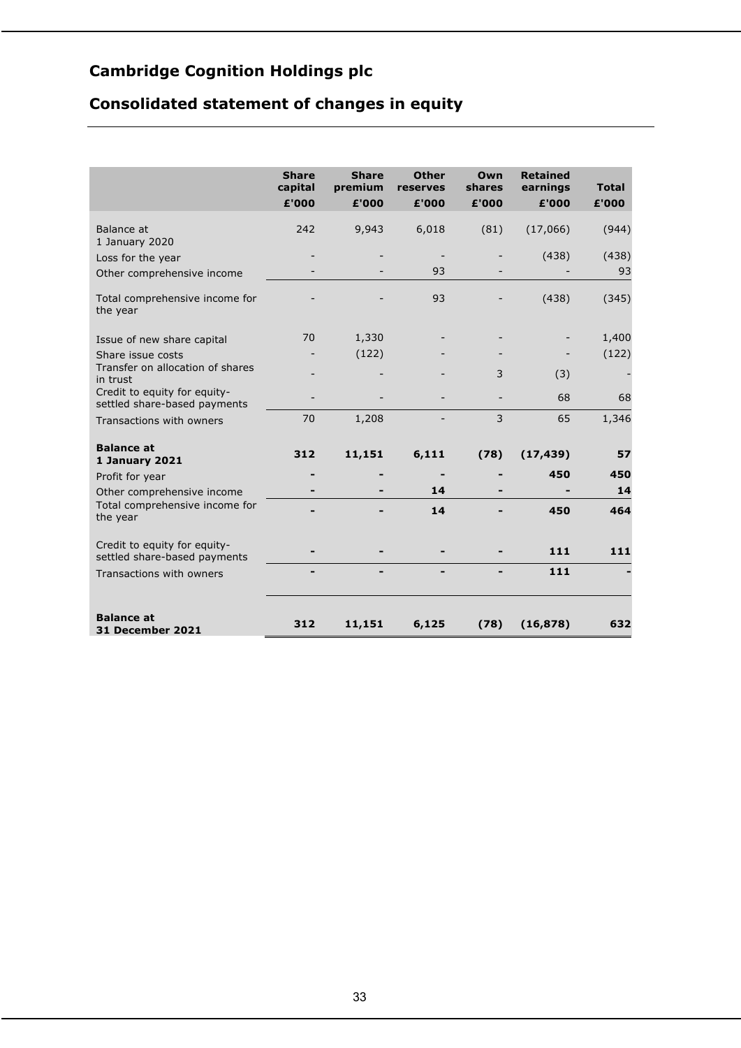# Cambridge Cognition Holdings plc

## Consolidated statement of changes in equity

| | Share capital £'000 | Share premium £'000 | Other reserves £'000 | Own shares £'000 | Retained earnings £'000 | Total £'000 |
|---|---|---|---|---|---|---|
| Balance at 1 January 2020 | 242 | 9,943 | 6,018 | (81) | (17,066) | (944) |
| Loss for the year | - | - | - | - | (438) | (438) |
| Other comprehensive income | - | - | 93 | - | - | 93 |
| Total comprehensive income for the year | - | - | 93 | - | (438) | (345) |
| Issue of new share capital | 70 | 1,330 | - | - | - | 1,400 |
| Share issue costs | - | (122) | - | - | - | (122) |
| Transfer on allocation of shares in trust | - | - | - | 3 | (3) | - |
| Credit to equity for equity-settled share-based payments | - | - | - | - | 68 | 68 |
| Transactions with owners | 70 | 1,208 | - | 3 | 65 | 1,346 |
| **Balance at 1 January 2021** | **312** | **11,151** | **6,111** | **(78)** | **(17,439)** | **57** |
| Profit for year | **-** | **-** | **-** | **-** | **450** | **450** |
| Other comprehensive income | **-** | **-** | **14** | **-** | **-** | **14** |
| Total comprehensive income for the year | **-** | **-** | **14** | **-** | **450** | **464** |
| Credit to equity for equity-settled share-based payments | **-** | **-** | **-** | **-** | **111** | **111** |
| Transactions with owners | **-** | **-** | **-** | **-** | **111** | **-** |
| **Balance at 31 December 2021** | **312** | **11,151** | **6,125** | **(78)** | **(16,878)** | **632** |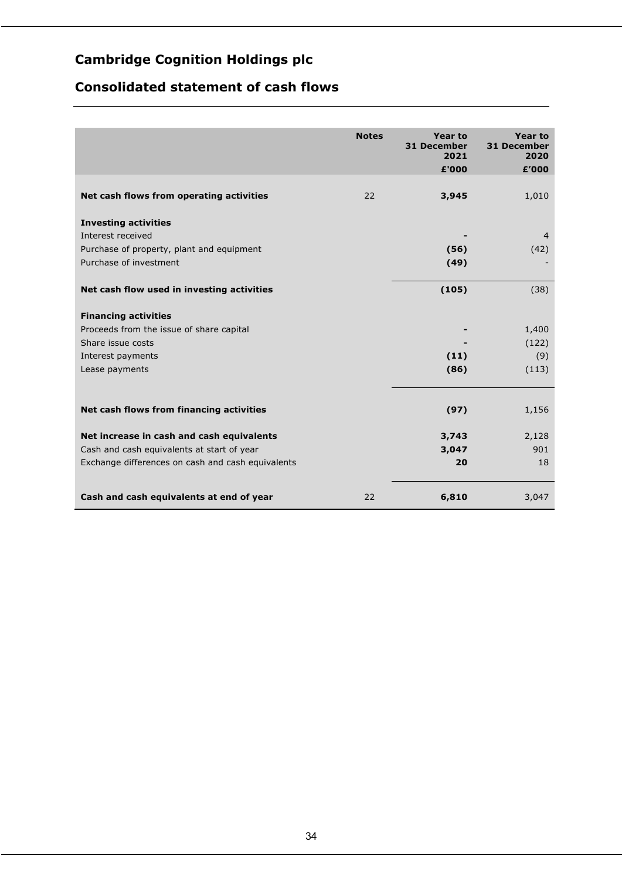# Cambridge Cognition Holdings plc

## Consolidated statement of cash flows

| | Notes | Year to 31 December 2021 £'000 | Year to 31 December 2020 £'000 |
|---|---|---|---|
| **Net cash flows from operating activities** | 22 | **3,945** | 1,010 |
| **Investing activities** | | | |
| Interest received | | **-** | 4 |
| Purchase of property, plant and equipment | | **(56)** | (42) |
| Purchase of investment | | **(49)** | - |
| **Net cash flow used in investing activities** | | **(105)** | (38) |
| **Financing activities** | | | |
| Proceeds from the issue of share capital | | **-** | 1,400 |
| Share issue costs | | **-** | (122) |
| Interest payments | | **(11)** | (9) |
| Lease payments | | **(86)** | (113) |
| **Net cash flows from financing activities** | | **(97)** | 1,156 |
| **Net increase in cash and cash equivalents** | | **3,743** | 2,128 |
| Cash and cash equivalents at start of year | | **3,047** | 901 |
| Exchange differences on cash and cash equivalents | | **20** | 18 |
| **Cash and cash equivalents at end of year** | 22 | **6,810** | 3,047 |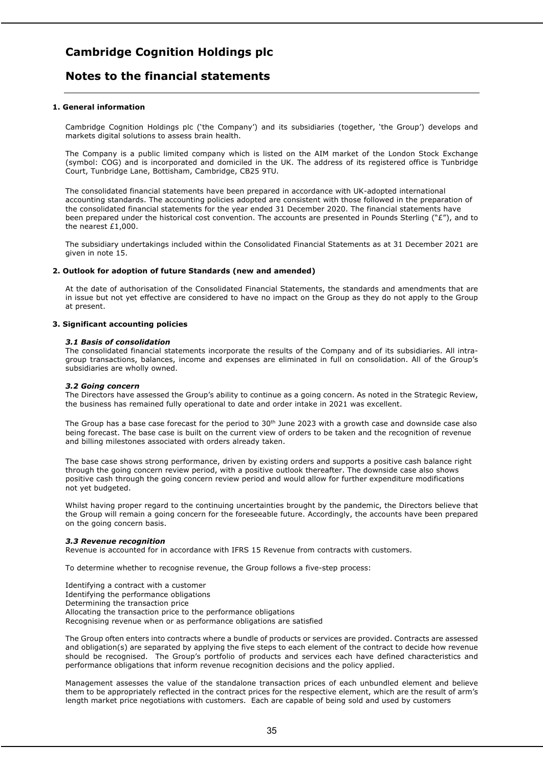# Cambridge Cognition Holdings plc

## Notes to the financial statements

### 1. General information

Cambridge Cognition Holdings plc ('the Company') and its subsidiaries (together, 'the Group') develops and markets digital solutions to assess brain health.

The Company is a public limited company which is listed on the AIM market of the London Stock Exchange (symbol: COG) and is incorporated and domiciled in the UK. The address of its registered office is Tunbridge Court, Tunbridge Lane, Bottisham, Cambridge, CB25 9TU.

The consolidated financial statements have been prepared in accordance with UK-adopted international accounting standards. The accounting policies adopted are consistent with those followed in the preparation of the consolidated financial statements for the year ended 31 December 2020. The financial statements have been prepared under the historical cost convention. The accounts are presented in Pounds Sterling ("£"), and to the nearest £1,000.

The subsidiary undertakings included within the Consolidated Financial Statements as at 31 December 2021 are given in note 15.

### 2. Outlook for adoption of future Standards (new and amended)

At the date of authorisation of the Consolidated Financial Statements, the standards and amendments that are in issue but not yet effective are considered to have no impact on the Group as they do not apply to the Group at present.

### 3. Significant accounting policies

#### *3.1 Basis of consolidation*

The consolidated financial statements incorporate the results of the Company and of its subsidiaries. All intra-group transactions, balances, income and expenses are eliminated in full on consolidation. All of the Group's subsidiaries are wholly owned.

#### *3.2 Going concern*

The Directors have assessed the Group's ability to continue as a going concern. As noted in the Strategic Review, the business has remained fully operational to date and order intake in 2021 was excellent.

The Group has a base case forecast for the period to 30th June 2023 with a growth case and downside case also being forecast. The base case is built on the current view of orders to be taken and the recognition of revenue and billing milestones associated with orders already taken.

The base case shows strong performance, driven by existing orders and supports a positive cash balance right through the going concern review period, with a positive outlook thereafter. The downside case also shows positive cash through the going concern review period and would allow for further expenditure modifications not yet budgeted.

Whilst having proper regard to the continuing uncertainties brought by the pandemic, the Directors believe that the Group will remain a going concern for the foreseeable future. Accordingly, the accounts have been prepared on the going concern basis.

#### *3.3 Revenue recognition*

Revenue is accounted for in accordance with IFRS 15 Revenue from contracts with customers.

To determine whether to recognise revenue, the Group follows a five-step process:

Identifying a contract with a customer
Identifying the performance obligations
Determining the transaction price
Allocating the transaction price to the performance obligations
Recognising revenue when or as performance obligations are satisfied

The Group often enters into contracts where a bundle of products or services are provided. Contracts are assessed and obligation(s) are separated by applying the five steps to each element of the contract to decide how revenue should be recognised. The Group's portfolio of products and services each have defined characteristics and performance obligations that inform revenue recognition decisions and the policy applied.

Management assesses the value of the standalone transaction prices of each unbundled element and believe them to be appropriately reflected in the contract prices for the respective element, which are the result of arm's length market price negotiations with customers. Each are capable of being sold and used by customers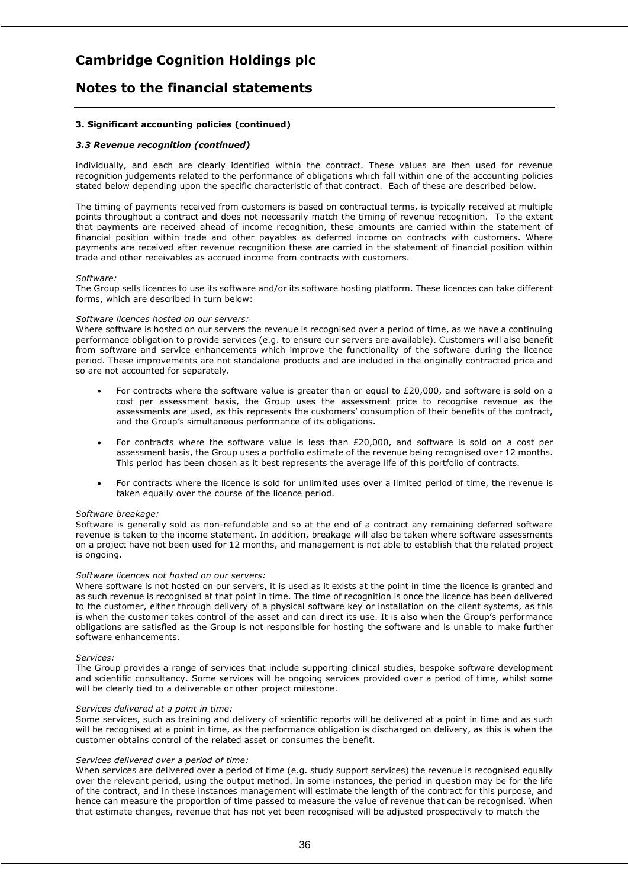# Cambridge Cognition Holdings plc

## Notes to the financial statements

### 3. Significant accounting policies (continued)

#### *3.3 Revenue recognition (continued)*

individually, and each are clearly identified within the contract. These values are then used for revenue recognition judgements related to the performance of obligations which fall within one of the accounting policies stated below depending upon the specific characteristic of that contract. Each of these are described below.

The timing of payments received from customers is based on contractual terms, is typically received at multiple points throughout a contract and does not necessarily match the timing of revenue recognition. To the extent that payments are received ahead of income recognition, these amounts are carried within the statement of financial position within trade and other payables as deferred income on contracts with customers. Where payments are received after revenue recognition these are carried in the statement of financial position within trade and other receivables as accrued income from contracts with customers.

*Software:*
The Group sells licences to use its software and/or its software hosting platform. These licences can take different forms, which are described in turn below:

*Software licences hosted on our servers:*
Where software is hosted on our servers the revenue is recognised over a period of time, as we have a continuing performance obligation to provide services (e.g. to ensure our servers are available). Customers will also benefit from software and service enhancements which improve the functionality of the software during the licence period. These improvements are not standalone products and are included in the originally contracted price and so are not accounted for separately.

- For contracts where the software value is greater than or equal to £20,000, and software is sold on a cost per assessment basis, the Group uses the assessment price to recognise revenue as the assessments are used, as this represents the customers' consumption of their benefits of the contract, and the Group's simultaneous performance of its obligations.
- For contracts where the software value is less than £20,000, and software is sold on a cost per assessment basis, the Group uses a portfolio estimate of the revenue being recognised over 12 months. This period has been chosen as it best represents the average life of this portfolio of contracts.
- For contracts where the licence is sold for unlimited uses over a limited period of time, the revenue is taken equally over the course of the licence period.

*Software breakage:*
Software is generally sold as non-refundable and so at the end of a contract any remaining deferred software revenue is taken to the income statement. In addition, breakage will also be taken where software assessments on a project have not been used for 12 months, and management is not able to establish that the related project is ongoing.

*Software licences not hosted on our servers:*
Where software is not hosted on our servers, it is used as it exists at the point in time the licence is granted and as such revenue is recognised at that point in time. The time of recognition is once the licence has been delivered to the customer, either through delivery of a physical software key or installation on the client systems, as this is when the customer takes control of the asset and can direct its use. It is also when the Group's performance obligations are satisfied as the Group is not responsible for hosting the software and is unable to make further software enhancements.

*Services:*
The Group provides a range of services that include supporting clinical studies, bespoke software development and scientific consultancy. Some services will be ongoing services provided over a period of time, whilst some will be clearly tied to a deliverable or other project milestone.

*Services delivered at a point in time:*
Some services, such as training and delivery of scientific reports will be delivered at a point in time and as such will be recognised at a point in time, as the performance obligation is discharged on delivery, as this is when the customer obtains control of the related asset or consumes the benefit.

*Services delivered over a period of time:*
When services are delivered over a period of time (e.g. study support services) the revenue is recognised equally over the relevant period, using the output method. In some instances, the period in question may be for the life of the contract, and in these instances management will estimate the length of the contract for this purpose, and hence can measure the proportion of time passed to measure the value of revenue that can be recognised. When that estimate changes, revenue that has not yet been recognised will be adjusted prospectively to match the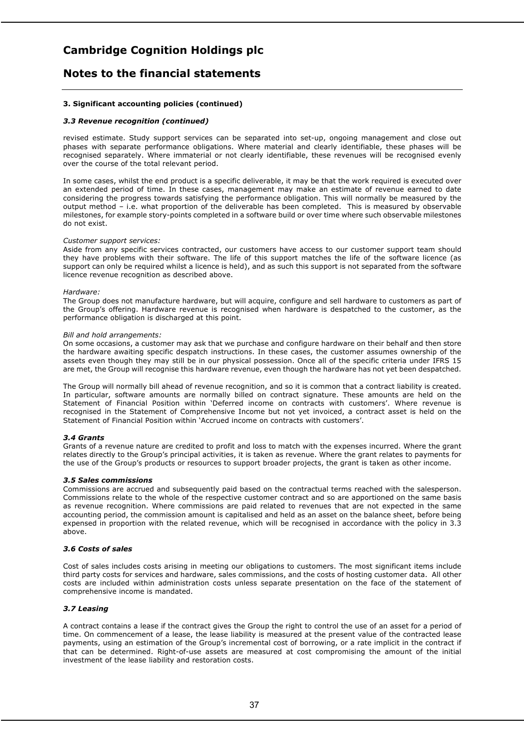# Cambridge Cognition Holdings plc

## Notes to the financial statements

**3. Significant accounting policies (continued)**

***3.3 Revenue recognition (continued)***

revised estimate. Study support services can be separated into set-up, ongoing management and close out phases with separate performance obligations. Where material and clearly identifiable, these phases will be recognised separately. Where immaterial or not clearly identifiable, these revenues will be recognised evenly over the course of the total relevant period.

In some cases, whilst the end product is a specific deliverable, it may be that the work required is executed over an extended period of time. In these cases, management may make an estimate of revenue earned to date considering the progress towards satisfying the performance obligation. This will normally be measured by the output method – i.e. what proportion of the deliverable has been completed. This is measured by observable milestones, for example story-points completed in a software build or over time where such observable milestones do not exist.

*Customer support services:*
Aside from any specific services contracted, our customers have access to our customer support team should they have problems with their software. The life of this support matches the life of the software licence (as support can only be required whilst a licence is held), and as such this support is not separated from the software licence revenue recognition as described above.

*Hardware:*
The Group does not manufacture hardware, but will acquire, configure and sell hardware to customers as part of the Group's offering. Hardware revenue is recognised when hardware is despatched to the customer, as the performance obligation is discharged at this point.

*Bill and hold arrangements:*
On some occasions, a customer may ask that we purchase and configure hardware on their behalf and then store the hardware awaiting specific despatch instructions. In these cases, the customer assumes ownership of the assets even though they may still be in our physical possession. Once all of the specific criteria under IFRS 15 are met, the Group will recognise this hardware revenue, even though the hardware has not yet been despatched.

The Group will normally bill ahead of revenue recognition, and so it is common that a contract liability is created. In particular, software amounts are normally billed on contract signature. These amounts are held on the Statement of Financial Position within 'Deferred income on contracts with customers'. Where revenue is recognised in the Statement of Comprehensive Income but not yet invoiced, a contract asset is held on the Statement of Financial Position within 'Accrued income on contracts with customers'.

***3.4 Grants***

Grants of a revenue nature are credited to profit and loss to match with the expenses incurred. Where the grant relates directly to the Group's principal activities, it is taken as revenue. Where the grant relates to payments for the use of the Group's products or resources to support broader projects, the grant is taken as other income.

***3.5 Sales commissions***

Commissions are accrued and subsequently paid based on the contractual terms reached with the salesperson. Commissions relate to the whole of the respective customer contract and so are apportioned on the same basis as revenue recognition. Where commissions are paid related to revenues that are not expected in the same accounting period, the commission amount is capitalised and held as an asset on the balance sheet, before being expensed in proportion with the related revenue, which will be recognised in accordance with the policy in 3.3 above.

***3.6 Costs of sales***

Cost of sales includes costs arising in meeting our obligations to customers. The most significant items include third party costs for services and hardware, sales commissions, and the costs of hosting customer data. All other costs are included within administration costs unless separate presentation on the face of the statement of comprehensive income is mandated.

***3.7 Leasing***

A contract contains a lease if the contract gives the Group the right to control the use of an asset for a period of time. On commencement of a lease, the lease liability is measured at the present value of the contracted lease payments, using an estimation of the Group's incremental cost of borrowing, or a rate implicit in the contract if that can be determined. Right-of-use assets are measured at cost compromising the amount of the initial investment of the lease liability and restoration costs.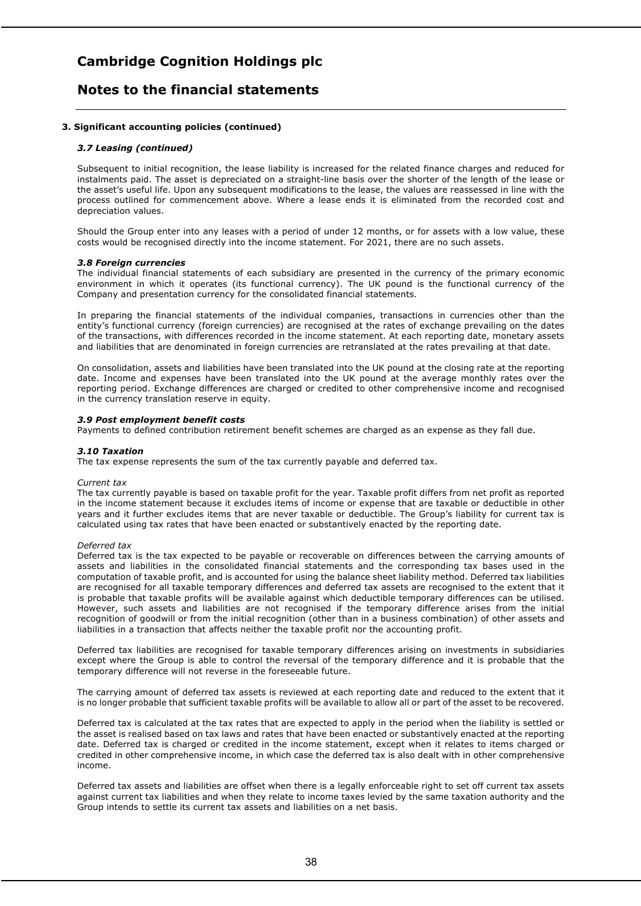# Cambridge Cognition Holdings plc

## Notes to the financial statements

### 3. Significant accounting policies (continued)

***3.7 Leasing (continued)***

Subsequent to initial recognition, the lease liability is increased for the related finance charges and reduced for instalments paid. The asset is depreciated on a straight-line basis over the shorter of the length of the lease or the asset's useful life. Upon any subsequent modifications to the lease, the values are reassessed in line with the process outlined for commencement above. Where a lease ends it is eliminated from the recorded cost and depreciation values.

Should the Group enter into any leases with a period of under 12 months, or for assets with a low value, these costs would be recognised directly into the income statement. For 2021, there are no such assets.

***3.8 Foreign currencies***

The individual financial statements of each subsidiary are presented in the currency of the primary economic environment in which it operates (its functional currency). The UK pound is the functional currency of the Company and presentation currency for the consolidated financial statements.

In preparing the financial statements of the individual companies, transactions in currencies other than the entity's functional currency (foreign currencies) are recognised at the rates of exchange prevailing on the dates of the transactions, with differences recorded in the income statement. At each reporting date, monetary assets and liabilities that are denominated in foreign currencies are retranslated at the rates prevailing at that date.

On consolidation, assets and liabilities have been translated into the UK pound at the closing rate at the reporting date. Income and expenses have been translated into the UK pound at the average monthly rates over the reporting period. Exchange differences are charged or credited to other comprehensive income and recognised in the currency translation reserve in equity.

***3.9 Post employment benefit costs***

Payments to defined contribution retirement benefit schemes are charged as an expense as they fall due.

***3.10 Taxation***

The tax expense represents the sum of the tax currently payable and deferred tax.

*Current tax*

The tax currently payable is based on taxable profit for the year. Taxable profit differs from net profit as reported in the income statement because it excludes items of income or expense that are taxable or deductible in other years and it further excludes items that are never taxable or deductible. The Group's liability for current tax is calculated using tax rates that have been enacted or substantively enacted by the reporting date.

*Deferred tax*

Deferred tax is the tax expected to be payable or recoverable on differences between the carrying amounts of assets and liabilities in the consolidated financial statements and the corresponding tax bases used in the computation of taxable profit, and is accounted for using the balance sheet liability method. Deferred tax liabilities are recognised for all taxable temporary differences and deferred tax assets are recognised to the extent that it is probable that taxable profits will be available against which deductible temporary differences can be utilised. However, such assets and liabilities are not recognised if the temporary difference arises from the initial recognition of goodwill or from the initial recognition (other than in a business combination) of other assets and liabilities in a transaction that affects neither the taxable profit nor the accounting profit.

Deferred tax liabilities are recognised for taxable temporary differences arising on investments in subsidiaries except where the Group is able to control the reversal of the temporary difference and it is probable that the temporary difference will not reverse in the foreseeable future.

The carrying amount of deferred tax assets is reviewed at each reporting date and reduced to the extent that it is no longer probable that sufficient taxable profits will be available to allow all or part of the asset to be recovered.

Deferred tax is calculated at the tax rates that are expected to apply in the period when the liability is settled or the asset is realised based on tax laws and rates that have been enacted or substantively enacted at the reporting date. Deferred tax is charged or credited in the income statement, except when it relates to items charged or credited in other comprehensive income, in which case the deferred tax is also dealt with in other comprehensive income.

Deferred tax assets and liabilities are offset when there is a legally enforceable right to set off current tax assets against current tax liabilities and when they relate to income taxes levied by the same taxation authority and the Group intends to settle its current tax assets and liabilities on a net basis.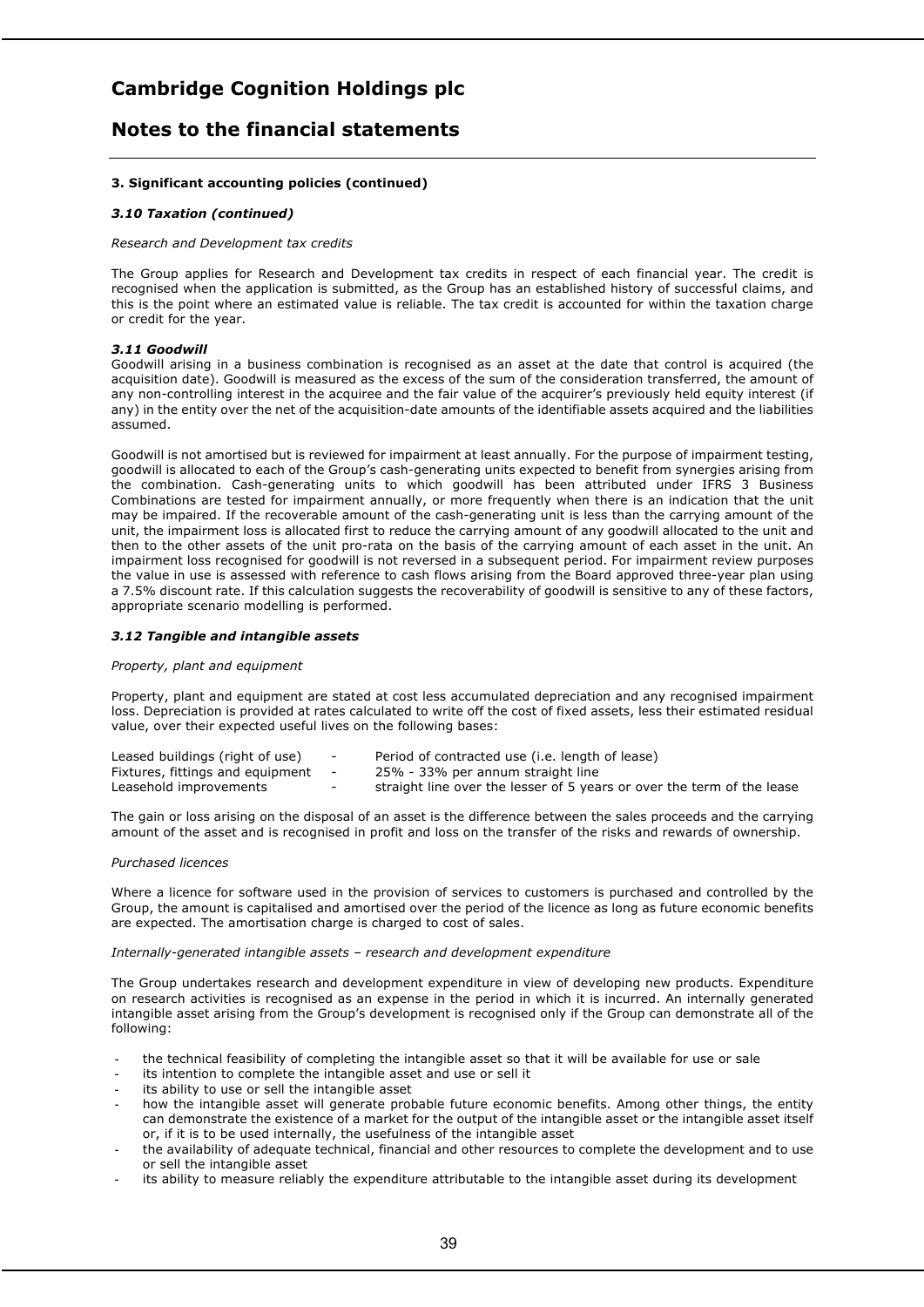### 3. Significant accounting policies (continued)

#### *3.10 Taxation (continued)*

*Research and Development tax credits*

The Group applies for Research and Development tax credits in respect of each financial year. The credit is recognised when the application is submitted, as the Group has an established history of successful claims, and this is the point where an estimated value is reliable. The tax credit is accounted for within the taxation charge or credit for the year.

#### *3.11 Goodwill*

Goodwill arising in a business combination is recognised as an asset at the date that control is acquired (the acquisition date). Goodwill is measured as the excess of the sum of the consideration transferred, the amount of any non-controlling interest in the acquiree and the fair value of the acquirer's previously held equity interest (if any) in the entity over the net of the acquisition-date amounts of the identifiable assets acquired and the liabilities assumed.

Goodwill is not amortised but is reviewed for impairment at least annually. For the purpose of impairment testing, goodwill is allocated to each of the Group's cash-generating units expected to benefit from synergies arising from the combination. Cash-generating units to which goodwill has been attributed under IFRS 3 Business Combinations are tested for impairment annually, or more frequently when there is an indication that the unit may be impaired. If the recoverable amount of the cash-generating unit is less than the carrying amount of the unit, the impairment loss is allocated first to reduce the carrying amount of any goodwill allocated to the unit and then to the other assets of the unit pro-rata on the basis of the carrying amount of each asset in the unit. An impairment loss recognised for goodwill is not reversed in a subsequent period. For impairment review purposes the value in use is assessed with reference to cash flows arising from the Board approved three-year plan using a 7.5% discount rate. If this calculation suggests the recoverability of goodwill is sensitive to any of these factors, appropriate scenario modelling is performed.

#### *3.12 Tangible and intangible assets*

*Property, plant and equipment*

Property, plant and equipment are stated at cost less accumulated depreciation and any recognised impairment loss. Depreciation is provided at rates calculated to write off the cost of fixed assets, less their estimated residual value, over their expected useful lives on the following bases:

| | | |
|---|---|---|
| Leased buildings (right of use) | - | Period of contracted use (i.e. length of lease) |
| Fixtures, fittings and equipment | - | 25% - 33% per annum straight line |
| Leasehold improvements | - | straight line over the lesser of 5 years or over the term of the lease |

The gain or loss arising on the disposal of an asset is the difference between the sales proceeds and the carrying amount of the asset and is recognised in profit and loss on the transfer of the risks and rewards of ownership.

*Purchased licences*

Where a licence for software used in the provision of services to customers is purchased and controlled by the Group, the amount is capitalised and amortised over the period of the licence as long as future economic benefits are expected. The amortisation charge is charged to cost of sales.

*Internally-generated intangible assets – research and development expenditure*

The Group undertakes research and development expenditure in view of developing new products. Expenditure on research activities is recognised as an expense in the period in which it is incurred. An internally generated intangible asset arising from the Group's development is recognised only if the Group can demonstrate all of the following:

- the technical feasibility of completing the intangible asset so that it will be available for use or sale
- its intention to complete the intangible asset and use or sell it
- its ability to use or sell the intangible asset
- how the intangible asset will generate probable future economic benefits. Among other things, the entity can demonstrate the existence of a market for the output of the intangible asset or the intangible asset itself or, if it is to be used internally, the usefulness of the intangible asset
- the availability of adequate technical, financial and other resources to complete the development and to use or sell the intangible asset
- its ability to measure reliably the expenditure attributable to the intangible asset during its development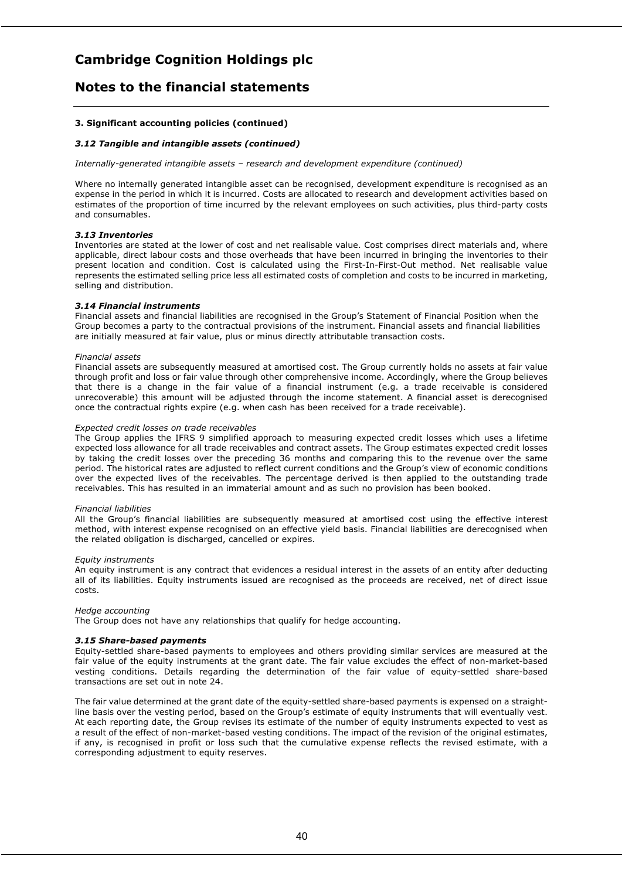# Cambridge Cognition Holdings plc

## Notes to the financial statements

**3. Significant accounting policies (continued)**

***3.12 Tangible and intangible assets (continued)***

*Internally-generated intangible assets – research and development expenditure (continued)*

Where no internally generated intangible asset can be recognised, development expenditure is recognised as an expense in the period in which it is incurred. Costs are allocated to research and development activities based on estimates of the proportion of time incurred by the relevant employees on such activities, plus third-party costs and consumables.

***3.13 Inventories***

Inventories are stated at the lower of cost and net realisable value. Cost comprises direct materials and, where applicable, direct labour costs and those overheads that have been incurred in bringing the inventories to their present location and condition. Cost is calculated using the First-In-First-Out method. Net realisable value represents the estimated selling price less all estimated costs of completion and costs to be incurred in marketing, selling and distribution.

***3.14 Financial instruments***

Financial assets and financial liabilities are recognised in the Group's Statement of Financial Position when the Group becomes a party to the contractual provisions of the instrument. Financial assets and financial liabilities are initially measured at fair value, plus or minus directly attributable transaction costs.

*Financial assets*

Financial assets are subsequently measured at amortised cost. The Group currently holds no assets at fair value through profit and loss or fair value through other comprehensive income. Accordingly, where the Group believes that there is a change in the fair value of a financial instrument (e.g. a trade receivable is considered unrecoverable) this amount will be adjusted through the income statement. A financial asset is derecognised once the contractual rights expire (e.g. when cash has been received for a trade receivable).

*Expected credit losses on trade receivables*

The Group applies the IFRS 9 simplified approach to measuring expected credit losses which uses a lifetime expected loss allowance for all trade receivables and contract assets. The Group estimates expected credit losses by taking the credit losses over the preceding 36 months and comparing this to the revenue over the same period. The historical rates are adjusted to reflect current conditions and the Group's view of economic conditions over the expected lives of the receivables. The percentage derived is then applied to the outstanding trade receivables. This has resulted in an immaterial amount and as such no provision has been booked.

*Financial liabilities*

All the Group's financial liabilities are subsequently measured at amortised cost using the effective interest method, with interest expense recognised on an effective yield basis. Financial liabilities are derecognised when the related obligation is discharged, cancelled or expires.

*Equity instruments*

An equity instrument is any contract that evidences a residual interest in the assets of an entity after deducting all of its liabilities. Equity instruments issued are recognised as the proceeds are received, net of direct issue costs.

*Hedge accounting*

The Group does not have any relationships that qualify for hedge accounting.

***3.15 Share-based payments***

Equity-settled share-based payments to employees and others providing similar services are measured at the fair value of the equity instruments at the grant date. The fair value excludes the effect of non-market-based vesting conditions. Details regarding the determination of the fair value of equity-settled share-based transactions are set out in note 24.

The fair value determined at the grant date of the equity-settled share-based payments is expensed on a straight-line basis over the vesting period, based on the Group's estimate of equity instruments that will eventually vest. At each reporting date, the Group revises its estimate of the number of equity instruments expected to vest as a result of the effect of non-market-based vesting conditions. The impact of the revision of the original estimates, if any, is recognised in profit or loss such that the cumulative expense reflects the revised estimate, with a corresponding adjustment to equity reserves.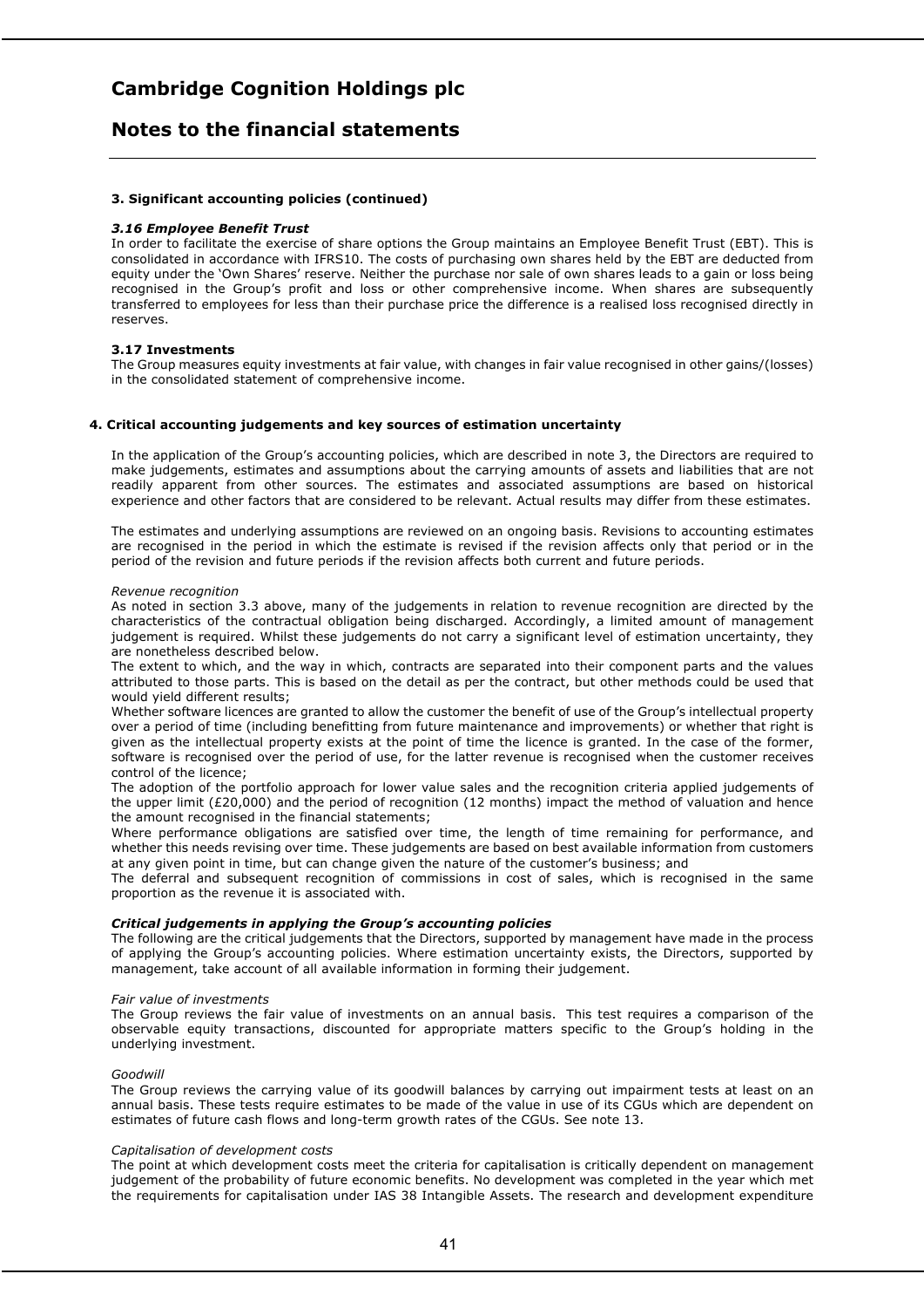## 3. Significant accounting policies (continued)

### *3.16 Employee Benefit Trust*

In order to facilitate the exercise of share options the Group maintains an Employee Benefit Trust (EBT). This is consolidated in accordance with IFRS10. The costs of purchasing own shares held by the EBT are deducted from equity under the 'Own Shares' reserve. Neither the purchase nor sale of own shares leads to a gain or loss being recognised in the Group's profit and loss or other comprehensive income. When shares are subsequently transferred to employees for less than their purchase price the difference is a realised loss recognised directly in reserves.

### 3.17 Investments

The Group measures equity investments at fair value, with changes in fair value recognised in other gains/(losses) in the consolidated statement of comprehensive income.

## 4. Critical accounting judgements and key sources of estimation uncertainty

In the application of the Group's accounting policies, which are described in note 3, the Directors are required to make judgements, estimates and assumptions about the carrying amounts of assets and liabilities that are not readily apparent from other sources. The estimates and associated assumptions are based on historical experience and other factors that are considered to be relevant. Actual results may differ from these estimates.

The estimates and underlying assumptions are reviewed on an ongoing basis. Revisions to accounting estimates are recognised in the period in which the estimate is revised if the revision affects only that period or in the period of the revision and future periods if the revision affects both current and future periods.

*Revenue recognition*

As noted in section 3.3 above, many of the judgements in relation to revenue recognition are directed by the characteristics of the contractual obligation being discharged. Accordingly, a limited amount of management judgement is required. Whilst these judgements do not carry a significant level of estimation uncertainty, they are nonetheless described below.

The extent to which, and the way in which, contracts are separated into their component parts and the values attributed to those parts. This is based on the detail as per the contract, but other methods could be used that would yield different results;

Whether software licences are granted to allow the customer the benefit of use of the Group's intellectual property over a period of time (including benefitting from future maintenance and improvements) or whether that right is given as the intellectual property exists at the point of time the licence is granted. In the case of the former, software is recognised over the period of use, for the latter revenue is recognised when the customer receives control of the licence;

The adoption of the portfolio approach for lower value sales and the recognition criteria applied judgements of the upper limit (£20,000) and the period of recognition (12 months) impact the method of valuation and hence the amount recognised in the financial statements;

Where performance obligations are satisfied over time, the length of time remaining for performance, and whether this needs revising over time. These judgements are based on best available information from customers at any given point in time, but can change given the nature of the customer's business; and

The deferral and subsequent recognition of commissions in cost of sales, which is recognised in the same proportion as the revenue it is associated with.

### *Critical judgements in applying the Group's accounting policies*

The following are the critical judgements that the Directors, supported by management have made in the process of applying the Group's accounting policies. Where estimation uncertainty exists, the Directors, supported by management, take account of all available information in forming their judgement.

*Fair value of investments*

The Group reviews the fair value of investments on an annual basis. This test requires a comparison of the observable equity transactions, discounted for appropriate matters specific to the Group's holding in the underlying investment.

*Goodwill*

The Group reviews the carrying value of its goodwill balances by carrying out impairment tests at least on an annual basis. These tests require estimates to be made of the value in use of its CGUs which are dependent on estimates of future cash flows and long-term growth rates of the CGUs. See note 13.

*Capitalisation of development costs*

The point at which development costs meet the criteria for capitalisation is critically dependent on management judgement of the probability of future economic benefits. No development was completed in the year which met the requirements for capitalisation under IAS 38 Intangible Assets. The research and development expenditure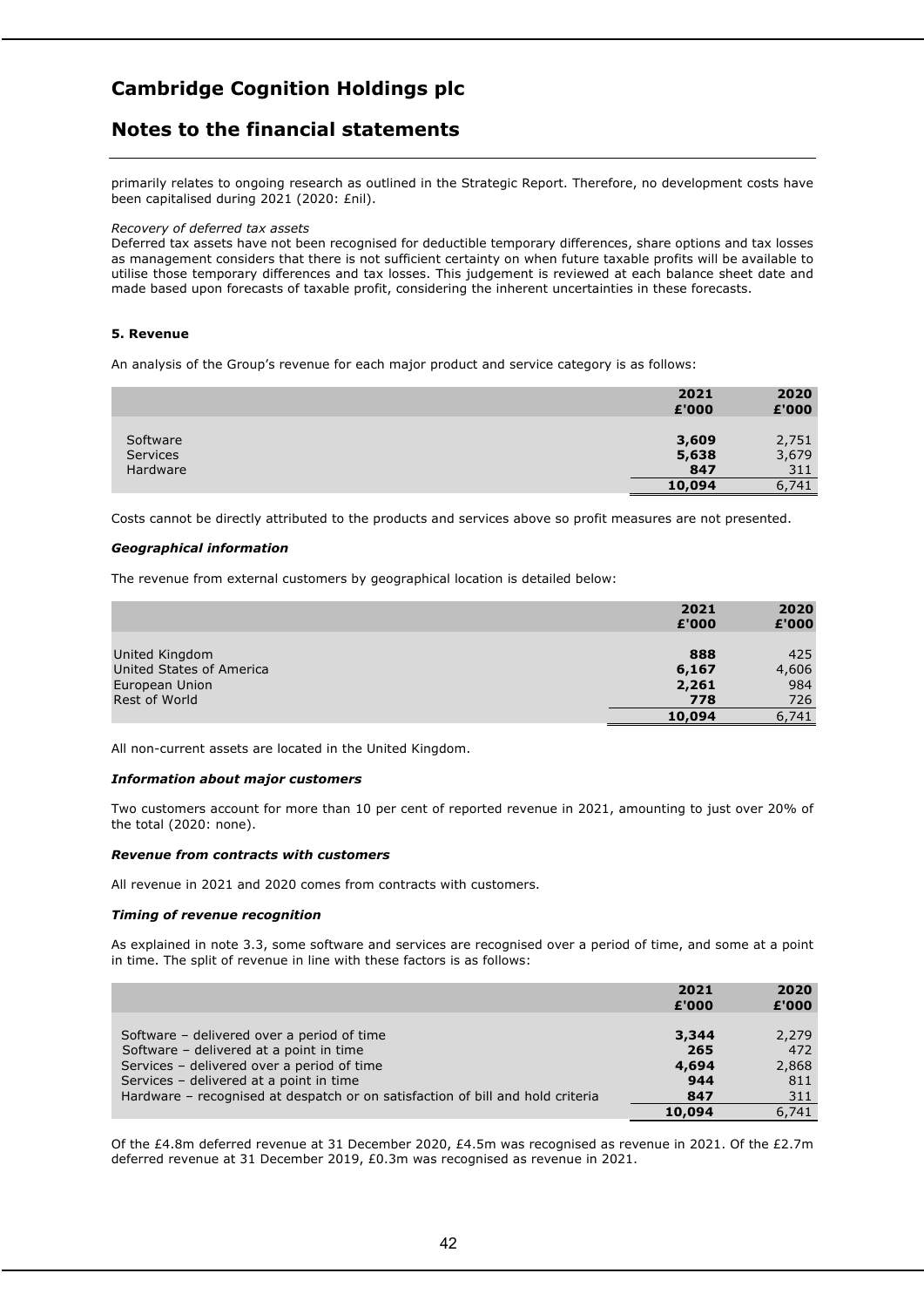primarily relates to ongoing research as outlined in the Strategic Report. Therefore, no development costs have been capitalised during 2021 (2020: £nil).

*Recovery of deferred tax assets*

Deferred tax assets have not been recognised for deductible temporary differences, share options and tax losses as management considers that there is not sufficient certainty on when future taxable profits will be available to utilise those temporary differences and tax losses. This judgement is reviewed at each balance sheet date and made based upon forecasts of taxable profit, considering the inherent uncertainties in these forecasts.

**5. Revenue**

An analysis of the Group's revenue for each major product and service category is as follows:

| | 2021 £'000 | 2020 £'000 |
|---|---|---|
| Software | **3,609** | 2,751 |
| Services | **5,638** | 3,679 |
| Hardware | **847** | 311 |
| | **10,094** | 6,741 |

Costs cannot be directly attributed to the products and services above so profit measures are not presented.

***Geographical information***

The revenue from external customers by geographical location is detailed below:

| | 2021 £'000 | 2020 £'000 |
|---|---|---|
| United Kingdom | **888** | 425 |
| United States of America | **6,167** | 4,606 |
| European Union | **2,261** | 984 |
| Rest of World | **778** | 726 |
| | **10,094** | 6,741 |

All non-current assets are located in the United Kingdom.

***Information about major customers***

Two customers account for more than 10 per cent of reported revenue in 2021, amounting to just over 20% of the total (2020: none).

***Revenue from contracts with customers***

All revenue in 2021 and 2020 comes from contracts with customers.

***Timing of revenue recognition***

As explained in note 3.3, some software and services are recognised over a period of time, and some at a point in time. The split of revenue in line with these factors is as follows:

| | 2021 £'000 | 2020 £'000 |
|---|---|---|
| Software – delivered over a period of time | **3,344** | 2,279 |
| Software – delivered at a point in time | **265** | 472 |
| Services – delivered over a period of time | **4,694** | 2,868 |
| Services – delivered at a point in time | **944** | 811 |
| Hardware – recognised at despatch or on satisfaction of bill and hold criteria | **847** | 311 |
| | **10,094** | 6,741 |

Of the £4.8m deferred revenue at 31 December 2020, £4.5m was recognised as revenue in 2021. Of the £2.7m deferred revenue at 31 December 2019, £0.3m was recognised as revenue in 2021.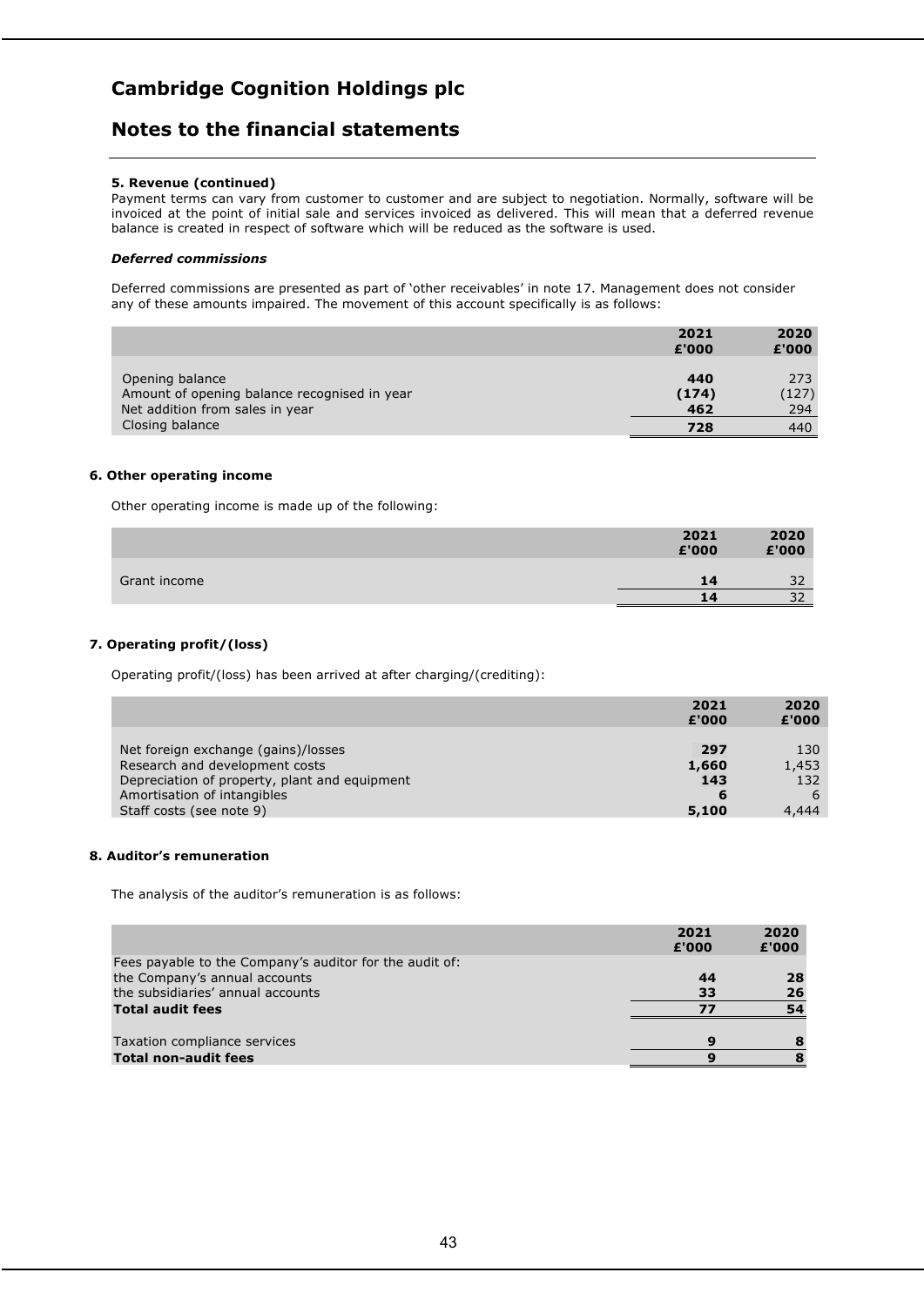# Cambridge Cognition Holdings plc

## Notes to the financial statements

**5. Revenue (continued)**

Payment terms can vary from customer to customer and are subject to negotiation. Normally, software will be invoiced at the point of initial sale and services invoiced as delivered. This will mean that a deferred revenue balance is created in respect of software which will be reduced as the software is used.

***Deferred commissions***

Deferred commissions are presented as part of 'other receivables' in note 17. Management does not consider any of these amounts impaired. The movement of this account specifically is as follows:

| | 2021 £'000 | 2020 £'000 |
|---|---|---|
| Opening balance | **440** | 273 |
| Amount of opening balance recognised in year | **(174)** | (127) |
| Net addition from sales in year | **462** | 294 |
| Closing balance | **728** | 440 |

**6. Other operating income**

Other operating income is made up of the following:

| | 2021 £'000 | 2020 £'000 |
|---|---|---|
| Grant income | **14** | 32 |
| | **14** | 32 |

**7. Operating profit/(loss)**

Operating profit/(loss) has been arrived at after charging/(crediting):

| | 2021 £'000 | 2020 £'000 |
|---|---|---|
| Net foreign exchange (gains)/losses | **297** | 130 |
| Research and development costs | **1,660** | 1,453 |
| Depreciation of property, plant and equipment | **143** | 132 |
| Amortisation of intangibles | **6** | 6 |
| Staff costs (see note 9) | **5,100** | 4,444 |

**8. Auditor's remuneration**

The analysis of the auditor's remuneration is as follows:

| | 2021 £'000 | 2020 £'000 |
|---|---|---|
| Fees payable to the Company's auditor for the audit of: | | |
| the Company's annual accounts | **44** | **28** |
| the subsidiaries' annual accounts | **33** | **26** |
| **Total audit fees** | **77** | **54** |
| | | |
| Taxation compliance services | **9** | **8** |
| **Total non-audit fees** | **9** | **8** |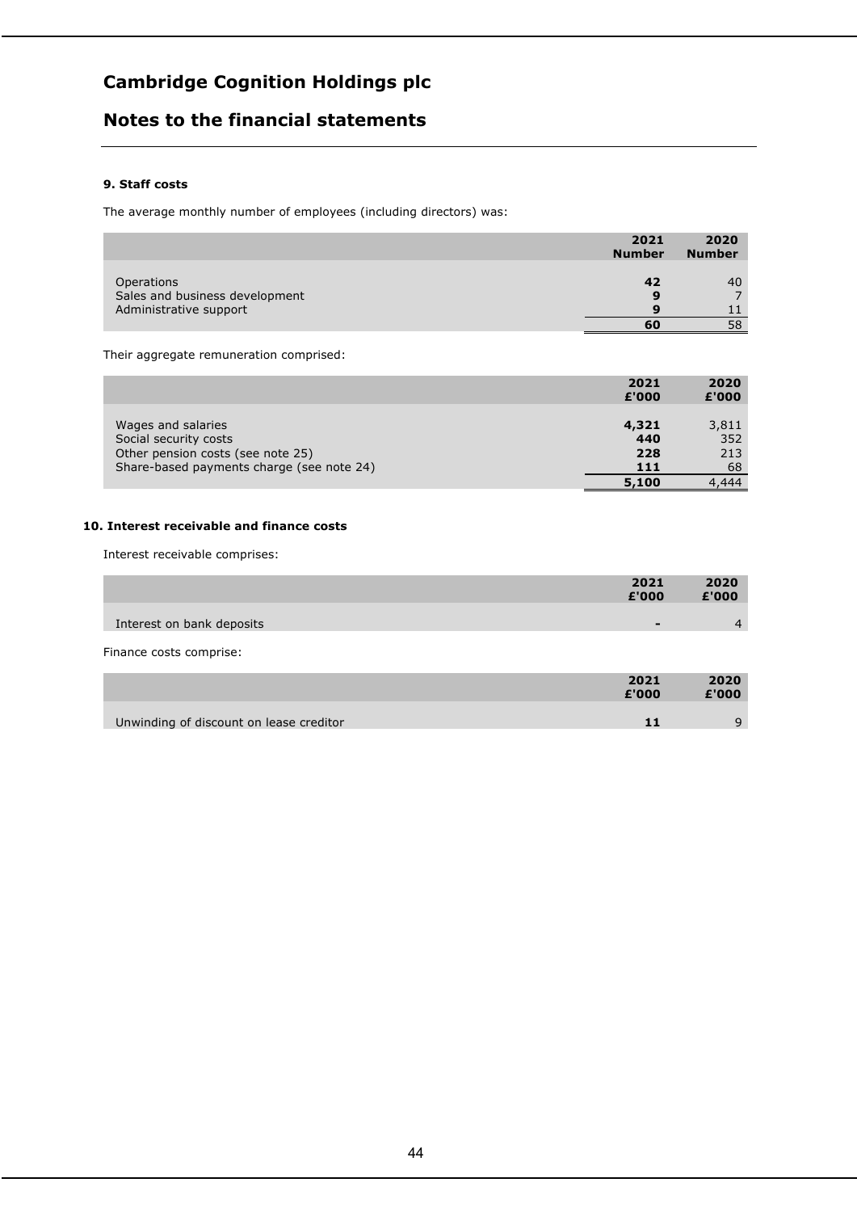# Cambridge Cognition Holdings plc

## Notes to the financial statements

### 9. Staff costs

The average monthly number of employees (including directors) was:

| | 2021 Number | 2020 Number |
|---|---|---|
| Operations | **42** | 40 |
| Sales and business development | **9** | 7 |
| Administrative support | **9** | 11 |
| | **60** | 58 |

Their aggregate remuneration comprised:

| | 2021 £'000 | 2020 £'000 |
|---|---|---|
| Wages and salaries | **4,321** | 3,811 |
| Social security costs | **440** | 352 |
| Other pension costs (see note 25) | **228** | 213 |
| Share-based payments charge (see note 24) | **111** | 68 |
| | **5,100** | 4,444 |

### 10. Interest receivable and finance costs

Interest receivable comprises:

| | 2021 £'000 | 2020 £'000 |
|---|---|---|
| Interest on bank deposits | **-** | 4 |

Finance costs comprise:

| | 2021 £'000 | 2020 £'000 |
|---|---|---|
| Unwinding of discount on lease creditor | **11** | 9 |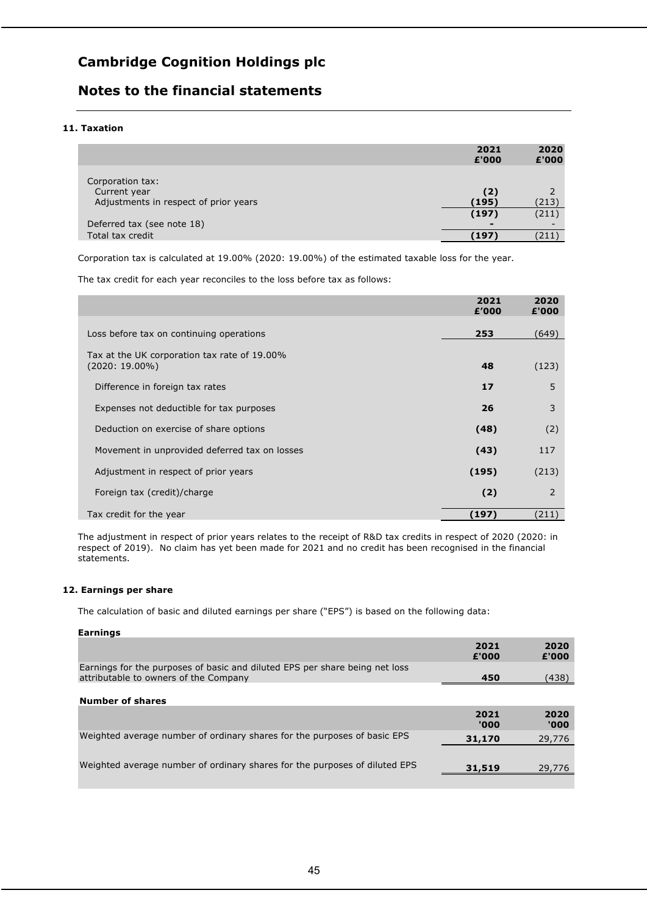# Cambridge Cognition Holdings plc

## Notes to the financial statements

### 11. Taxation

| | 2021<br>£'000 | 2020<br>£'000 |
|---|---|---|
| Corporation tax: | | |
| Current year | **(2)** | 2 |
| Adjustments in respect of prior years | **(195)** | (213) |
| | **(197)** | (211) |
| Deferred tax (see note 18) | **-** | - |
| Total tax credit | **(197)** | (211) |

Corporation tax is calculated at 19.00% (2020: 19.00%) of the estimated taxable loss for the year.

The tax credit for each year reconciles to the loss before tax as follows:

| | 2021<br>£'000 | 2020<br>£'000 |
|---|---|---|
| Loss before tax on continuing operations | **253** | (649) |
| Tax at the UK corporation tax rate of 19.00% (2020: 19.00%) | **48** | (123) |
| Difference in foreign tax rates | **17** | 5 |
| Expenses not deductible for tax purposes | **26** | 3 |
| Deduction on exercise of share options | **(48)** | (2) |
| Movement in unprovided deferred tax on losses | **(43)** | 117 |
| Adjustment in respect of prior years | **(195)** | (213) |
| Foreign tax (credit)/charge | **(2)** | 2 |
| Tax credit for the year | **(197)** | (211) |

The adjustment in respect of prior years relates to the receipt of R&D tax credits in respect of 2020 (2020: in respect of 2019). No claim has yet been made for 2021 and no credit has been recognised in the financial statements.

### 12. Earnings per share

The calculation of basic and diluted earnings per share ("EPS") is based on the following data:

**Earnings**

| | 2021<br>£'000 | 2020<br>£'000 |
|---|---|---|
| Earnings for the purposes of basic and diluted EPS per share being net loss attributable to owners of the Company | **450** | (438) |

**Number of shares**

| | 2021<br>'000 | 2020<br>'000 |
|---|---|---|
| Weighted average number of ordinary shares for the purposes of basic EPS | **31,170** | 29,776 |
| Weighted average number of ordinary shares for the purposes of diluted EPS | **31,519** | 29,776 |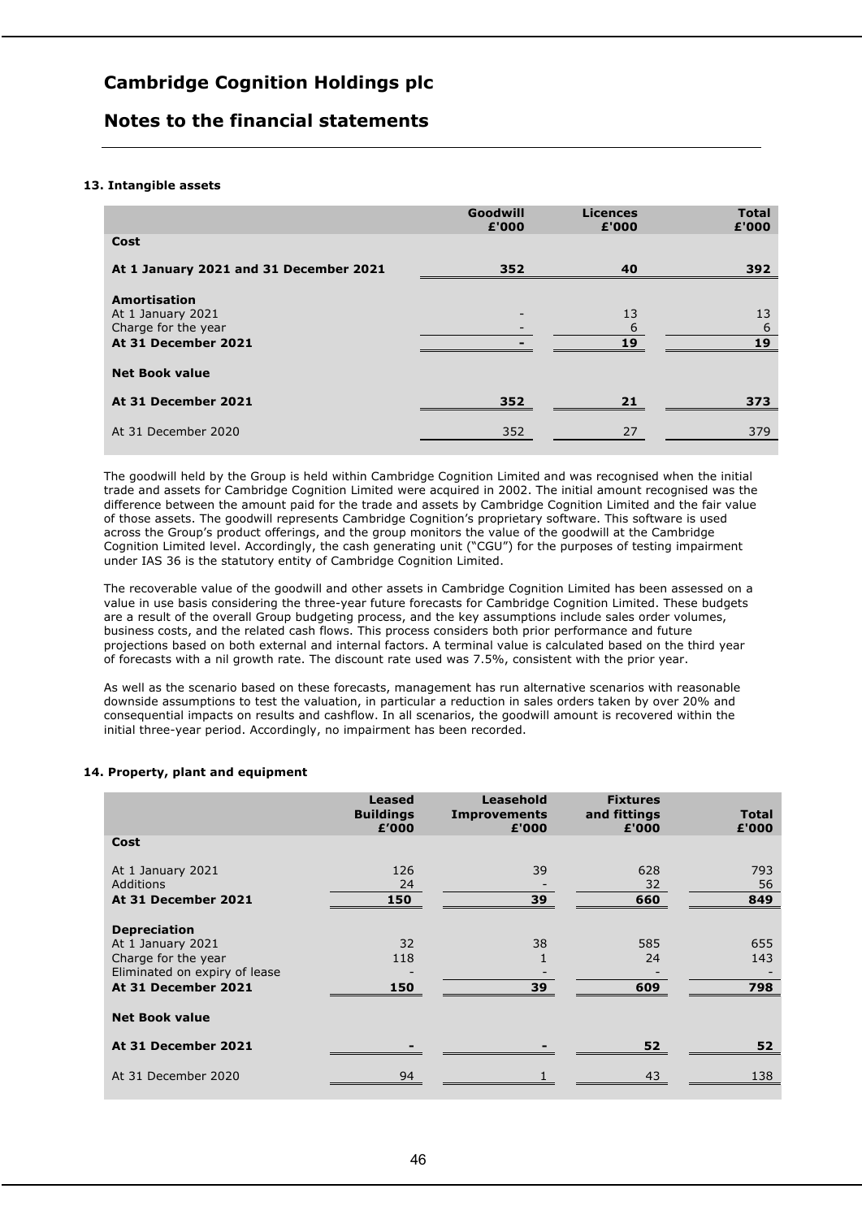### 13. Intangible assets

| | Goodwill £'000 | Licences £'000 | Total £'000 |
|---|---|---|---|
| **Cost** | | | |
| **At 1 January 2021 and 31 December 2021** | **352** | **40** | **392** |
| **Amortisation** | | | |
| At 1 January 2021 | - | 13 | 13 |
| Charge for the year | - | 6 | 6 |
| **At 31 December 2021** | **-** | **19** | **19** |
| **Net Book value** | | | |
| **At 31 December 2021** | **352** | **21** | **373** |
| At 31 December 2020 | 352 | 27 | 379 |

The goodwill held by the Group is held within Cambridge Cognition Limited and was recognised when the initial trade and assets for Cambridge Cognition Limited were acquired in 2002. The initial amount recognised was the difference between the amount paid for the trade and assets by Cambridge Cognition Limited and the fair value of those assets. The goodwill represents Cambridge Cognition's proprietary software. This software is used across the Group's product offerings, and the group monitors the value of the goodwill at the Cambridge Cognition Limited level. Accordingly, the cash generating unit ("CGU") for the purposes of testing impairment under IAS 36 is the statutory entity of Cambridge Cognition Limited.

The recoverable value of the goodwill and other assets in Cambridge Cognition Limited has been assessed on a value in use basis considering the three-year future forecasts for Cambridge Cognition Limited. These budgets are a result of the overall Group budgeting process, and the key assumptions include sales order volumes, business costs, and the related cash flows. This process considers both prior performance and future projections based on both external and internal factors. A terminal value is calculated based on the third year of forecasts with a nil growth rate. The discount rate used was 7.5%, consistent with the prior year.

As well as the scenario based on these forecasts, management has run alternative scenarios with reasonable downside assumptions to test the valuation, in particular a reduction in sales orders taken by over 20% and consequential impacts on results and cashflow. In all scenarios, the goodwill amount is recovered within the initial three-year period. Accordingly, no impairment has been recorded.

### 14. Property, plant and equipment

| | Leased Buildings £'000 | Leasehold Improvements £'000 | Fixtures and fittings £'000 | Total £'000 |
|---|---|---|---|---|
| **Cost** | | | | |
| At 1 January 2021 | 126 | 39 | 628 | 793 |
| Additions | 24 | - | 32 | 56 |
| **At 31 December 2021** | **150** | **39** | **660** | **849** |
| **Depreciation** | | | | |
| At 1 January 2021 | 32 | 38 | 585 | 655 |
| Charge for the year | 118 | 1 | 24 | 143 |
| Eliminated on expiry of lease | - | - | - | - |
| **At 31 December 2021** | **150** | **39** | **609** | **798** |
| **Net Book value** | | | | |
| **At 31 December 2021** | **-** | **-** | **52** | **52** |
| At 31 December 2020 | 94 | 1 | 43 | 138 |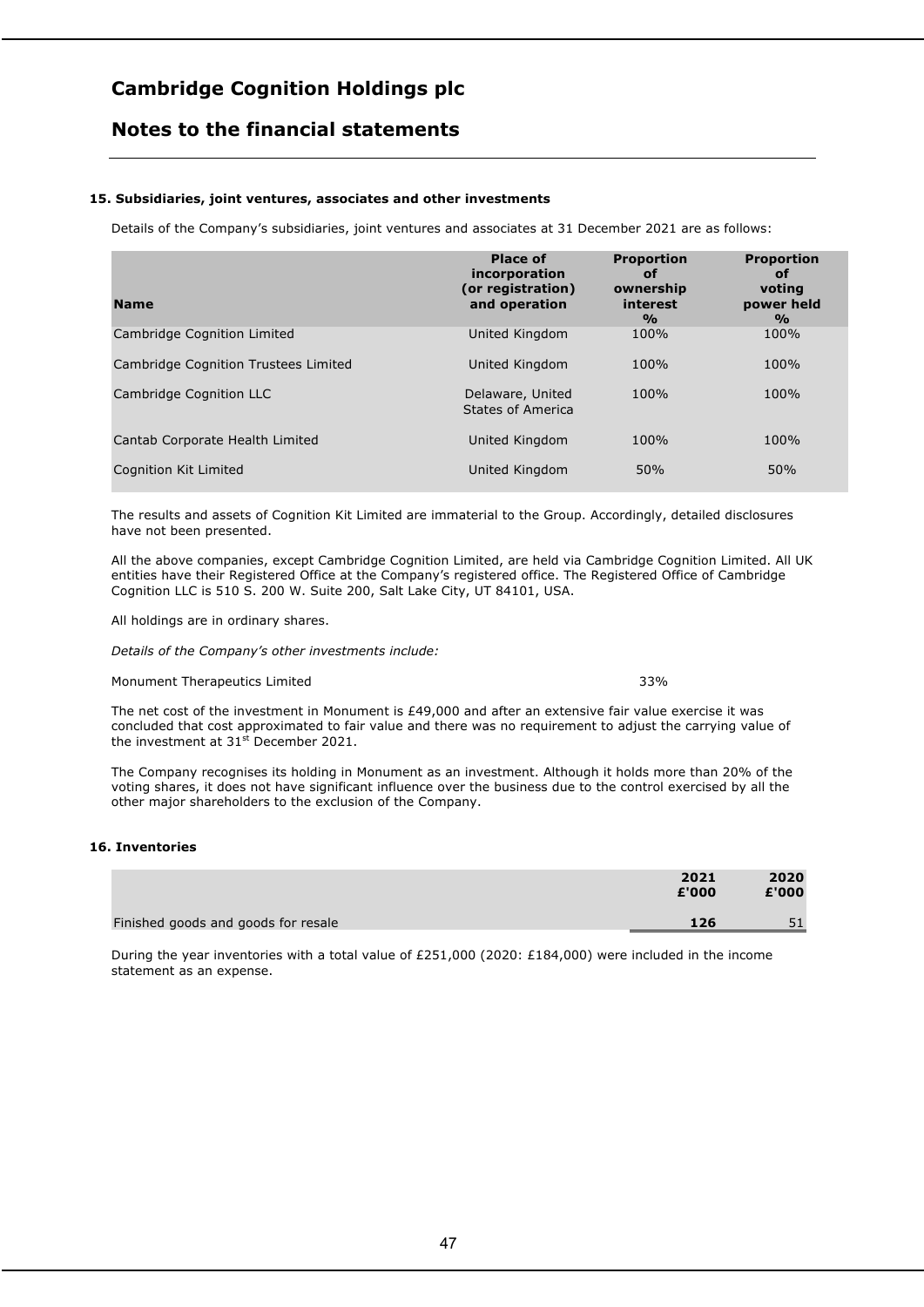# Cambridge Cognition Holdings plc

## Notes to the financial statements

### 15. Subsidiaries, joint ventures, associates and other investments

Details of the Company's subsidiaries, joint ventures and associates at 31 December 2021 are as follows:

| Name | Place of incorporation (or registration) and operation | Proportion of ownership interest % | Proportion of voting power held % |
|---|---|---|---|
| Cambridge Cognition Limited | United Kingdom | 100% | 100% |
| Cambridge Cognition Trustees Limited | United Kingdom | 100% | 100% |
| Cambridge Cognition LLC | Delaware, United States of America | 100% | 100% |
| Cantab Corporate Health Limited | United Kingdom | 100% | 100% |
| Cognition Kit Limited | United Kingdom | 50% | 50% |

The results and assets of Cognition Kit Limited are immaterial to the Group. Accordingly, detailed disclosures have not been presented.

All the above companies, except Cambridge Cognition Limited, are held via Cambridge Cognition Limited. All UK entities have their Registered Office at the Company's registered office. The Registered Office of Cambridge Cognition LLC is 510 S. 200 W. Suite 200, Salt Lake City, UT 84101, USA.

All holdings are in ordinary shares.

*Details of the Company's other investments include:*

| | |
|---|---|
| Monument Therapeutics Limited | 33% |

The net cost of the investment in Monument is £49,000 and after an extensive fair value exercise it was concluded that cost approximated to fair value and there was no requirement to adjust the carrying value of the investment at 31st December 2021.

The Company recognises its holding in Monument as an investment. Although it holds more than 20% of the voting shares, it does not have significant influence over the business due to the control exercised by all the other major shareholders to the exclusion of the Company.

### 16. Inventories

| | 2021 £'000 | 2020 £'000 |
|---|---|---|
| Finished goods and goods for resale | **126** | 51 |

During the year inventories with a total value of £251,000 (2020: £184,000) were included in the income statement as an expense.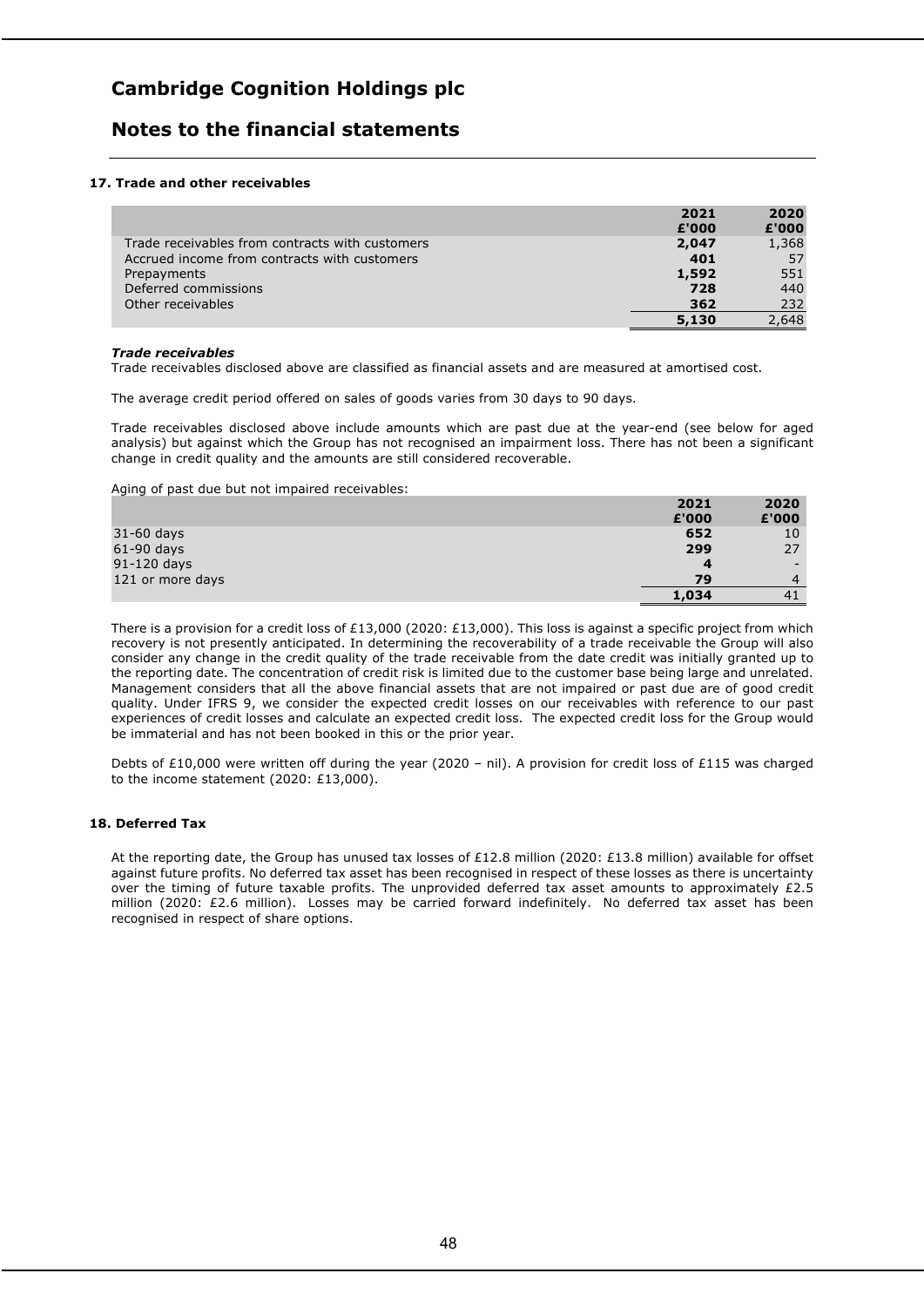# Cambridge Cognition Holdings plc

## Notes to the financial statements

### 17. Trade and other receivables

| | 2021 £'000 | 2020 £'000 |
|---|---|---|
| Trade receivables from contracts with customers | **2,047** | 1,368 |
| Accrued income from contracts with customers | **401** | 57 |
| Prepayments | **1,592** | 551 |
| Deferred commissions | **728** | 440 |
| Other receivables | **362** | 232 |
| | **5,130** | 2,648 |

***Trade receivables***

Trade receivables disclosed above are classified as financial assets and are measured at amortised cost.

The average credit period offered on sales of goods varies from 30 days to 90 days.

Trade receivables disclosed above include amounts which are past due at the year-end (see below for aged analysis) but against which the Group has not recognised an impairment loss. There has not been a significant change in credit quality and the amounts are still considered recoverable.

Aging of past due but not impaired receivables:

| | 2021 £'000 | 2020 £'000 |
|---|---|---|
| 31-60 days | **652** | 10 |
| 61-90 days | **299** | 27 |
| 91-120 days | **4** | - |
| 121 or more days | **79** | 4 |
| | **1,034** | 41 |

There is a provision for a credit loss of £13,000 (2020: £13,000). This loss is against a specific project from which recovery is not presently anticipated. In determining the recoverability of a trade receivable the Group will also consider any change in the credit quality of the trade receivable from the date credit was initially granted up to the reporting date. The concentration of credit risk is limited due to the customer base being large and unrelated. Management considers that all the above financial assets that are not impaired or past due are of good credit quality. Under IFRS 9, we consider the expected credit losses on our receivables with reference to our past experiences of credit losses and calculate an expected credit loss. The expected credit loss for the Group would be immaterial and has not been booked in this or the prior year.

Debts of £10,000 were written off during the year (2020 – nil). A provision for credit loss of £115 was charged to the income statement (2020: £13,000).

### 18. Deferred Tax

At the reporting date, the Group has unused tax losses of £12.8 million (2020: £13.8 million) available for offset against future profits. No deferred tax asset has been recognised in respect of these losses as there is uncertainty over the timing of future taxable profits. The unprovided deferred tax asset amounts to approximately £2.5 million (2020: £2.6 million). Losses may be carried forward indefinitely. No deferred tax asset has been recognised in respect of share options.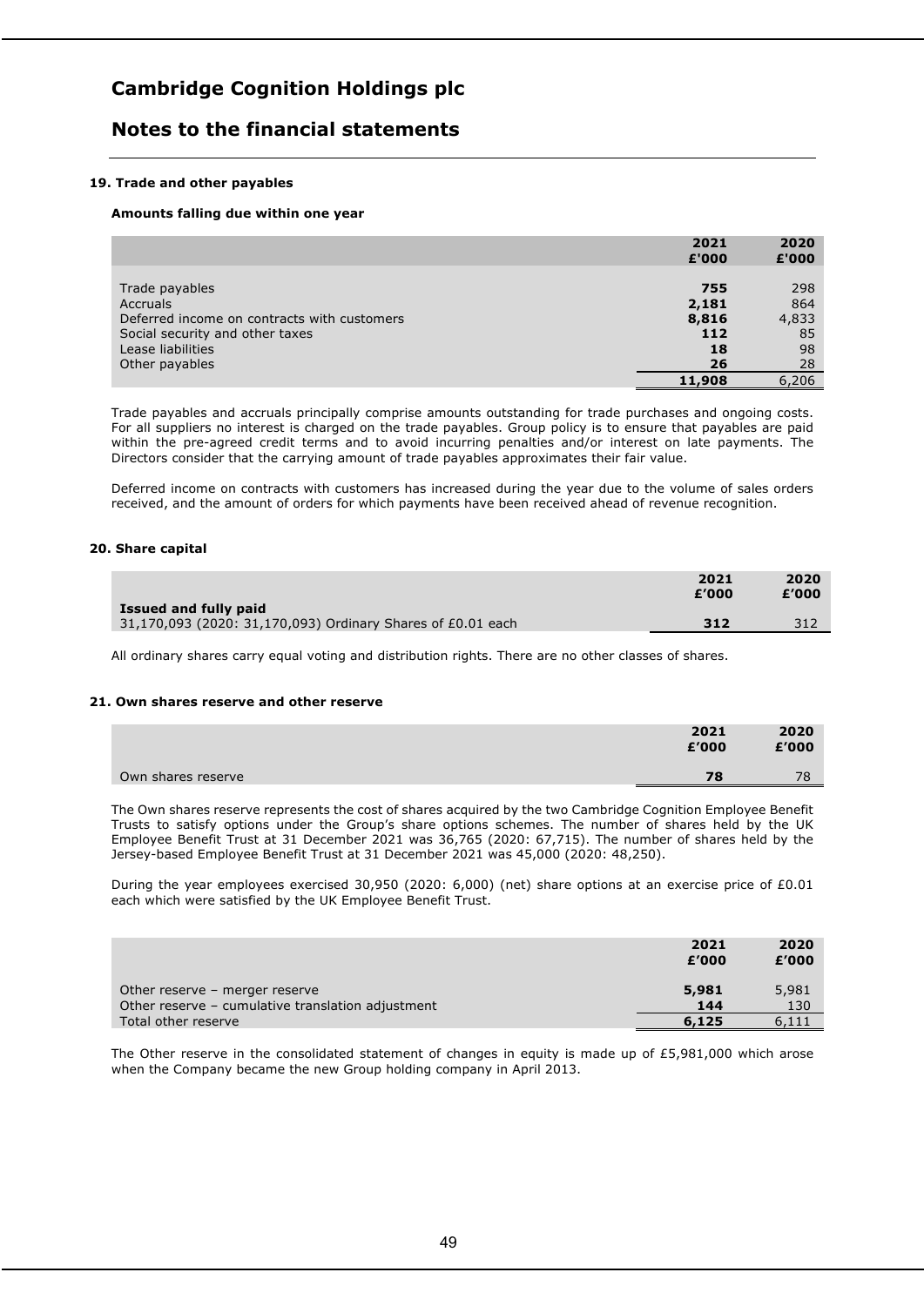# Cambridge Cognition Holdings plc

## Notes to the financial statements

### 19. Trade and other payables

**Amounts falling due within one year**

| | 2021 £'000 | 2020 £'000 |
|---|---|---|
| Trade payables | **755** | 298 |
| Accruals | **2,181** | 864 |
| Deferred income on contracts with customers | **8,816** | 4,833 |
| Social security and other taxes | **112** | 85 |
| Lease liabilities | **18** | 98 |
| Other payables | **26** | 28 |
| | **11,908** | 6,206 |

Trade payables and accruals principally comprise amounts outstanding for trade purchases and ongoing costs. For all suppliers no interest is charged on the trade payables. Group policy is to ensure that payables are paid within the pre-agreed credit terms and to avoid incurring penalties and/or interest on late payments. The Directors consider that the carrying amount of trade payables approximates their fair value.

Deferred income on contracts with customers has increased during the year due to the volume of sales orders received, and the amount of orders for which payments have been received ahead of revenue recognition.

### 20. Share capital

| | 2021 £'000 | 2020 £'000 |
|---|---|---|
| **Issued and fully paid** | | |
| 31,170,093 (2020: 31,170,093) Ordinary Shares of £0.01 each | **312** | 312 |

All ordinary shares carry equal voting and distribution rights. There are no other classes of shares.

### 21. Own shares reserve and other reserve

| | 2021 £'000 | 2020 £'000 |
|---|---|---|
| Own shares reserve | **78** | 78 |

The Own shares reserve represents the cost of shares acquired by the two Cambridge Cognition Employee Benefit Trusts to satisfy options under the Group's share options schemes. The number of shares held by the UK Employee Benefit Trust at 31 December 2021 was 36,765 (2020: 67,715). The number of shares held by the Jersey-based Employee Benefit Trust at 31 December 2021 was 45,000 (2020: 48,250).

During the year employees exercised 30,950 (2020: 6,000) (net) share options at an exercise price of £0.01 each which were satisfied by the UK Employee Benefit Trust.

| | 2021 £'000 | 2020 £'000 |
|---|---|---|
| Other reserve – merger reserve | **5,981** | 5,981 |
| Other reserve – cumulative translation adjustment | **144** | 130 |
| Total other reserve | **6,125** | 6,111 |

The Other reserve in the consolidated statement of changes in equity is made up of £5,981,000 which arose when the Company became the new Group holding company in April 2013.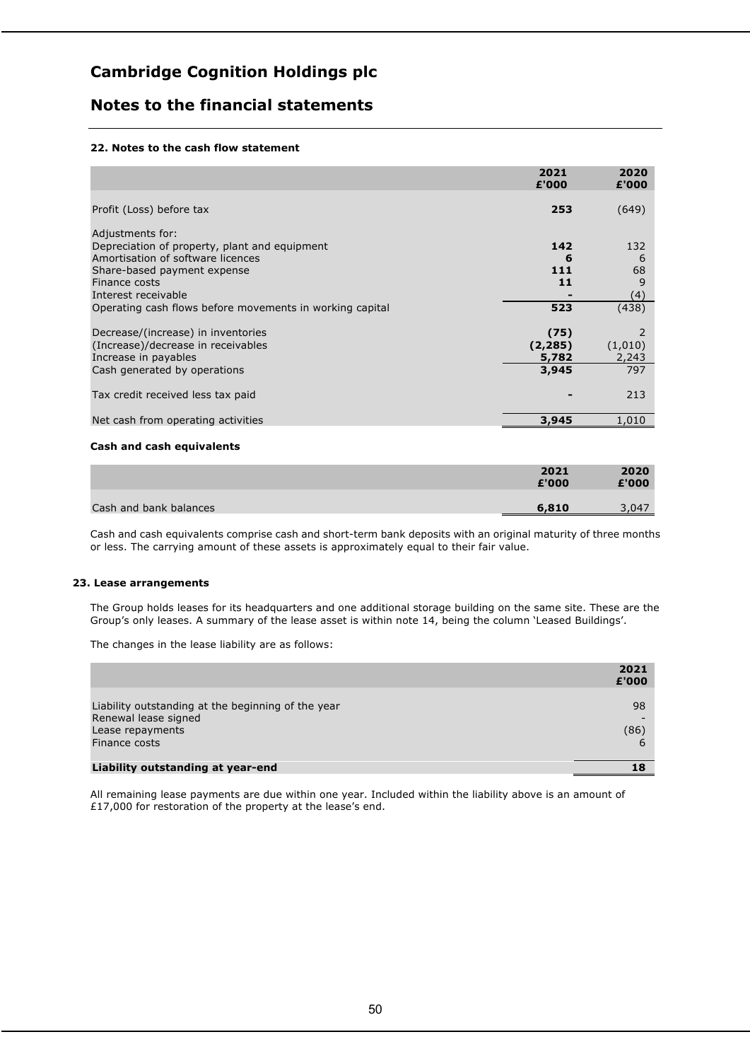# Cambridge Cognition Holdings plc

## Notes to the financial statements

### 22. Notes to the cash flow statement

| | 2021 £'000 | 2020 £'000 |
|---|---|---|
| Profit (Loss) before tax | **253** | (649) |
| Adjustments for: | | |
| Depreciation of property, plant and equipment | **142** | 132 |
| Amortisation of software licences | **6** | 6 |
| Share-based payment expense | **111** | 68 |
| Finance costs | **11** | 9 |
| Interest receivable | **-** | (4) |
| Operating cash flows before movements in working capital | **523** | (438) |
| Decrease/(increase) in inventories | **(75)** | 2 |
| (Increase)/decrease in receivables | **(2,285)** | (1,010) |
| Increase in payables | **5,782** | 2,243 |
| Cash generated by operations | **3,945** | 797 |
| Tax credit received less tax paid | **-** | 213 |
| Net cash from operating activities | **3,945** | 1,010 |

**Cash and cash equivalents**

| | 2021 £'000 | 2020 £'000 |
|---|---|---|
| Cash and bank balances | **6,810** | 3,047 |

Cash and cash equivalents comprise cash and short-term bank deposits with an original maturity of three months or less. The carrying amount of these assets is approximately equal to their fair value.

### 23. Lease arrangements

The Group holds leases for its headquarters and one additional storage building on the same site. These are the Group's only leases. A summary of the lease asset is within note 14, being the column 'Leased Buildings'.

The changes in the lease liability are as follows:

| | 2021 £'000 |
|---|---|
| Liability outstanding at the beginning of the year | 98 |
| Renewal lease signed | - |
| Lease repayments | (86) |
| Finance costs | 6 |
| **Liability outstanding at year-end** | **18** |

All remaining lease payments are due within one year. Included within the liability above is an amount of £17,000 for restoration of the property at the lease's end.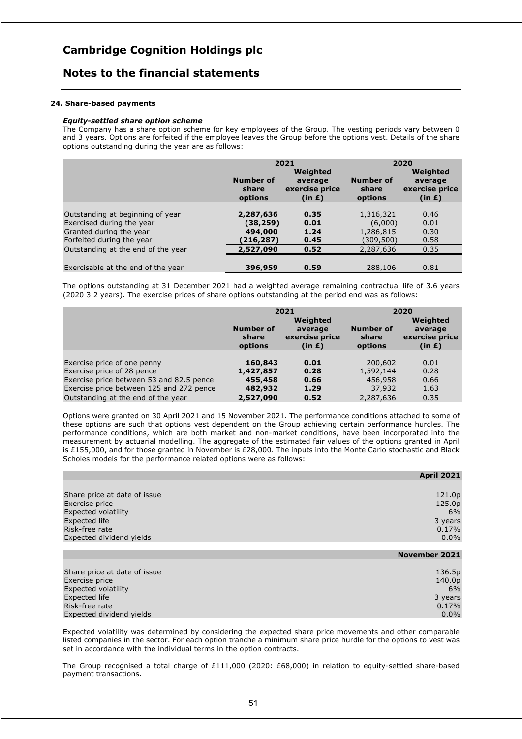# Cambridge Cognition Holdings plc

## Notes to the financial statements

### 24. Share-based payments

***Equity-settled share option scheme***

The Company has a share option scheme for key employees of the Group. The vesting periods vary between 0 and 3 years. Options are forfeited if the employee leaves the Group before the options vest. Details of the share options outstanding during the year are as follows:

| | 2021 | | 2020 | |
|---|---|---|---|---|
| | **Number of share options** | **Weighted average exercise price (in £)** | **Number of share options** | **Weighted average exercise price (in £)** |
| Outstanding at beginning of year | **2,287,636** | **0.35** | 1,316,321 | 0.46 |
| Exercised during the year | **(38,259)** | **0.01** | (6,000) | 0.01 |
| Granted during the year | **494,000** | **1.24** | 1,286,815 | 0.30 |
| Forfeited during the year | **(216,287)** | **0.45** | (309,500) | 0.58 |
| Outstanding at the end of the year | **2,527,090** | **0.52** | 2,287,636 | 0.35 |
| Exercisable at the end of the year | **396,959** | **0.59** | 288,106 | 0.81 |

The options outstanding at 31 December 2021 had a weighted average remaining contractual life of 3.6 years (2020 3.2 years). The exercise prices of share options outstanding at the period end was as follows:

| | 2021 | | 2020 | |
|---|---|---|---|---|
| | **Number of share options** | **Weighted average exercise price (in £)** | **Number of share options** | **Weighted average exercise price (in £)** |
| Exercise price of one penny | **160,843** | **0.01** | 200,602 | 0.01 |
| Exercise price of 28 pence | **1,427,857** | **0.28** | 1,592,144 | 0.28 |
| Exercise price between 53 and 82.5 pence | **455,458** | **0.66** | 456,958 | 0.66 |
| Exercise price between 125 and 272 pence | **482,932** | **1.29** | 37,932 | 1.63 |
| Outstanding at the end of the year | **2,527,090** | **0.52** | 2,287,636 | 0.35 |

Options were granted on 30 April 2021 and 15 November 2021. The performance conditions attached to some of these options are such that options vest dependent on the Group achieving certain performance hurdles. The performance conditions, which are both market and non-market conditions, have been incorporated into the measurement by actuarial modelling. The aggregate of the estimated fair values of the options granted in April is £155,000, and for those granted in November is £28,000. The inputs into the Monte Carlo stochastic and Black Scholes models for the performance related options were as follows:

| | **April 2021** |
|---|---|
| Share price at date of issue | 121.0p |
| Exercise price | 125.0p |
| Expected volatility | 6% |
| Expected life | 3 years |
| Risk-free rate | 0.17% |
| Expected dividend yields | 0.0% |

| | **November 2021** |
|---|---|
| Share price at date of issue | 136.5p |
| Exercise price | 140.0p |
| Expected volatility | 6% |
| Expected life | 3 years |
| Risk-free rate | 0.17% |
| Expected dividend yields | 0.0% |

Expected volatility was determined by considering the expected share price movements and other comparable listed companies in the sector. For each option tranche a minimum share price hurdle for the options to vest was set in accordance with the individual terms in the option contracts.

The Group recognised a total charge of £111,000 (2020: £68,000) in relation to equity-settled share-based payment transactions.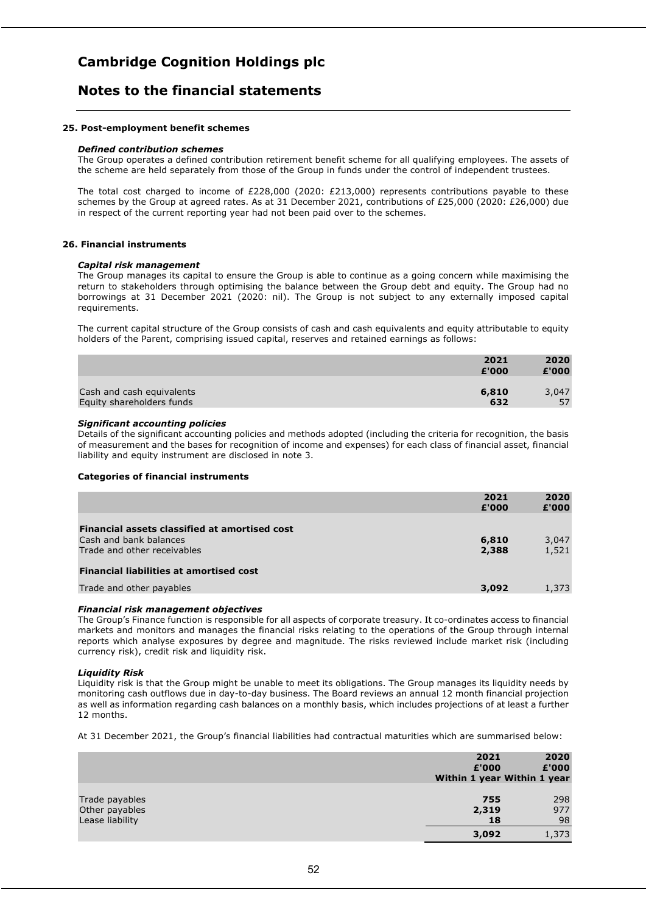# Cambridge Cognition Holdings plc

## Notes to the financial statements

### 25. Post-employment benefit schemes

***Defined contribution schemes***

The Group operates a defined contribution retirement benefit scheme for all qualifying employees. The assets of the scheme are held separately from those of the Group in funds under the control of independent trustees.

The total cost charged to income of £228,000 (2020: £213,000) represents contributions payable to these schemes by the Group at agreed rates. As at 31 December 2021, contributions of £25,000 (2020: £26,000) due in respect of the current reporting year had not been paid over to the schemes.

### 26. Financial instruments

***Capital risk management***

The Group manages its capital to ensure the Group is able to continue as a going concern while maximising the return to stakeholders through optimising the balance between the Group debt and equity. The Group had no borrowings at 31 December 2021 (2020: nil). The Group is not subject to any externally imposed capital requirements.

The current capital structure of the Group consists of cash and cash equivalents and equity attributable to equity holders of the Parent, comprising issued capital, reserves and retained earnings as follows:

| | 2021 £'000 | 2020 £'000 |
|---|---|---|
| Cash and cash equivalents | **6,810** | 3,047 |
| Equity shareholders funds | **632** | 57 |

***Significant accounting policies***

Details of the significant accounting policies and methods adopted (including the criteria for recognition, the basis of measurement and the bases for recognition of income and expenses) for each class of financial asset, financial liability and equity instrument are disclosed in note 3.

**Categories of financial instruments**

| | 2021 £'000 | 2020 £'000 |
|---|---|---|
| **Financial assets classified at amortised cost** | | |
| Cash and bank balances | **6,810** | 3,047 |
| Trade and other receivables | **2,388** | 1,521 |
| **Financial liabilities at amortised cost** | | |
| Trade and other payables | **3,092** | 1,373 |

***Financial risk management objectives***

The Group's Finance function is responsible for all aspects of corporate treasury. It co-ordinates access to financial markets and monitors and manages the financial risks relating to the operations of the Group through internal reports which analyse exposures by degree and magnitude. The risks reviewed include market risk (including currency risk), credit risk and liquidity risk.

***Liquidity Risk***

Liquidity risk is that the Group might be unable to meet its obligations. The Group manages its liquidity needs by monitoring cash outflows due in day-to-day business. The Board reviews an annual 12 month financial projection as well as information regarding cash balances on a monthly basis, which includes projections of at least a further 12 months.

At 31 December 2021, the Group's financial liabilities had contractual maturities which are summarised below:

| | 2021 £'000 Within 1 year | 2020 £'000 Within 1 year |
|---|---|---|
| Trade payables | **755** | 298 |
| Other payables | **2,319** | 977 |
| Lease liability | **18** | 98 |
| | **3,092** | 1,373 |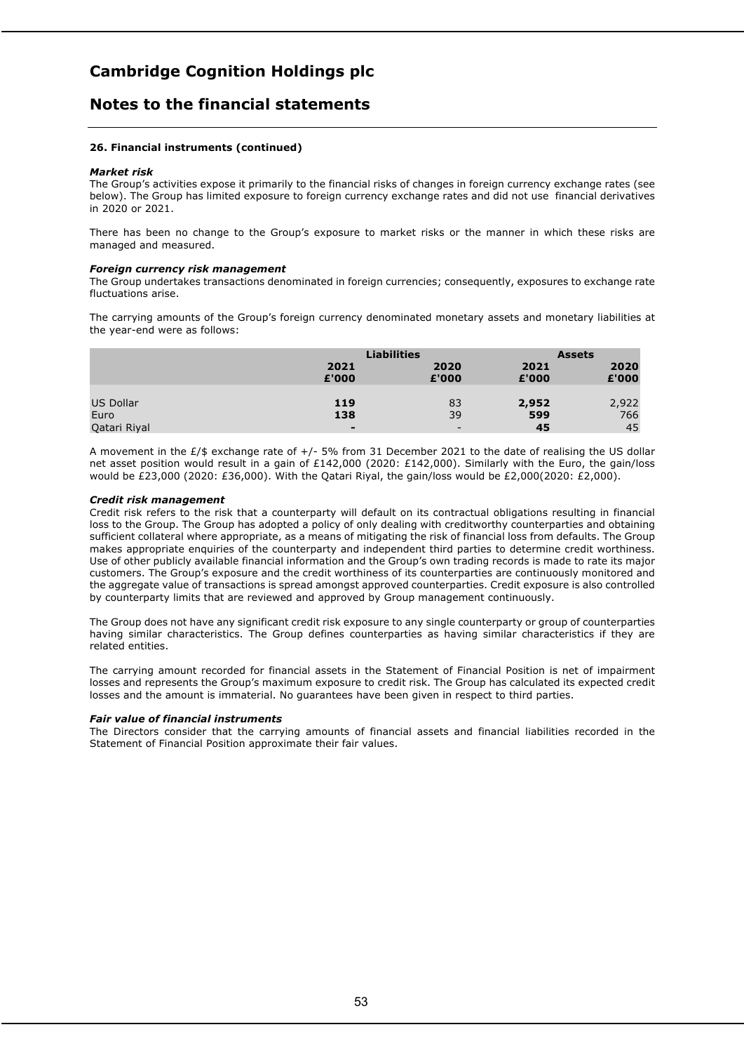# Cambridge Cognition Holdings plc

## Notes to the financial statements

**26. Financial instruments (continued)**

***Market risk***

The Group's activities expose it primarily to the financial risks of changes in foreign currency exchange rates (see below). The Group has limited exposure to foreign currency exchange rates and did not use financial derivatives in 2020 or 2021.

There has been no change to the Group's exposure to market risks or the manner in which these risks are managed and measured.

***Foreign currency risk management***

The Group undertakes transactions denominated in foreign currencies; consequently, exposures to exchange rate fluctuations arise.

The carrying amounts of the Group's foreign currency denominated monetary assets and monetary liabilities at the year-end were as follows:

| | **Liabilities** | | **Assets** | |
|---|---|---|---|---|
| | **2021 £'000** | **2020 £'000** | **2021 £'000** | **2020 £'000** |
| US Dollar | **119** | 83 | **2,952** | 2,922 |
| Euro | **138** | 39 | **599** | 766 |
| Qatari Riyal | **-** | - | **45** | 45 |

A movement in the £/$ exchange rate of +/- 5% from 31 December 2021 to the date of realising the US dollar net asset position would result in a gain of £142,000 (2020: £142,000). Similarly with the Euro, the gain/loss would be £23,000 (2020: £36,000). With the Qatari Riyal, the gain/loss would be £2,000(2020: £2,000).

***Credit risk management***

Credit risk refers to the risk that a counterparty will default on its contractual obligations resulting in financial loss to the Group. The Group has adopted a policy of only dealing with creditworthy counterparties and obtaining sufficient collateral where appropriate, as a means of mitigating the risk of financial loss from defaults. The Group makes appropriate enquiries of the counterparty and independent third parties to determine credit worthiness. Use of other publicly available financial information and the Group's own trading records is made to rate its major customers. The Group's exposure and the credit worthiness of its counterparties are continuously monitored and the aggregate value of transactions is spread amongst approved counterparties. Credit exposure is also controlled by counterparty limits that are reviewed and approved by Group management continuously.

The Group does not have any significant credit risk exposure to any single counterparty or group of counterparties having similar characteristics. The Group defines counterparties as having similar characteristics if they are related entities.

The carrying amount recorded for financial assets in the Statement of Financial Position is net of impairment losses and represents the Group's maximum exposure to credit risk. The Group has calculated its expected credit losses and the amount is immaterial. No guarantees have been given in respect to third parties.

***Fair value of financial instruments***

The Directors consider that the carrying amounts of financial assets and financial liabilities recorded in the Statement of Financial Position approximate their fair values.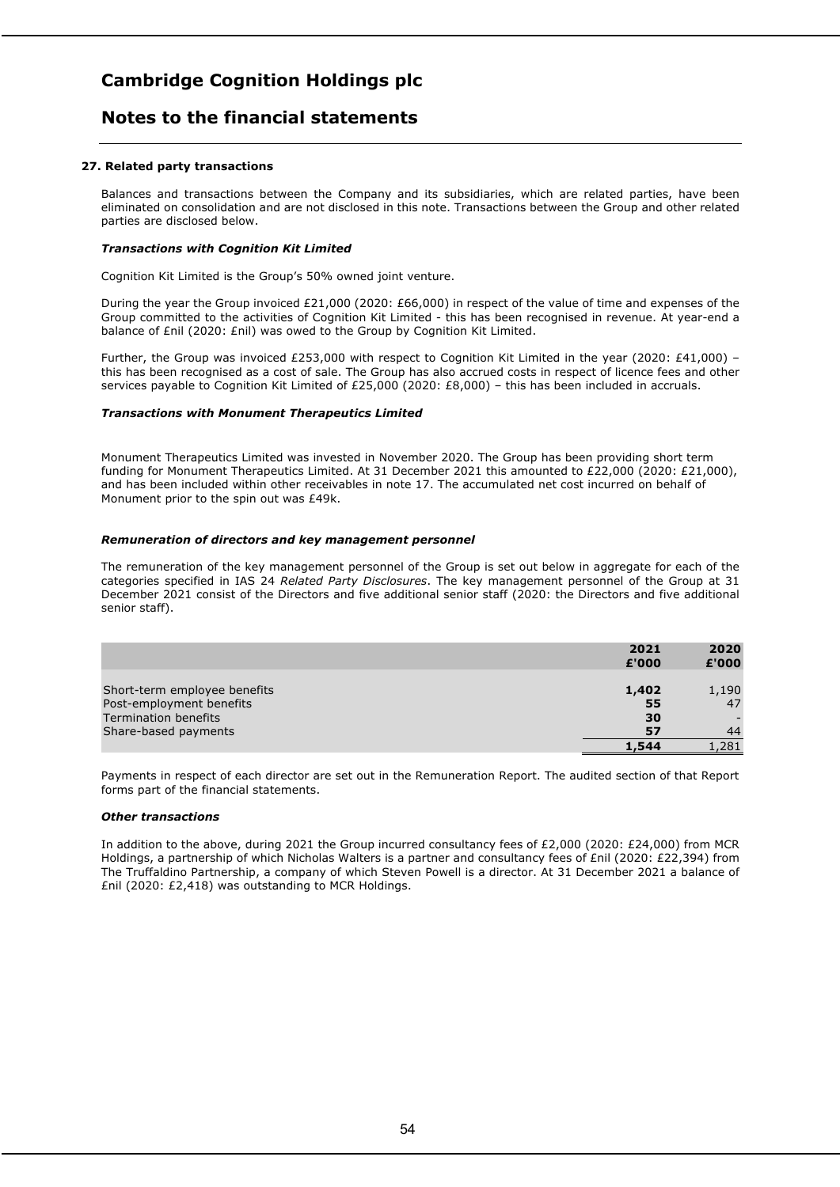# Cambridge Cognition Holdings plc

## Notes to the financial statements

### 27. Related party transactions

Balances and transactions between the Company and its subsidiaries, which are related parties, have been eliminated on consolidation and are not disclosed in this note. Transactions between the Group and other related parties are disclosed below.

***Transactions with Cognition Kit Limited***

Cognition Kit Limited is the Group's 50% owned joint venture.

During the year the Group invoiced £21,000 (2020: £66,000) in respect of the value of time and expenses of the Group committed to the activities of Cognition Kit Limited - this has been recognised in revenue. At year-end a balance of £nil (2020: £nil) was owed to the Group by Cognition Kit Limited.

Further, the Group was invoiced £253,000 with respect to Cognition Kit Limited in the year (2020: £41,000) – this has been recognised as a cost of sale. The Group has also accrued costs in respect of licence fees and other services payable to Cognition Kit Limited of £25,000 (2020: £8,000) – this has been included in accruals.

***Transactions with Monument Therapeutics Limited***

Monument Therapeutics Limited was invested in November 2020. The Group has been providing short term funding for Monument Therapeutics Limited. At 31 December 2021 this amounted to £22,000 (2020: £21,000), and has been included within other receivables in note 17. The accumulated net cost incurred on behalf of Monument prior to the spin out was £49k.

***Remuneration of directors and key management personnel***

The remuneration of the key management personnel of the Group is set out below in aggregate for each of the categories specified in IAS 24 *Related Party Disclosures*. The key management personnel of the Group at 31 December 2021 consist of the Directors and five additional senior staff (2020: the Directors and five additional senior staff).

| | **2021 £'000** | **2020 £'000** |
|---|---|---|
| Short-term employee benefits | **1,402** | 1,190 |
| Post-employment benefits | **55** | 47 |
| Termination benefits | **30** | - |
| Share-based payments | **57** | 44 |
| | **1,544** | 1,281 |

Payments in respect of each director are set out in the Remuneration Report. The audited section of that Report forms part of the financial statements.

***Other transactions***

In addition to the above, during 2021 the Group incurred consultancy fees of £2,000 (2020: £24,000) from MCR Holdings, a partnership of which Nicholas Walters is a partner and consultancy fees of £nil (2020: £22,394) from The Truffaldino Partnership, a company of which Steven Powell is a director. At 31 December 2021 a balance of £nil (2020: £2,418) was outstanding to MCR Holdings.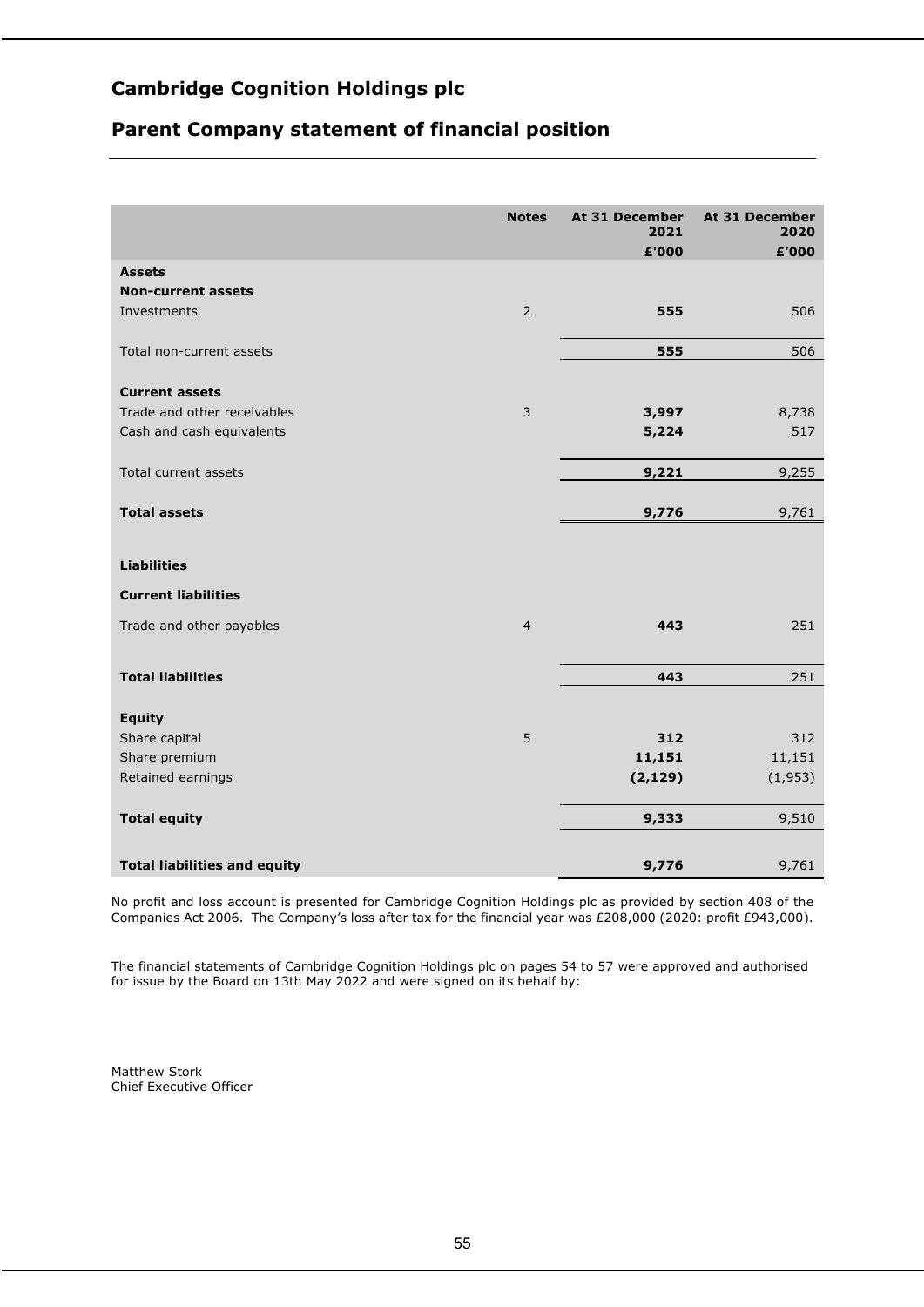# Cambridge Cognition Holdings plc

## Parent Company statement of financial position

| | Notes | At 31 December 2021 £'000 | At 31 December 2020 £'000 |
|---|---|---|---|
| **Assets** | | | |
| **Non-current assets** | | | |
| Investments | 2 | **555** | 506 |
| Total non-current assets | | **555** | 506 |
| **Current assets** | | | |
| Trade and other receivables | 3 | **3,997** | 8,738 |
| Cash and cash equivalents | | **5,224** | 517 |
| Total current assets | | **9,221** | 9,255 |
| **Total assets** | | **9,776** | 9,761 |
| **Liabilities** | | | |
| **Current liabilities** | | | |
| Trade and other payables | 4 | **443** | 251 |
| **Total liabilities** | | **443** | 251 |
| **Equity** | | | |
| Share capital | 5 | **312** | 312 |
| Share premium | | **11,151** | 11,151 |
| Retained earnings | | **(2,129)** | (1,953) |
| **Total equity** | | **9,333** | 9,510 |
| **Total liabilities and equity** | | **9,776** | 9,761 |

No profit and loss account is presented for Cambridge Cognition Holdings plc as provided by section 408 of the Companies Act 2006. The Company's loss after tax for the financial year was £208,000 (2020: profit £943,000).

The financial statements of Cambridge Cognition Holdings plc on pages 54 to 57 were approved and authorised for issue by the Board on 13th May 2022 and were signed on its behalf by:

Matthew Stork
Chief Executive Officer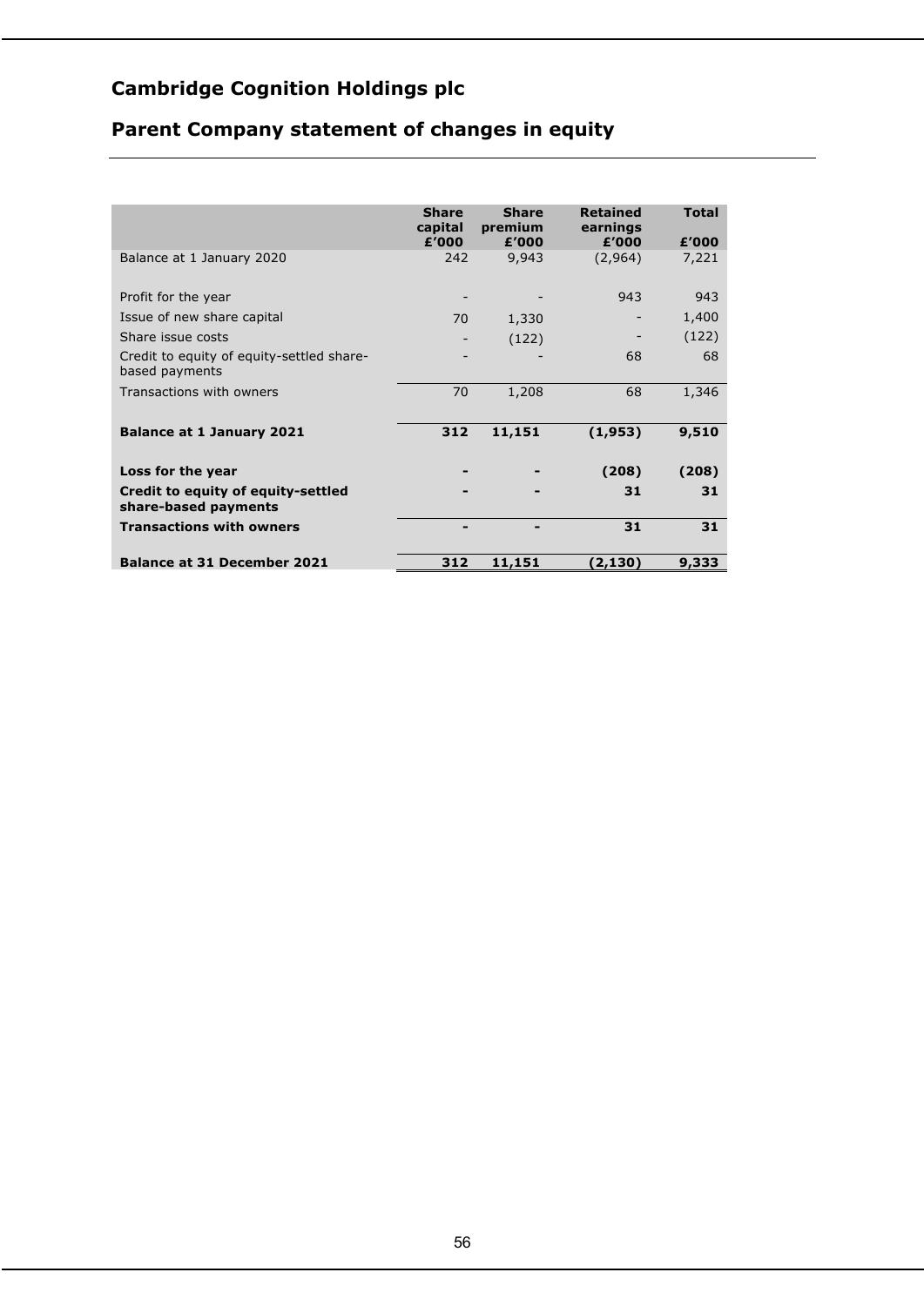## Cambridge Cognition Holdings plc

## Parent Company statement of changes in equity

| | Share capital £'000 | Share premium £'000 | Retained earnings £'000 | Total £'000 |
|---|---|---|---|---|
| Balance at 1 January 2020 | 242 | 9,943 | (2,964) | 7,221 |
| | | | | |
| Profit for the year | - | - | 943 | 943 |
| Issue of new share capital | 70 | 1,330 | - | 1,400 |
| Share issue costs | - | (122) | - | (122) |
| Credit to equity of equity-settled share-based payments | - | - | 68 | 68 |
| Transactions with owners | 70 | 1,208 | 68 | 1,346 |
| | | | | |
| **Balance at 1 January 2021** | **312** | **11,151** | **(1,953)** | **9,510** |
| | | | | |
| **Loss for the year** | **-** | **-** | **(208)** | **(208)** |
| **Credit to equity of equity-settled share-based payments** | **-** | **-** | **31** | **31** |
| **Transactions with owners** | **-** | **-** | **31** | **31** |
| | | | | |
| **Balance at 31 December 2021** | **312** | **11,151** | **(2,130)** | **9,333** |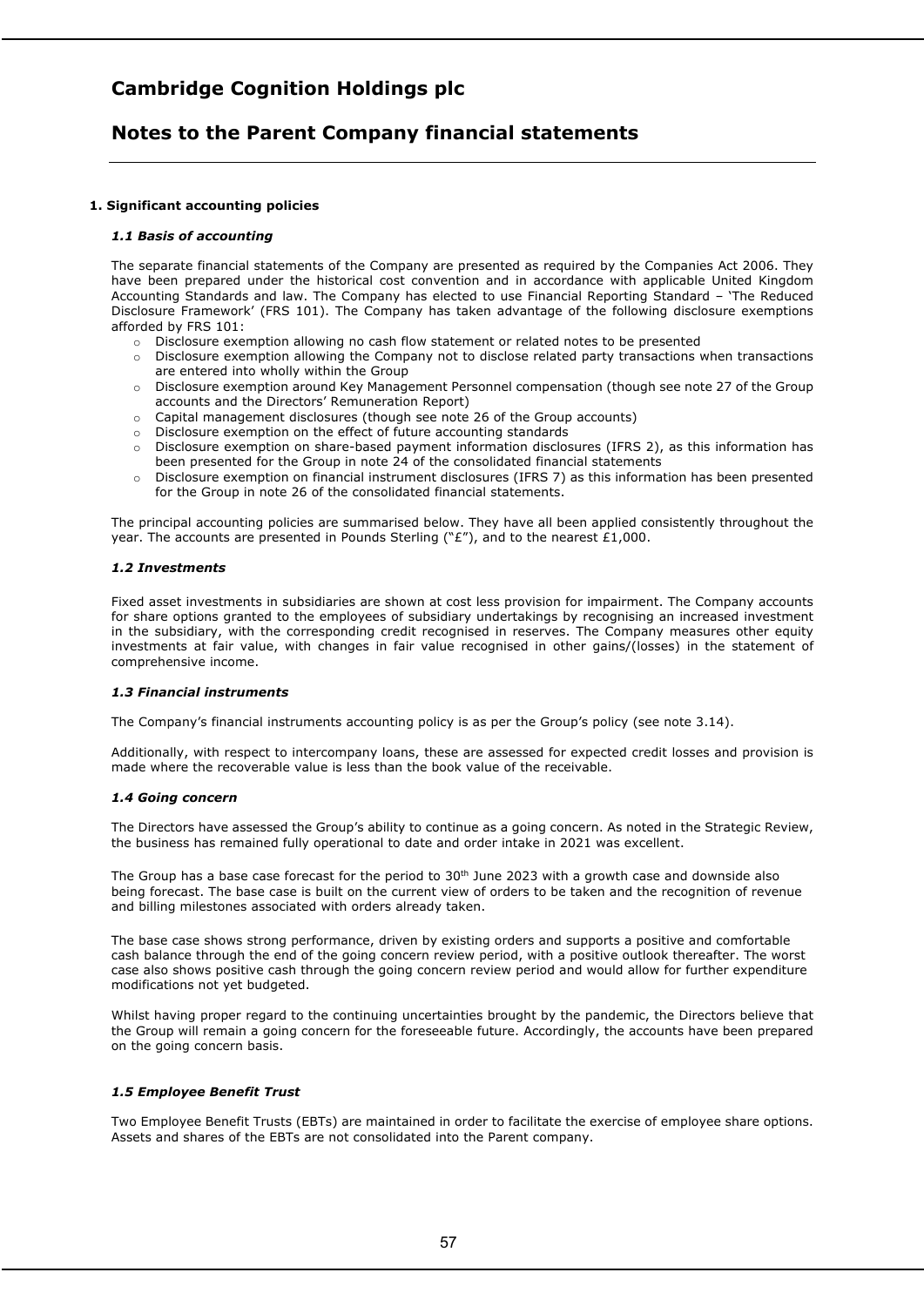# Cambridge Cognition Holdings plc

## Notes to the Parent Company financial statements

### 1. Significant accounting policies

#### *1.1 Basis of accounting*

The separate financial statements of the Company are presented as required by the Companies Act 2006. They have been prepared under the historical cost convention and in accordance with applicable United Kingdom Accounting Standards and law. The Company has elected to use Financial Reporting Standard – 'The Reduced Disclosure Framework' (FRS 101). The Company has taken advantage of the following disclosure exemptions afforded by FRS 101:

- Disclosure exemption allowing no cash flow statement or related notes to be presented
- Disclosure exemption allowing the Company not to disclose related party transactions when transactions are entered into wholly within the Group
- Disclosure exemption around Key Management Personnel compensation (though see note 27 of the Group accounts and the Directors' Remuneration Report)
- Capital management disclosures (though see note 26 of the Group accounts)
- Disclosure exemption on the effect of future accounting standards
- Disclosure exemption on share-based payment information disclosures (IFRS 2), as this information has been presented for the Group in note 24 of the consolidated financial statements
- Disclosure exemption on financial instrument disclosures (IFRS 7) as this information has been presented for the Group in note 26 of the consolidated financial statements.

The principal accounting policies are summarised below. They have all been applied consistently throughout the year. The accounts are presented in Pounds Sterling ("£"), and to the nearest £1,000.

#### *1.2 Investments*

Fixed asset investments in subsidiaries are shown at cost less provision for impairment. The Company accounts for share options granted to the employees of subsidiary undertakings by recognising an increased investment in the subsidiary, with the corresponding credit recognised in reserves. The Company measures other equity investments at fair value, with changes in fair value recognised in other gains/(losses) in the statement of comprehensive income.

#### *1.3 Financial instruments*

The Company's financial instruments accounting policy is as per the Group's policy (see note 3.14).

Additionally, with respect to intercompany loans, these are assessed for expected credit losses and provision is made where the recoverable value is less than the book value of the receivable.

#### *1.4 Going concern*

The Directors have assessed the Group's ability to continue as a going concern. As noted in the Strategic Review, the business has remained fully operational to date and order intake in 2021 was excellent.

The Group has a base case forecast for the period to 30th June 2023 with a growth case and downside also being forecast. The base case is built on the current view of orders to be taken and the recognition of revenue and billing milestones associated with orders already taken.

The base case shows strong performance, driven by existing orders and supports a positive and comfortable cash balance through the end of the going concern review period, with a positive outlook thereafter. The worst case also shows positive cash through the going concern review period and would allow for further expenditure modifications not yet budgeted.

Whilst having proper regard to the continuing uncertainties brought by the pandemic, the Directors believe that the Group will remain a going concern for the foreseeable future. Accordingly, the accounts have been prepared on the going concern basis.

#### *1.5 Employee Benefit Trust*

Two Employee Benefit Trusts (EBTs) are maintained in order to facilitate the exercise of employee share options. Assets and shares of the EBTs are not consolidated into the Parent company.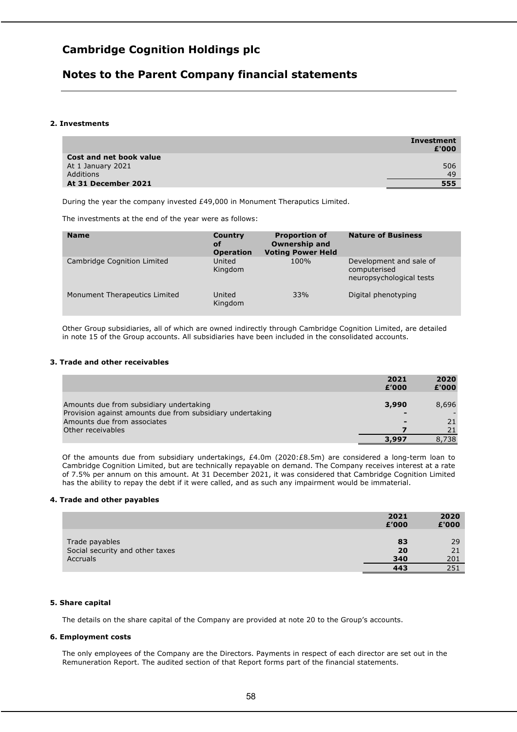# Cambridge Cognition Holdings plc

## Notes to the Parent Company financial statements

### 2. Investments

| | Investment £'000 |
|---|---|
| **Cost and net book value** | |
| At 1 January 2021 | 506 |
| Additions | 49 |
| **At 31 December 2021** | **555** |

During the year the company invested £49,000 in Monument Theraputics Limited.

The investments at the end of the year were as follows:

| Name | Country of Operation | Proportion of Ownership and Voting Power Held | Nature of Business |
|---|---|---|---|
| Cambridge Cognition Limited | United Kingdom | 100% | Development and sale of computerised neuropsychological tests |
| Monument Therapeutics Limited | United Kingdom | 33% | Digital phenotyping |

Other Group subsidiaries, all of which are owned indirectly through Cambridge Cognition Limited, are detailed in note 15 of the Group accounts. All subsidiaries have been included in the consolidated accounts.

### 3. Trade and other receivables

| | 2021 £'000 | 2020 £'000 |
|---|---|---|
| Amounts due from subsidiary undertaking | **3,990** | 8,696 |
| Provision against amounts due from subsidiary undertaking | **-** | - |
| Amounts due from associates | **-** | 21 |
| Other receivables | **7** | 21 |
| | **3,997** | 8,738 |

Of the amounts due from subsidiary undertakings, £4.0m (2020:£8.5m) are considered a long-term loan to Cambridge Cognition Limited, but are technically repayable on demand. The Company receives interest at a rate of 7.5% per annum on this amount. At 31 December 2021, it was considered that Cambridge Cognition Limited has the ability to repay the debt if it were called, and as such any impairment would be immaterial.

### 4. Trade and other payables

| | 2021 £'000 | 2020 £'000 |
|---|---|---|
| Trade payables | **83** | 29 |
| Social security and other taxes | **20** | 21 |
| Accruals | **340** | 201 |
| | **443** | 251 |

### 5. Share capital

The details on the share capital of the Company are provided at note 20 to the Group's accounts.

### 6. Employment costs

The only employees of the Company are the Directors. Payments in respect of each director are set out in the Remuneration Report. The audited section of that Report forms part of the financial statements.